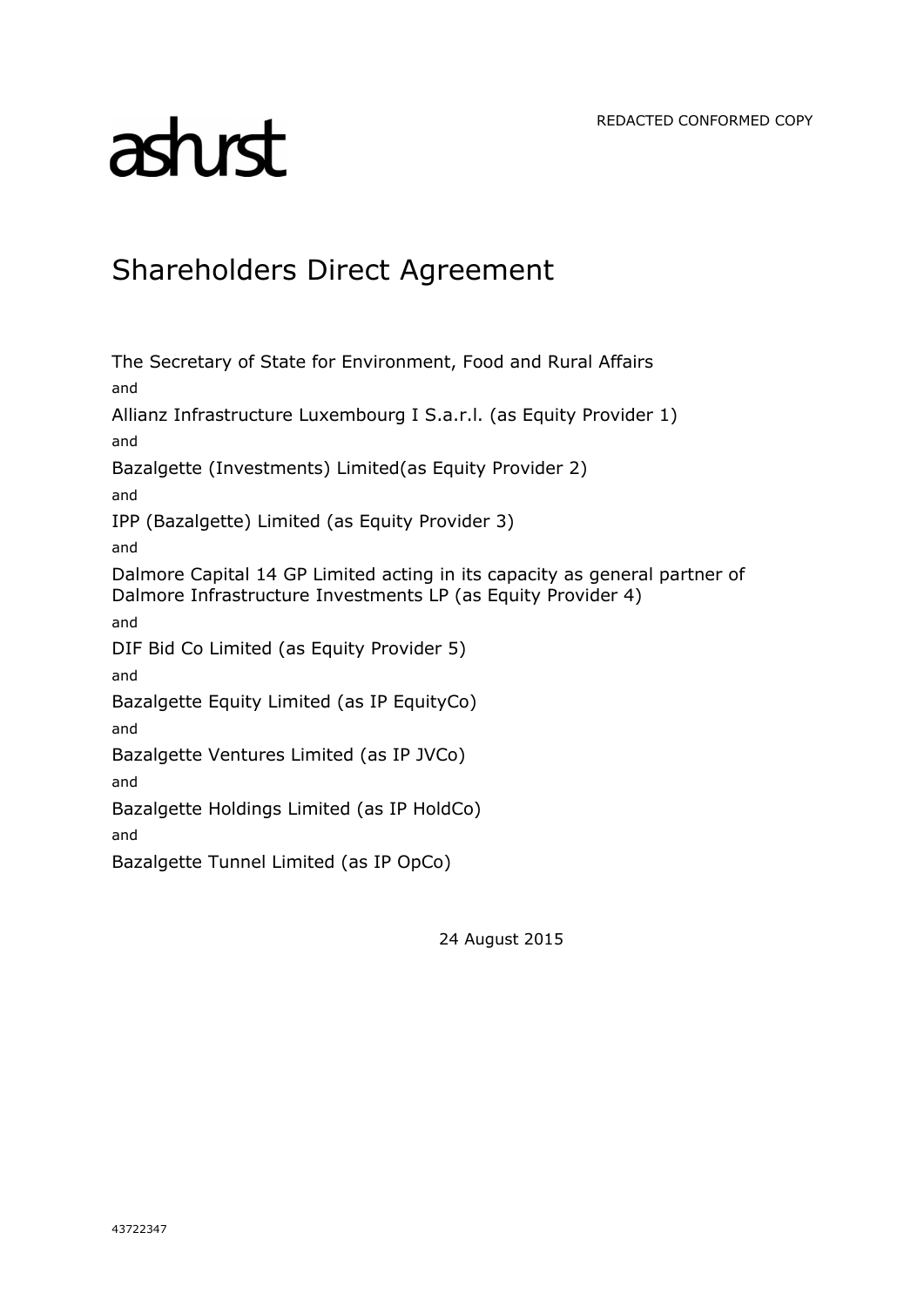REDACTED CONFORMED COPY

ashurst

# Shareholders Direct Agreement

The Secretary of State for Environment, Food and Rural Affairs

and

Allianz Infrastructure Luxembourg I S.a.r.l. (as Equity Provider 1)

and

Bazalgette (Investments) Limited(as Equity Provider 2)

and

IPP (Bazalgette) Limited (as Equity Provider 3)

and

Dalmore Capital 14 GP Limited acting in its capacity as general partner of Dalmore Infrastructure Investments LP (as Equity Provider 4)

and

DIF Bid Co Limited (as Equity Provider 5)

and

Bazalgette Equity Limited (as IP EquityCo)

and

Bazalgette Ventures Limited (as IP JVCo)

and

Bazalgette Holdings Limited (as IP HoldCo)

and

Bazalgette Tunnel Limited (as IP OpCo)

24 August 2015

43722347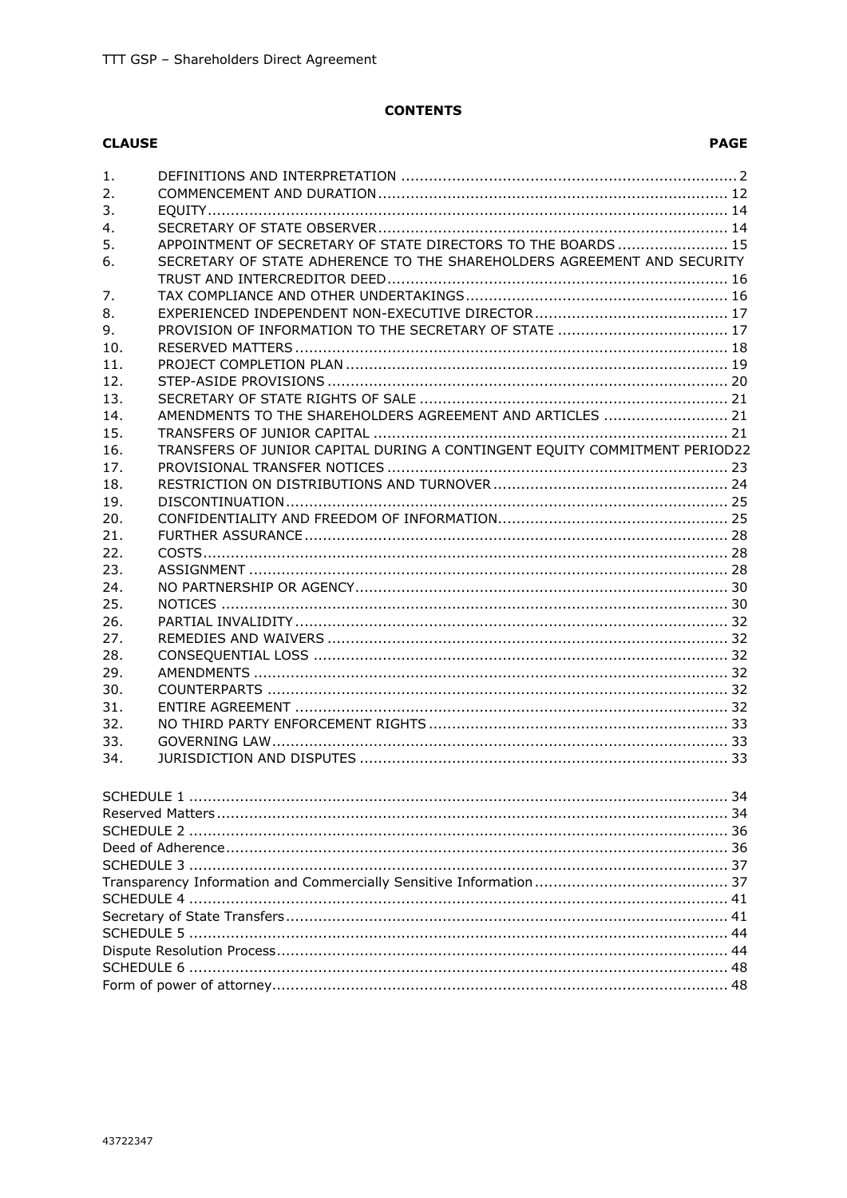**CONTENTS**

| CLAUSE | | PAGE |
|---|---|---|
| 1. | DEFINITIONS AND INTERPRETATION | 2 |
| 2. | COMMENCEMENT AND DURATION | 12 |
| 3. | EQUITY | 14 |
| 4. | SECRETARY OF STATE OBSERVER | 14 |
| 5. | APPOINTMENT OF SECRETARY OF STATE DIRECTORS TO THE BOARDS | 15 |
| 6. | SECRETARY OF STATE ADHERENCE TO THE SHAREHOLDERS AGREEMENT AND SECURITY TRUST AND INTERCREDITOR DEED | 16 |
| 7. | TAX COMPLIANCE AND OTHER UNDERTAKINGS | 16 |
| 8. | EXPERIENCED INDEPENDENT NON-EXECUTIVE DIRECTOR | 17 |
| 9. | PROVISION OF INFORMATION TO THE SECRETARY OF STATE | 17 |
| 10. | RESERVED MATTERS | 18 |
| 11. | PROJECT COMPLETION PLAN | 19 |
| 12. | STEP-ASIDE PROVISIONS | 20 |
| 13. | SECRETARY OF STATE RIGHTS OF SALE | 21 |
| 14. | AMENDMENTS TO THE SHAREHOLDERS AGREEMENT AND ARTICLES | 21 |
| 15. | TRANSFERS OF JUNIOR CAPITAL | 21 |
| 16. | TRANSFERS OF JUNIOR CAPITAL DURING A CONTINGENT EQUITY COMMITMENT PERIOD | 22 |
| 17. | PROVISIONAL TRANSFER NOTICES | 23 |
| 18. | RESTRICTION ON DISTRIBUTIONS AND TURNOVER | 24 |
| 19. | DISCONTINUATION | 25 |
| 20. | CONFIDENTIALITY AND FREEDOM OF INFORMATION | 25 |
| 21. | FURTHER ASSURANCE | 28 |
| 22. | COSTS | 28 |
| 23. | ASSIGNMENT | 28 |
| 24. | NO PARTNERSHIP OR AGENCY | 30 |
| 25. | NOTICES | 30 |
| 26. | PARTIAL INVALIDITY | 32 |
| 27. | REMEDIES AND WAIVERS | 32 |
| 28. | CONSEQUENTIAL LOSS | 32 |
| 29. | AMENDMENTS | 32 |
| 30. | COUNTERPARTS | 32 |
| 31. | ENTIRE AGREEMENT | 32 |
| 32. | NO THIRD PARTY ENFORCEMENT RIGHTS | 33 |
| 33. | GOVERNING LAW | 33 |
| 34. | JURISDICTION AND DISPUTES | 33 |

| | |
|---|---|
| SCHEDULE 1 | 34 |
| Reserved Matters | 34 |
| SCHEDULE 2 | 36 |
| Deed of Adherence | 36 |
| SCHEDULE 3 | 37 |
| Transparency Information and Commercially Sensitive Information | 37 |
| SCHEDULE 4 | 41 |
| Secretary of State Transfers | 41 |
| SCHEDULE 5 | 44 |
| Dispute Resolution Process | 44 |
| SCHEDULE 6 | 48 |
| Form of power of attorney | 48 |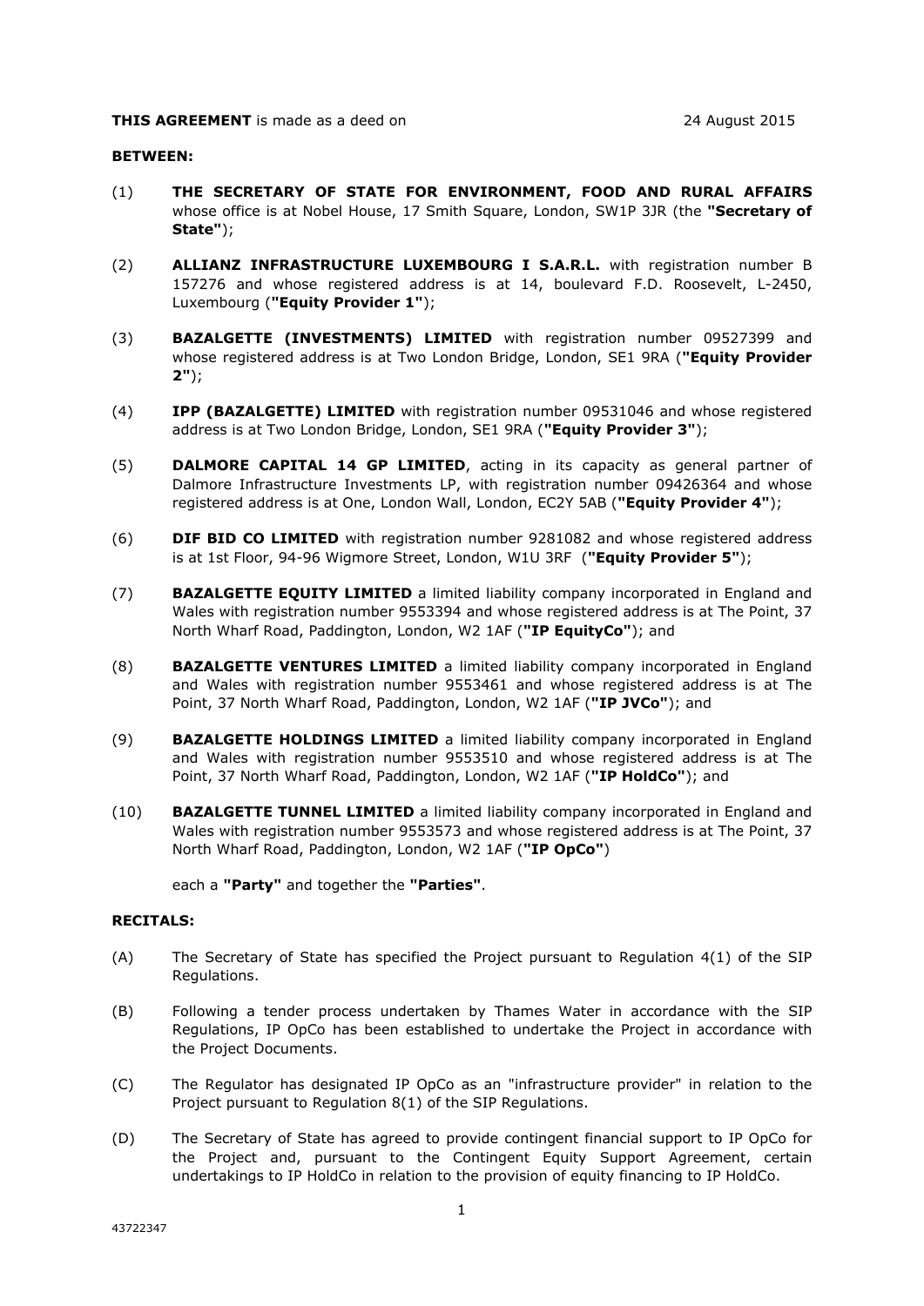**THIS AGREEMENT** is made as a deed on 24 August 2015

**BETWEEN:**

(1) **THE SECRETARY OF STATE FOR ENVIRONMENT, FOOD AND RURAL AFFAIRS** whose office is at Nobel House, 17 Smith Square, London, SW1P 3JR (the **"Secretary of State"**);

(2) **ALLIANZ INFRASTRUCTURE LUXEMBOURG I S.A.R.L.** with registration number B 157276 and whose registered address is at 14, boulevard F.D. Roosevelt, L-2450, Luxembourg (**"Equity Provider 1"**);

(3) **BAZALGETTE (INVESTMENTS) LIMITED** with registration number 09527399 and whose registered address is at Two London Bridge, London, SE1 9RA (**"Equity Provider 2"**);

(4) **IPP (BAZALGETTE) LIMITED** with registration number 09531046 and whose registered address is at Two London Bridge, London, SE1 9RA (**"Equity Provider 3"**);

(5) **DALMORE CAPITAL 14 GP LIMITED**, acting in its capacity as general partner of Dalmore Infrastructure Investments LP, with registration number 09426364 and whose registered address is at One, London Wall, London, EC2Y 5AB (**"Equity Provider 4"**);

(6) **DIF BID CO LIMITED** with registration number 9281082 and whose registered address is at 1st Floor, 94-96 Wigmore Street, London, W1U 3RF (**"Equity Provider 5"**);

(7) **BAZALGETTE EQUITY LIMITED** a limited liability company incorporated in England and Wales with registration number 9553394 and whose registered address is at The Point, 37 North Wharf Road, Paddington, London, W2 1AF (**"IP EquityCo"**); and

(8) **BAZALGETTE VENTURES LIMITED** a limited liability company incorporated in England and Wales with registration number 9553461 and whose registered address is at The Point, 37 North Wharf Road, Paddington, London, W2 1AF (**"IP JVCo"**); and

(9) **BAZALGETTE HOLDINGS LIMITED** a limited liability company incorporated in England and Wales with registration number 9553510 and whose registered address is at The Point, 37 North Wharf Road, Paddington, London, W2 1AF (**"IP HoldCo"**); and

(10) **BAZALGETTE TUNNEL LIMITED** a limited liability company incorporated in England and Wales with registration number 9553573 and whose registered address is at The Point, 37 North Wharf Road, Paddington, London, W2 1AF (**"IP OpCo"**)

each a **"Party"** and together the **"Parties"**.

**RECITALS:**

(A) The Secretary of State has specified the Project pursuant to Regulation 4(1) of the SIP Regulations.

(B) Following a tender process undertaken by Thames Water in accordance with the SIP Regulations, IP OpCo has been established to undertake the Project in accordance with the Project Documents.

(C) The Regulator has designated IP OpCo as an "infrastructure provider" in relation to the Project pursuant to Regulation 8(1) of the SIP Regulations.

(D) The Secretary of State has agreed to provide contingent financial support to IP OpCo for the Project and, pursuant to the Contingent Equity Support Agreement, certain undertakings to IP HoldCo in relation to the provision of equity financing to IP HoldCo.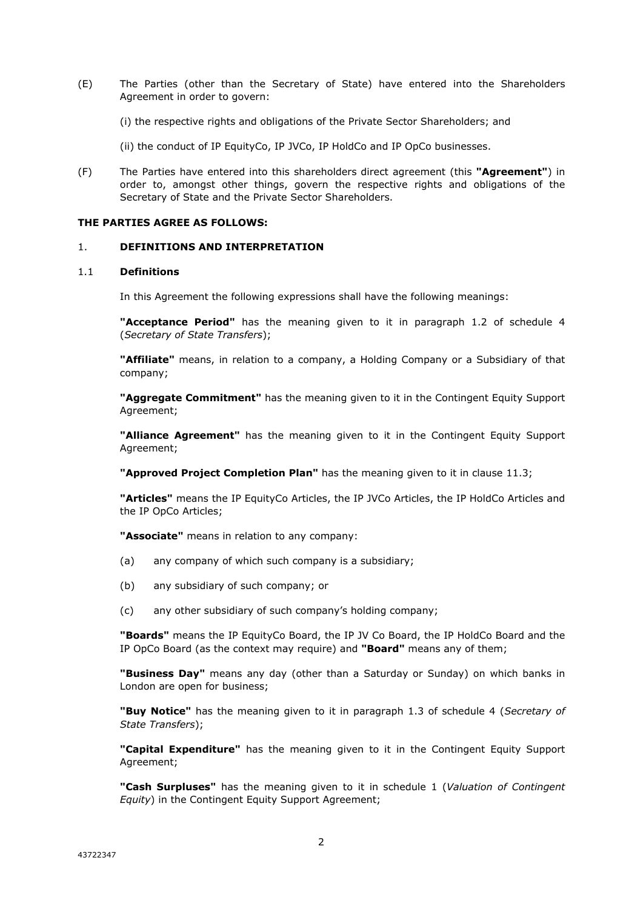(E) The Parties (other than the Secretary of State) have entered into the Shareholders Agreement in order to govern:

(i) the respective rights and obligations of the Private Sector Shareholders; and

(ii) the conduct of IP EquityCo, IP JVCo, IP HoldCo and IP OpCo businesses.

(F) The Parties have entered into this shareholders direct agreement (this **"Agreement"**) in order to, amongst other things, govern the respective rights and obligations of the Secretary of State and the Private Sector Shareholders.

**THE PARTIES AGREE AS FOLLOWS:**

## 1. DEFINITIONS AND INTERPRETATION

### 1.1 Definitions

In this Agreement the following expressions shall have the following meanings:

**"Acceptance Period"** has the meaning given to it in paragraph 1.2 of schedule 4 (*Secretary of State Transfers*);

**"Affiliate"** means, in relation to a company, a Holding Company or a Subsidiary of that company;

**"Aggregate Commitment"** has the meaning given to it in the Contingent Equity Support Agreement;

**"Alliance Agreement"** has the meaning given to it in the Contingent Equity Support Agreement;

**"Approved Project Completion Plan"** has the meaning given to it in clause 11.3;

**"Articles"** means the IP EquityCo Articles, the IP JVCo Articles, the IP HoldCo Articles and the IP OpCo Articles;

**"Associate"** means in relation to any company:

(a) any company of which such company is a subsidiary;

(b) any subsidiary of such company; or

(c) any other subsidiary of such company's holding company;

**"Boards"** means the IP EquityCo Board, the IP JV Co Board, the IP HoldCo Board and the IP OpCo Board (as the context may require) and **"Board"** means any of them;

**"Business Day"** means any day (other than a Saturday or Sunday) on which banks in London are open for business;

**"Buy Notice"** has the meaning given to it in paragraph 1.3 of schedule 4 (*Secretary of State Transfers*);

**"Capital Expenditure"** has the meaning given to it in the Contingent Equity Support Agreement;

**"Cash Surpluses"** has the meaning given to it in schedule 1 (*Valuation of Contingent Equity*) in the Contingent Equity Support Agreement;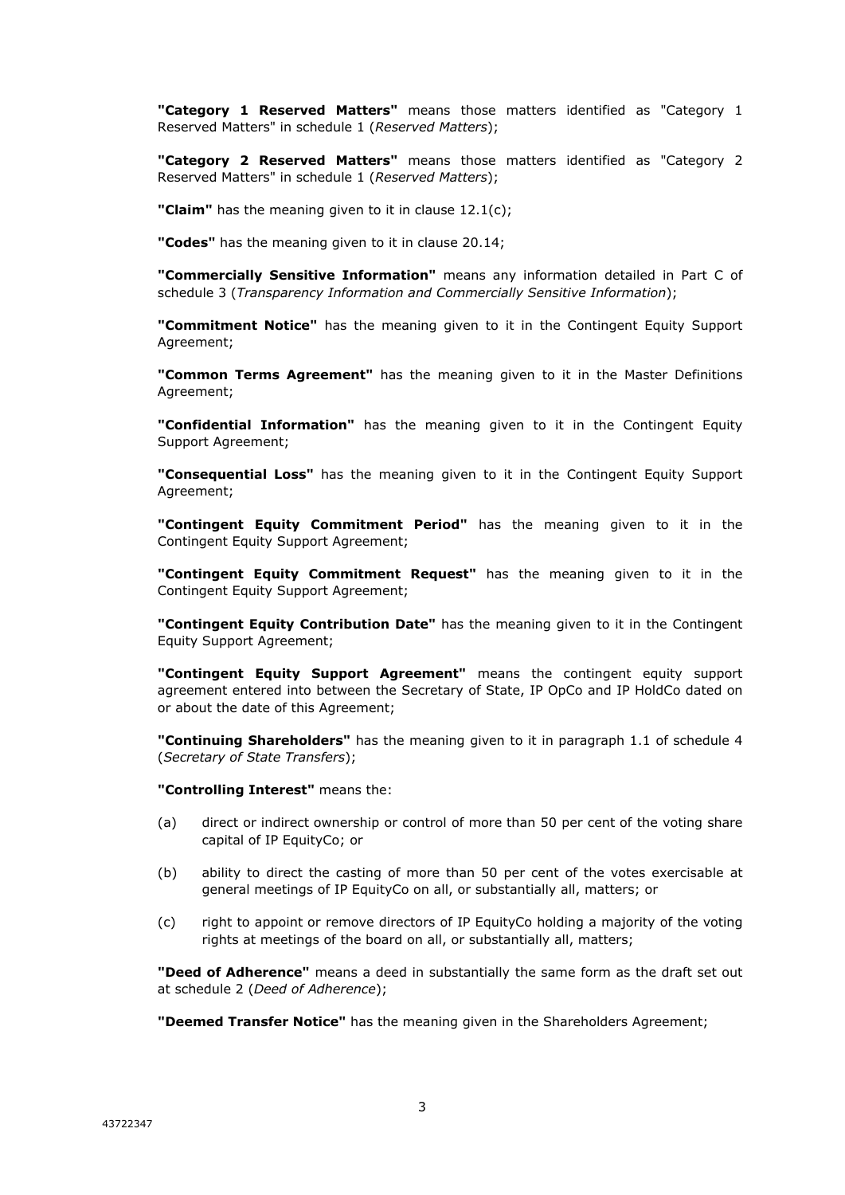**"Category 1 Reserved Matters"** means those matters identified as "Category 1 Reserved Matters" in schedule 1 (*Reserved Matters*);

**"Category 2 Reserved Matters"** means those matters identified as "Category 2 Reserved Matters" in schedule 1 (*Reserved Matters*);

**"Claim"** has the meaning given to it in clause 12.1(c);

**"Codes"** has the meaning given to it in clause 20.14;

**"Commercially Sensitive Information"** means any information detailed in Part C of schedule 3 (*Transparency Information and Commercially Sensitive Information*);

**"Commitment Notice"** has the meaning given to it in the Contingent Equity Support Agreement;

**"Common Terms Agreement"** has the meaning given to it in the Master Definitions Agreement;

**"Confidential Information"** has the meaning given to it in the Contingent Equity Support Agreement;

**"Consequential Loss"** has the meaning given to it in the Contingent Equity Support Agreement;

**"Contingent Equity Commitment Period"** has the meaning given to it in the Contingent Equity Support Agreement;

**"Contingent Equity Commitment Request"** has the meaning given to it in the Contingent Equity Support Agreement;

**"Contingent Equity Contribution Date"** has the meaning given to it in the Contingent Equity Support Agreement;

**"Contingent Equity Support Agreement"** means the contingent equity support agreement entered into between the Secretary of State, IP OpCo and IP HoldCo dated on or about the date of this Agreement;

**"Continuing Shareholders"** has the meaning given to it in paragraph 1.1 of schedule 4 (*Secretary of State Transfers*);

**"Controlling Interest"** means the:

(a) direct or indirect ownership or control of more than 50 per cent of the voting share capital of IP EquityCo; or

(b) ability to direct the casting of more than 50 per cent of the votes exercisable at general meetings of IP EquityCo on all, or substantially all, matters; or

(c) right to appoint or remove directors of IP EquityCo holding a majority of the voting rights at meetings of the board on all, or substantially all, matters;

**"Deed of Adherence"** means a deed in substantially the same form as the draft set out at schedule 2 (*Deed of Adherence*);

**"Deemed Transfer Notice"** has the meaning given in the Shareholders Agreement;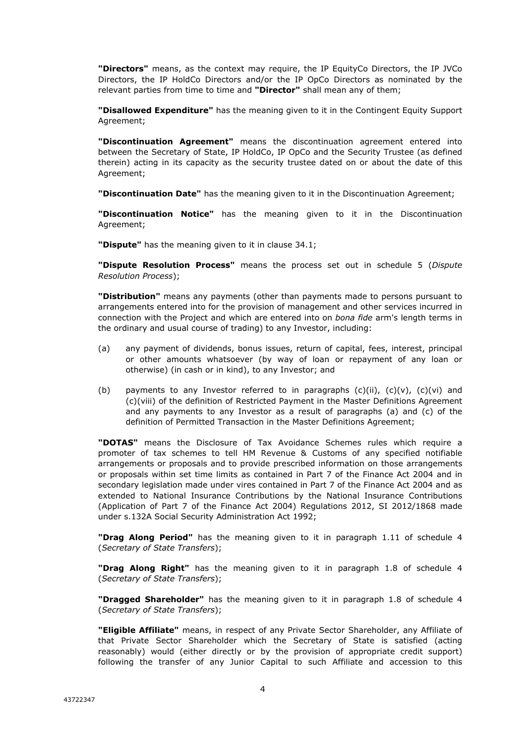**"Directors"** means, as the context may require, the IP EquityCo Directors, the IP JVCo Directors, the IP HoldCo Directors and/or the IP OpCo Directors as nominated by the relevant parties from time to time and **"Director"** shall mean any of them;

**"Disallowed Expenditure"** has the meaning given to it in the Contingent Equity Support Agreement;

**"Discontinuation Agreement"** means the discontinuation agreement entered into between the Secretary of State, IP HoldCo, IP OpCo and the Security Trustee (as defined therein) acting in its capacity as the security trustee dated on or about the date of this Agreement;

**"Discontinuation Date"** has the meaning given to it in the Discontinuation Agreement;

**"Discontinuation Notice"** has the meaning given to it in the Discontinuation Agreement;

**"Dispute"** has the meaning given to it in clause 34.1;

**"Dispute Resolution Process"** means the process set out in schedule 5 (*Dispute Resolution Process*);

**"Distribution"** means any payments (other than payments made to persons pursuant to arrangements entered into for the provision of management and other services incurred in connection with the Project and which are entered into on *bona fide* arm's length terms in the ordinary and usual course of trading) to any Investor, including:

(a) any payment of dividends, bonus issues, return of capital, fees, interest, principal or other amounts whatsoever (by way of loan or repayment of any loan or otherwise) (in cash or in kind), to any Investor; and

(b) payments to any Investor referred to in paragraphs (c)(ii), (c)(v), (c)(vi) and (c)(viii) of the definition of Restricted Payment in the Master Definitions Agreement and any payments to any Investor as a result of paragraphs (a) and (c) of the definition of Permitted Transaction in the Master Definitions Agreement;

**"DOTAS"** means the Disclosure of Tax Avoidance Schemes rules which require a promoter of tax schemes to tell HM Revenue & Customs of any specified notifiable arrangements or proposals and to provide prescribed information on those arrangements or proposals within set time limits as contained in Part 7 of the Finance Act 2004 and in secondary legislation made under vires contained in Part 7 of the Finance Act 2004 and as extended to National Insurance Contributions by the National Insurance Contributions (Application of Part 7 of the Finance Act 2004) Regulations 2012, SI 2012/1868 made under s.132A Social Security Administration Act 1992;

**"Drag Along Period"** has the meaning given to it in paragraph 1.11 of schedule 4 (*Secretary of State Transfers*);

**"Drag Along Right"** has the meaning given to it in paragraph 1.8 of schedule 4 (*Secretary of State Transfers*);

**"Dragged Shareholder"** has the meaning given to it in paragraph 1.8 of schedule 4 (*Secretary of State Transfers*);

**"Eligible Affiliate"** means, in respect of any Private Sector Shareholder, any Affiliate of that Private Sector Shareholder which the Secretary of State is satisfied (acting reasonably) would (either directly or by the provision of appropriate credit support) following the transfer of any Junior Capital to such Affiliate and accession to this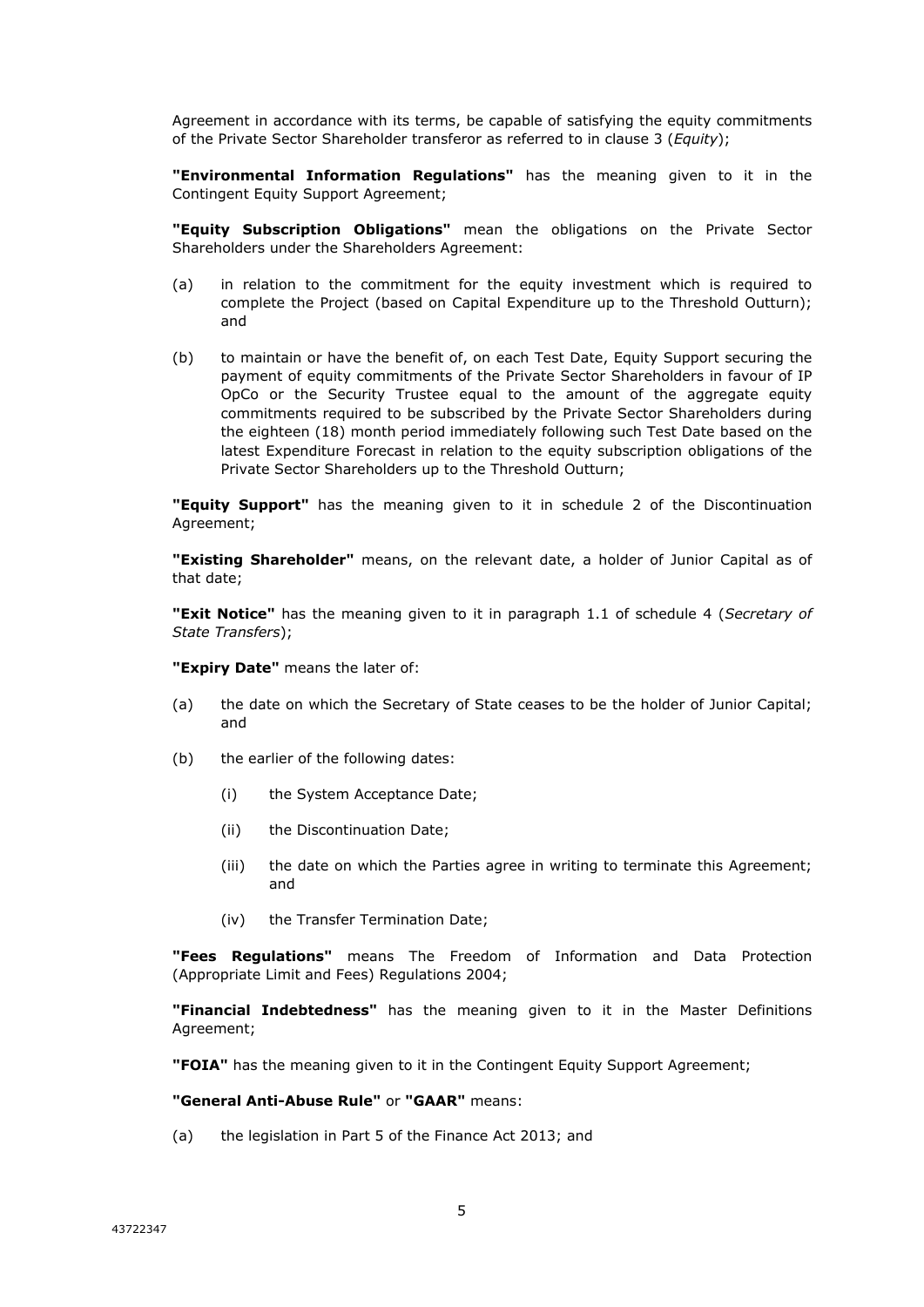Agreement in accordance with its terms, be capable of satisfying the equity commitments of the Private Sector Shareholder transferor as referred to in clause 3 (*Equity*);

**"Environmental Information Regulations"** has the meaning given to it in the Contingent Equity Support Agreement;

**"Equity Subscription Obligations"** mean the obligations on the Private Sector Shareholders under the Shareholders Agreement:

(a) in relation to the commitment for the equity investment which is required to complete the Project (based on Capital Expenditure up to the Threshold Outturn); and

(b) to maintain or have the benefit of, on each Test Date, Equity Support securing the payment of equity commitments of the Private Sector Shareholders in favour of IP OpCo or the Security Trustee equal to the amount of the aggregate equity commitments required to be subscribed by the Private Sector Shareholders during the eighteen (18) month period immediately following such Test Date based on the latest Expenditure Forecast in relation to the equity subscription obligations of the Private Sector Shareholders up to the Threshold Outturn;

**"Equity Support"** has the meaning given to it in schedule 2 of the Discontinuation Agreement;

**"Existing Shareholder"** means, on the relevant date, a holder of Junior Capital as of that date;

**"Exit Notice"** has the meaning given to it in paragraph 1.1 of schedule 4 (*Secretary of State Transfers*);

**"Expiry Date"** means the later of:

(a) the date on which the Secretary of State ceases to be the holder of Junior Capital; and

(b) the earlier of the following dates:

    (i) the System Acceptance Date;

    (ii) the Discontinuation Date;

    (iii) the date on which the Parties agree in writing to terminate this Agreement; and

    (iv) the Transfer Termination Date;

**"Fees Regulations"** means The Freedom of Information and Data Protection (Appropriate Limit and Fees) Regulations 2004;

**"Financial Indebtedness"** has the meaning given to it in the Master Definitions Agreement;

**"FOIA"** has the meaning given to it in the Contingent Equity Support Agreement;

**"General Anti-Abuse Rule"** or **"GAAR"** means:

(a) the legislation in Part 5 of the Finance Act 2013; and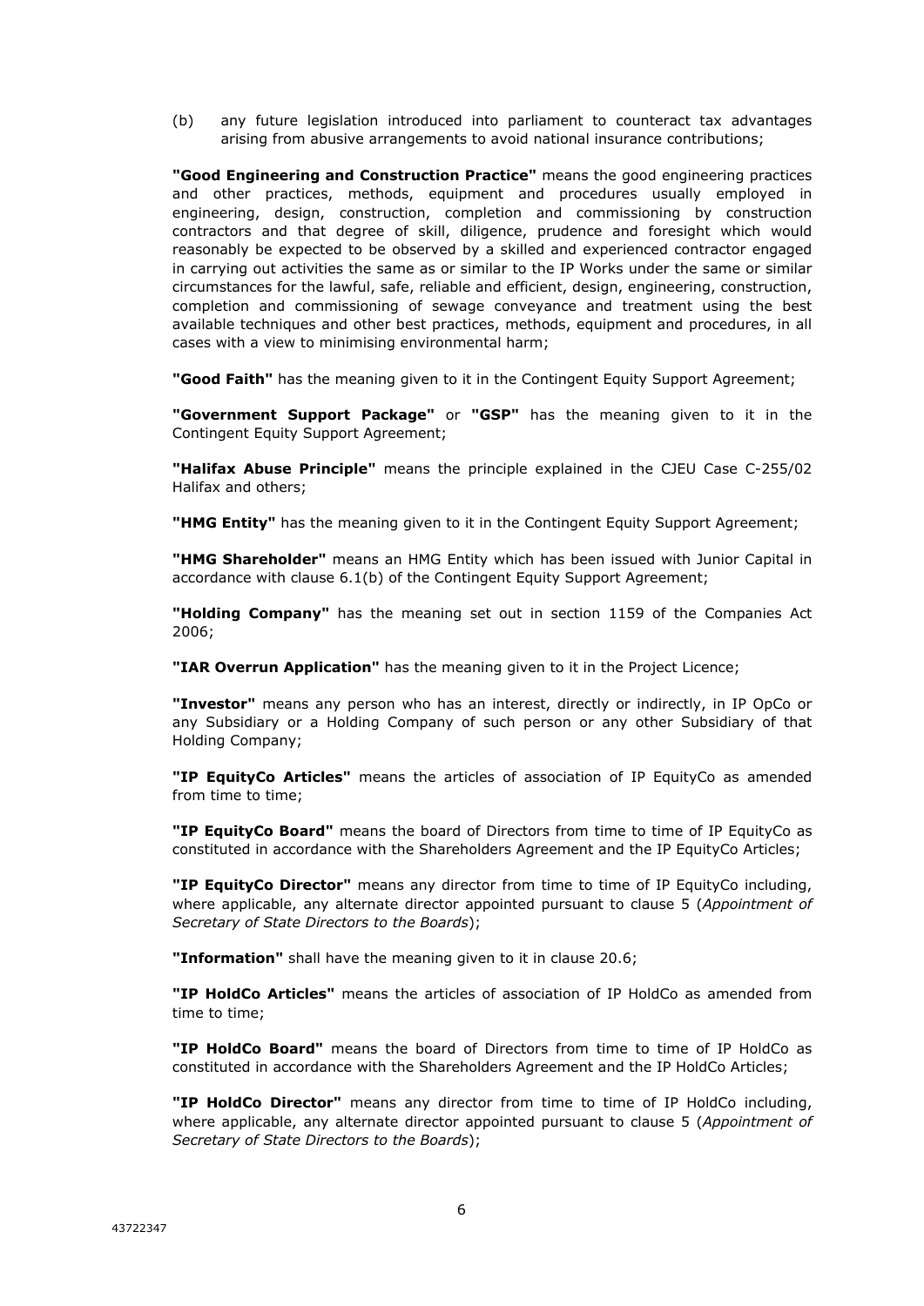(b) any future legislation introduced into parliament to counteract tax advantages arising from abusive arrangements to avoid national insurance contributions;

**"Good Engineering and Construction Practice"** means the good engineering practices and other practices, methods, equipment and procedures usually employed in engineering, design, construction, completion and commissioning by construction contractors and that degree of skill, diligence, prudence and foresight which would reasonably be expected to be observed by a skilled and experienced contractor engaged in carrying out activities the same as or similar to the IP Works under the same or similar circumstances for the lawful, safe, reliable and efficient, design, engineering, construction, completion and commissioning of sewage conveyance and treatment using the best available techniques and other best practices, methods, equipment and procedures, in all cases with a view to minimising environmental harm;

**"Good Faith"** has the meaning given to it in the Contingent Equity Support Agreement;

**"Government Support Package"** or **"GSP"** has the meaning given to it in the Contingent Equity Support Agreement;

**"Halifax Abuse Principle"** means the principle explained in the CJEU Case C-255/02 Halifax and others;

**"HMG Entity"** has the meaning given to it in the Contingent Equity Support Agreement;

**"HMG Shareholder"** means an HMG Entity which has been issued with Junior Capital in accordance with clause 6.1(b) of the Contingent Equity Support Agreement;

**"Holding Company"** has the meaning set out in section 1159 of the Companies Act 2006;

**"IAR Overrun Application"** has the meaning given to it in the Project Licence;

**"Investor"** means any person who has an interest, directly or indirectly, in IP OpCo or any Subsidiary or a Holding Company of such person or any other Subsidiary of that Holding Company;

**"IP EquityCo Articles"** means the articles of association of IP EquityCo as amended from time to time;

**"IP EquityCo Board"** means the board of Directors from time to time of IP EquityCo as constituted in accordance with the Shareholders Agreement and the IP EquityCo Articles;

**"IP EquityCo Director"** means any director from time to time of IP EquityCo including, where applicable, any alternate director appointed pursuant to clause 5 (*Appointment of Secretary of State Directors to the Boards*);

**"Information"** shall have the meaning given to it in clause 20.6;

**"IP HoldCo Articles"** means the articles of association of IP HoldCo as amended from time to time;

**"IP HoldCo Board"** means the board of Directors from time to time of IP HoldCo as constituted in accordance with the Shareholders Agreement and the IP HoldCo Articles;

**"IP HoldCo Director"** means any director from time to time of IP HoldCo including, where applicable, any alternate director appointed pursuant to clause 5 (*Appointment of Secretary of State Directors to the Boards*);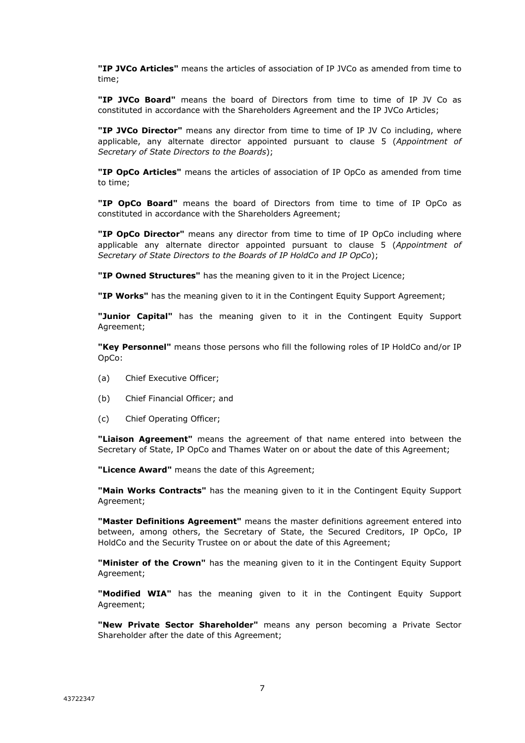**"IP JVCo Articles"** means the articles of association of IP JVCo as amended from time to time;

**"IP JVCo Board"** means the board of Directors from time to time of IP JV Co as constituted in accordance with the Shareholders Agreement and the IP JVCo Articles;

**"IP JVCo Director"** means any director from time to time of IP JV Co including, where applicable, any alternate director appointed pursuant to clause 5 (*Appointment of Secretary of State Directors to the Boards*);

**"IP OpCo Articles"** means the articles of association of IP OpCo as amended from time to time;

**"IP OpCo Board"** means the board of Directors from time to time of IP OpCo as constituted in accordance with the Shareholders Agreement;

**"IP OpCo Director"** means any director from time to time of IP OpCo including where applicable any alternate director appointed pursuant to clause 5 (*Appointment of Secretary of State Directors to the Boards of IP HoldCo and IP OpCo*);

**"IP Owned Structures"** has the meaning given to it in the Project Licence;

**"IP Works"** has the meaning given to it in the Contingent Equity Support Agreement;

**"Junior Capital"** has the meaning given to it in the Contingent Equity Support Agreement;

**"Key Personnel"** means those persons who fill the following roles of IP HoldCo and/or IP OpCo:

(a) Chief Executive Officer;

(b) Chief Financial Officer; and

(c) Chief Operating Officer;

**"Liaison Agreement"** means the agreement of that name entered into between the Secretary of State, IP OpCo and Thames Water on or about the date of this Agreement;

**"Licence Award"** means the date of this Agreement;

**"Main Works Contracts"** has the meaning given to it in the Contingent Equity Support Agreement;

**"Master Definitions Agreement"** means the master definitions agreement entered into between, among others, the Secretary of State, the Secured Creditors, IP OpCo, IP HoldCo and the Security Trustee on or about the date of this Agreement;

**"Minister of the Crown"** has the meaning given to it in the Contingent Equity Support Agreement;

**"Modified WIA"** has the meaning given to it in the Contingent Equity Support Agreement;

**"New Private Sector Shareholder"** means any person becoming a Private Sector Shareholder after the date of this Agreement;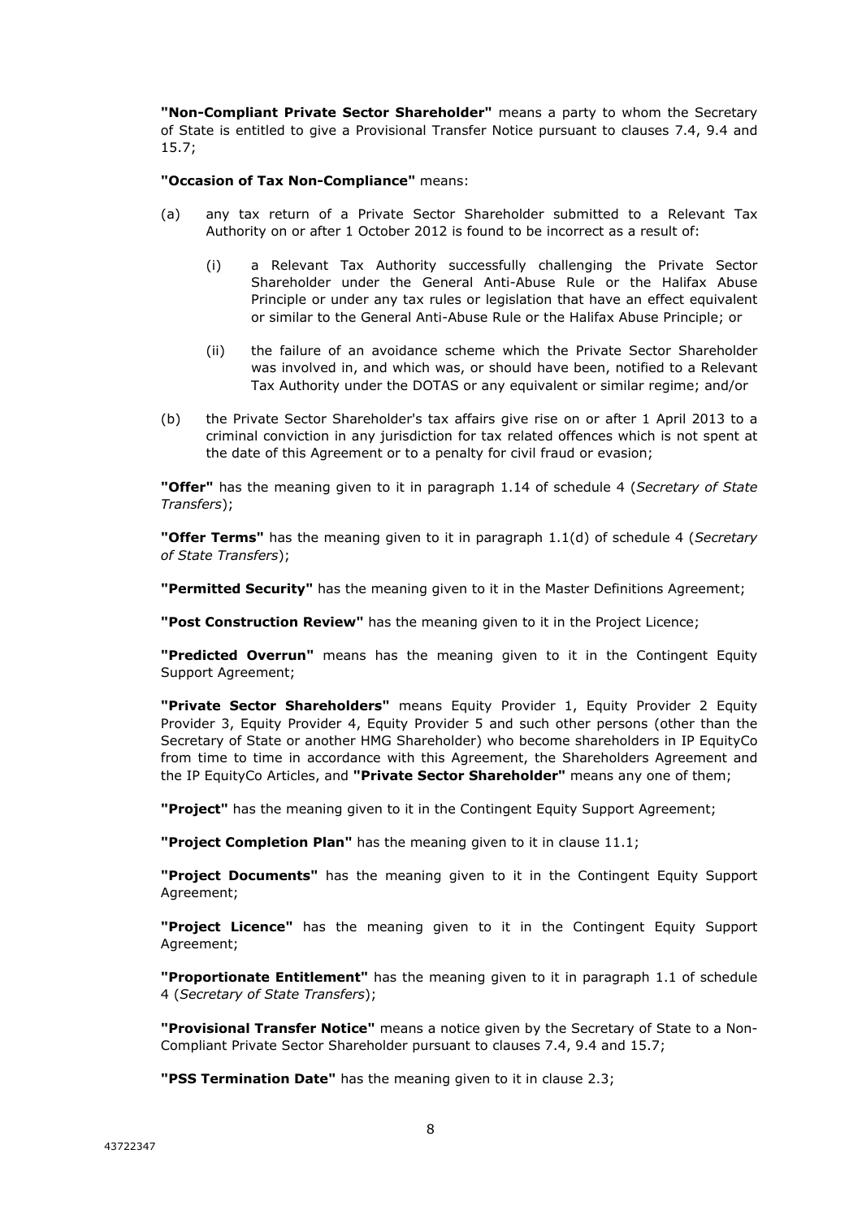**"Non-Compliant Private Sector Shareholder"** means a party to whom the Secretary of State is entitled to give a Provisional Transfer Notice pursuant to clauses 7.4, 9.4 and 15.7;

**"Occasion of Tax Non-Compliance"** means:

(a) any tax return of a Private Sector Shareholder submitted to a Relevant Tax Authority on or after 1 October 2012 is found to be incorrect as a result of:

  (i) a Relevant Tax Authority successfully challenging the Private Sector Shareholder under the General Anti-Abuse Rule or the Halifax Abuse Principle or under any tax rules or legislation that have an effect equivalent or similar to the General Anti-Abuse Rule or the Halifax Abuse Principle; or

  (ii) the failure of an avoidance scheme which the Private Sector Shareholder was involved in, and which was, or should have been, notified to a Relevant Tax Authority under the DOTAS or any equivalent or similar regime; and/or

(b) the Private Sector Shareholder's tax affairs give rise on or after 1 April 2013 to a criminal conviction in any jurisdiction for tax related offences which is not spent at the date of this Agreement or to a penalty for civil fraud or evasion;

**"Offer"** has the meaning given to it in paragraph 1.14 of schedule 4 (*Secretary of State Transfers*);

**"Offer Terms"** has the meaning given to it in paragraph 1.1(d) of schedule 4 (*Secretary of State Transfers*);

**"Permitted Security"** has the meaning given to it in the Master Definitions Agreement;

**"Post Construction Review"** has the meaning given to it in the Project Licence;

**"Predicted Overrun"** means has the meaning given to it in the Contingent Equity Support Agreement;

**"Private Sector Shareholders"** means Equity Provider 1, Equity Provider 2 Equity Provider 3, Equity Provider 4, Equity Provider 5 and such other persons (other than the Secretary of State or another HMG Shareholder) who become shareholders in IP EquityCo from time to time in accordance with this Agreement, the Shareholders Agreement and the IP EquityCo Articles, and **"Private Sector Shareholder"** means any one of them;

**"Project"** has the meaning given to it in the Contingent Equity Support Agreement;

**"Project Completion Plan"** has the meaning given to it in clause 11.1;

**"Project Documents"** has the meaning given to it in the Contingent Equity Support Agreement;

**"Project Licence"** has the meaning given to it in the Contingent Equity Support Agreement;

**"Proportionate Entitlement"** has the meaning given to it in paragraph 1.1 of schedule 4 (*Secretary of State Transfers*);

**"Provisional Transfer Notice"** means a notice given by the Secretary of State to a Non-Compliant Private Sector Shareholder pursuant to clauses 7.4, 9.4 and 15.7;

**"PSS Termination Date"** has the meaning given to it in clause 2.3;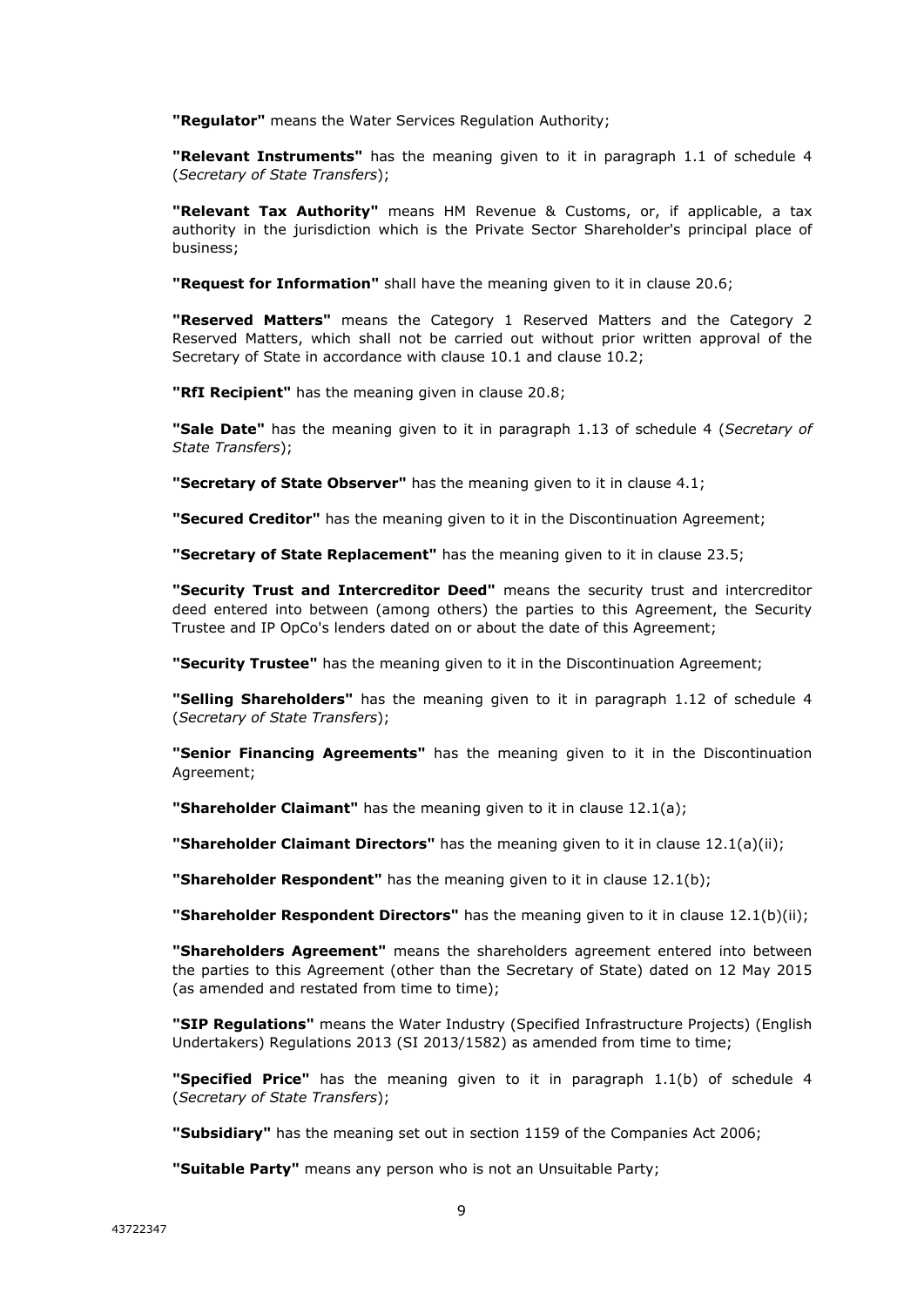**"Regulator"** means the Water Services Regulation Authority;

**"Relevant Instruments"** has the meaning given to it in paragraph 1.1 of schedule 4 (*Secretary of State Transfers*);

**"Relevant Tax Authority"** means HM Revenue & Customs, or, if applicable, a tax authority in the jurisdiction which is the Private Sector Shareholder's principal place of business;

**"Request for Information"** shall have the meaning given to it in clause 20.6;

**"Reserved Matters"** means the Category 1 Reserved Matters and the Category 2 Reserved Matters, which shall not be carried out without prior written approval of the Secretary of State in accordance with clause 10.1 and clause 10.2;

**"RfI Recipient"** has the meaning given in clause 20.8;

**"Sale Date"** has the meaning given to it in paragraph 1.13 of schedule 4 (*Secretary of State Transfers*);

**"Secretary of State Observer"** has the meaning given to it in clause 4.1;

**"Secured Creditor"** has the meaning given to it in the Discontinuation Agreement;

**"Secretary of State Replacement"** has the meaning given to it in clause 23.5;

**"Security Trust and Intercreditor Deed"** means the security trust and intercreditor deed entered into between (among others) the parties to this Agreement, the Security Trustee and IP OpCo's lenders dated on or about the date of this Agreement;

**"Security Trustee"** has the meaning given to it in the Discontinuation Agreement;

**"Selling Shareholders"** has the meaning given to it in paragraph 1.12 of schedule 4 (*Secretary of State Transfers*);

**"Senior Financing Agreements"** has the meaning given to it in the Discontinuation Agreement;

**"Shareholder Claimant"** has the meaning given to it in clause 12.1(a);

**"Shareholder Claimant Directors"** has the meaning given to it in clause 12.1(a)(ii);

**"Shareholder Respondent"** has the meaning given to it in clause 12.1(b);

**"Shareholder Respondent Directors"** has the meaning given to it in clause 12.1(b)(ii);

**"Shareholders Agreement"** means the shareholders agreement entered into between the parties to this Agreement (other than the Secretary of State) dated on 12 May 2015 (as amended and restated from time to time);

**"SIP Regulations"** means the Water Industry (Specified Infrastructure Projects) (English Undertakers) Regulations 2013 (SI 2013/1582) as amended from time to time;

**"Specified Price"** has the meaning given to it in paragraph 1.1(b) of schedule 4 (*Secretary of State Transfers*);

**"Subsidiary"** has the meaning set out in section 1159 of the Companies Act 2006;

**"Suitable Party"** means any person who is not an Unsuitable Party;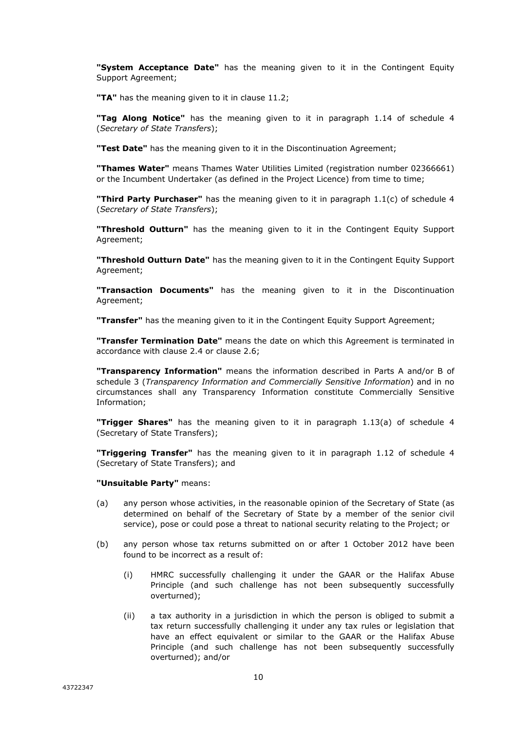**"System Acceptance Date"** has the meaning given to it in the Contingent Equity Support Agreement;

**"TA"** has the meaning given to it in clause 11.2;

**"Tag Along Notice"** has the meaning given to it in paragraph 1.14 of schedule 4 (*Secretary of State Transfers*);

**"Test Date"** has the meaning given to it in the Discontinuation Agreement;

**"Thames Water"** means Thames Water Utilities Limited (registration number 02366661) or the Incumbent Undertaker (as defined in the Project Licence) from time to time;

**"Third Party Purchaser"** has the meaning given to it in paragraph 1.1(c) of schedule 4 (*Secretary of State Transfers*);

**"Threshold Outturn"** has the meaning given to it in the Contingent Equity Support Agreement;

**"Threshold Outturn Date"** has the meaning given to it in the Contingent Equity Support Agreement;

**"Transaction Documents"** has the meaning given to it in the Discontinuation Agreement;

**"Transfer"** has the meaning given to it in the Contingent Equity Support Agreement;

**"Transfer Termination Date"** means the date on which this Agreement is terminated in accordance with clause 2.4 or clause 2.6;

**"Transparency Information"** means the information described in Parts A and/or B of schedule 3 (*Transparency Information and Commercially Sensitive Information*) and in no circumstances shall any Transparency Information constitute Commercially Sensitive Information;

**"Trigger Shares"** has the meaning given to it in paragraph 1.13(a) of schedule 4 (Secretary of State Transfers);

**"Triggering Transfer"** has the meaning given to it in paragraph 1.12 of schedule 4 (Secretary of State Transfers); and

**"Unsuitable Party"** means:

(a) any person whose activities, in the reasonable opinion of the Secretary of State (as determined on behalf of the Secretary of State by a member of the senior civil service), pose or could pose a threat to national security relating to the Project; or

(b) any person whose tax returns submitted on or after 1 October 2012 have been found to be incorrect as a result of:

(i) HMRC successfully challenging it under the GAAR or the Halifax Abuse Principle (and such challenge has not been subsequently successfully overturned);

(ii) a tax authority in a jurisdiction in which the person is obliged to submit a tax return successfully challenging it under any tax rules or legislation that have an effect equivalent or similar to the GAAR or the Halifax Abuse Principle (and such challenge has not been subsequently successfully overturned); and/or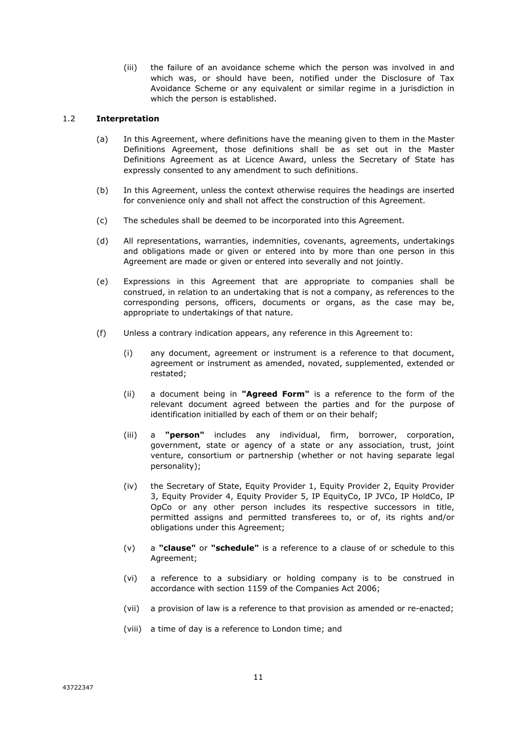(iii) the failure of an avoidance scheme which the person was involved in and which was, or should have been, notified under the Disclosure of Tax Avoidance Scheme or any equivalent or similar regime in a jurisdiction in which the person is established.

### 1.2 Interpretation

(a) In this Agreement, where definitions have the meaning given to them in the Master Definitions Agreement, those definitions shall be as set out in the Master Definitions Agreement as at Licence Award, unless the Secretary of State has expressly consented to any amendment to such definitions.

(b) In this Agreement, unless the context otherwise requires the headings are inserted for convenience only and shall not affect the construction of this Agreement.

(c) The schedules shall be deemed to be incorporated into this Agreement.

(d) All representations, warranties, indemnities, covenants, agreements, undertakings and obligations made or given or entered into by more than one person in this Agreement are made or given or entered into severally and not jointly.

(e) Expressions in this Agreement that are appropriate to companies shall be construed, in relation to an undertaking that is not a company, as references to the corresponding persons, officers, documents or organs, as the case may be, appropriate to undertakings of that nature.

(f) Unless a contrary indication appears, any reference in this Agreement to:

(i) any document, agreement or instrument is a reference to that document, agreement or instrument as amended, novated, supplemented, extended or restated;

(ii) a document being in **"Agreed Form"** is a reference to the form of the relevant document agreed between the parties and for the purpose of identification initialled by each of them or on their behalf;

(iii) a **"person"** includes any individual, firm, borrower, corporation, government, state or agency of a state or any association, trust, joint venture, consortium or partnership (whether or not having separate legal personality);

(iv) the Secretary of State, Equity Provider 1, Equity Provider 2, Equity Provider 3, Equity Provider 4, Equity Provider 5, IP EquityCo, IP JVCo, IP HoldCo, IP OpCo or any other person includes its respective successors in title, permitted assigns and permitted transferees to, or of, its rights and/or obligations under this Agreement;

(v) a **"clause"** or **"schedule"** is a reference to a clause of or schedule to this Agreement;

(vi) a reference to a subsidiary or holding company is to be construed in accordance with section 1159 of the Companies Act 2006;

(vii) a provision of law is a reference to that provision as amended or re-enacted;

(viii) a time of day is a reference to London time; and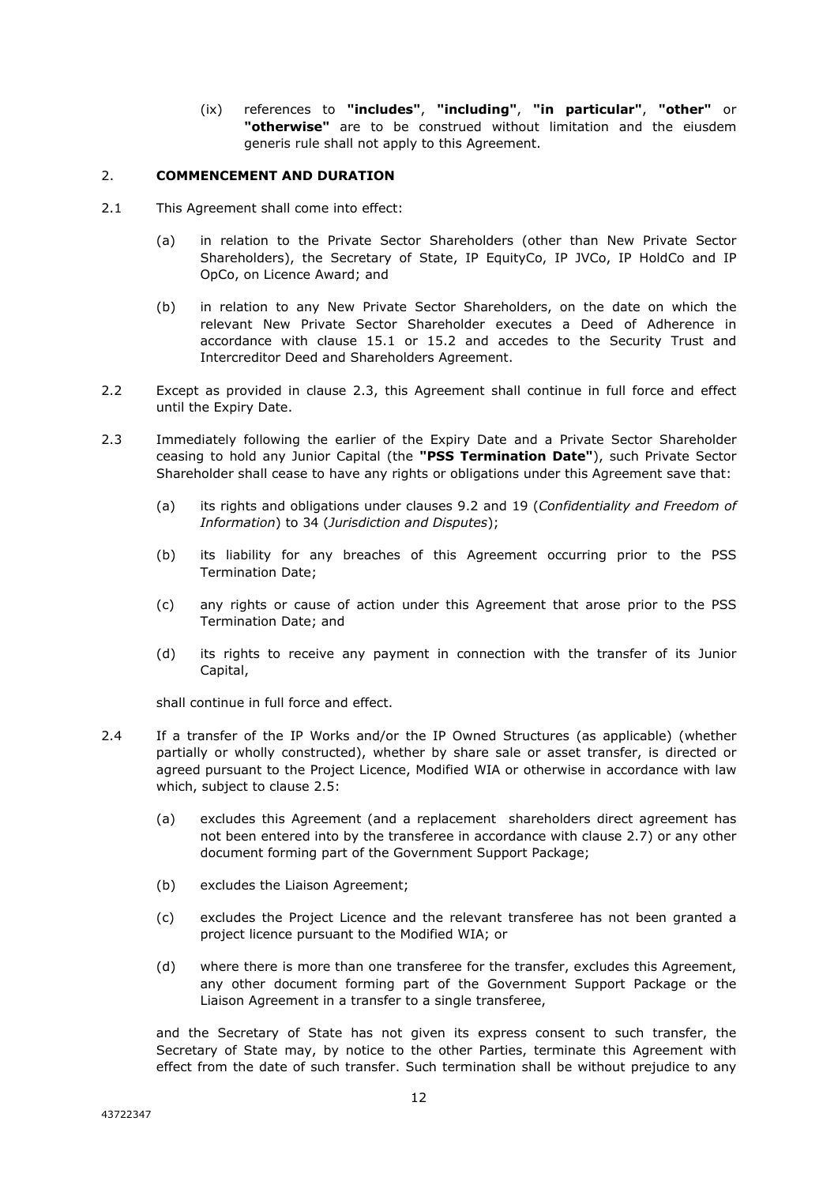(ix) references to **"includes"**, **"including"**, **"in particular"**, **"other"** or **"otherwise"** are to be construed without limitation and the eiusdem generis rule shall not apply to this Agreement.

## 2. COMMENCEMENT AND DURATION

2.1 This Agreement shall come into effect:

(a) in relation to the Private Sector Shareholders (other than New Private Sector Shareholders), the Secretary of State, IP EquityCo, IP JVCo, IP HoldCo and IP OpCo, on Licence Award; and

(b) in relation to any New Private Sector Shareholders, on the date on which the relevant New Private Sector Shareholder executes a Deed of Adherence in accordance with clause 15.1 or 15.2 and accedes to the Security Trust and Intercreditor Deed and Shareholders Agreement.

2.2 Except as provided in clause 2.3, this Agreement shall continue in full force and effect until the Expiry Date.

2.3 Immediately following the earlier of the Expiry Date and a Private Sector Shareholder ceasing to hold any Junior Capital (the **"PSS Termination Date"**), such Private Sector Shareholder shall cease to have any rights or obligations under this Agreement save that:

(a) its rights and obligations under clauses 9.2 and 19 (*Confidentiality and Freedom of Information*) to 34 (*Jurisdiction and Disputes*);

(b) its liability for any breaches of this Agreement occurring prior to the PSS Termination Date;

(c) any rights or cause of action under this Agreement that arose prior to the PSS Termination Date; and

(d) its rights to receive any payment in connection with the transfer of its Junior Capital,

shall continue in full force and effect.

2.4 If a transfer of the IP Works and/or the IP Owned Structures (as applicable) (whether partially or wholly constructed), whether by share sale or asset transfer, is directed or agreed pursuant to the Project Licence, Modified WIA or otherwise in accordance with law which, subject to clause 2.5:

(a) excludes this Agreement (and a replacement shareholders direct agreement has not been entered into by the transferee in accordance with clause 2.7) or any other document forming part of the Government Support Package;

(b) excludes the Liaison Agreement;

(c) excludes the Project Licence and the relevant transferee has not been granted a project licence pursuant to the Modified WIA; or

(d) where there is more than one transferee for the transfer, excludes this Agreement, any other document forming part of the Government Support Package or the Liaison Agreement in a transfer to a single transferee,

and the Secretary of State has not given its express consent to such transfer, the Secretary of State may, by notice to the other Parties, terminate this Agreement with effect from the date of such transfer. Such termination shall be without prejudice to any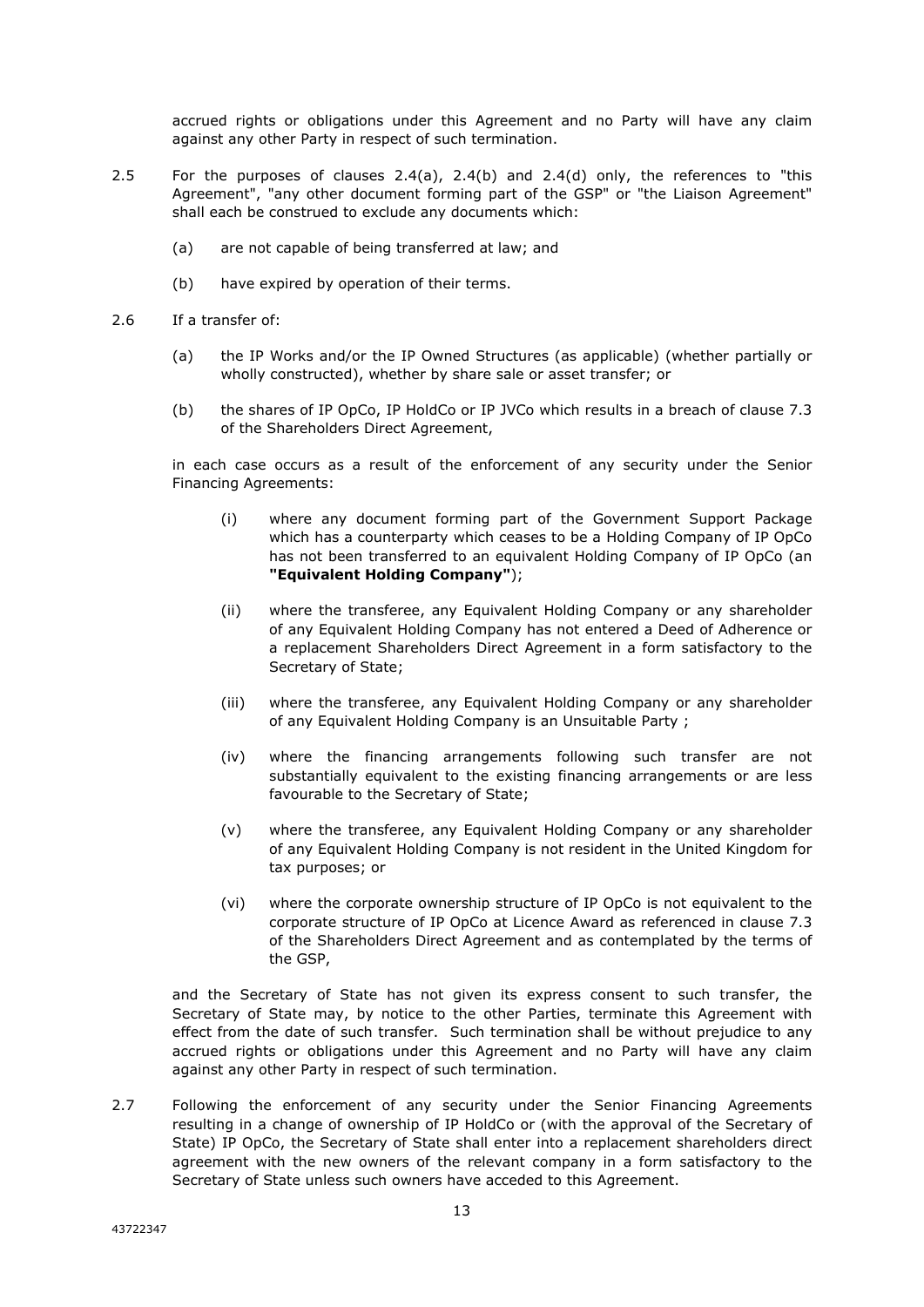accrued rights or obligations under this Agreement and no Party will have any claim against any other Party in respect of such termination.

2.5 For the purposes of clauses 2.4(a), 2.4(b) and 2.4(d) only, the references to "this Agreement", "any other document forming part of the GSP" or "the Liaison Agreement" shall each be construed to exclude any documents which:

(a) are not capable of being transferred at law; and

(b) have expired by operation of their terms.

2.6 If a transfer of:

(a) the IP Works and/or the IP Owned Structures (as applicable) (whether partially or wholly constructed), whether by share sale or asset transfer; or

(b) the shares of IP OpCo, IP HoldCo or IP JVCo which results in a breach of clause 7.3 of the Shareholders Direct Agreement,

in each case occurs as a result of the enforcement of any security under the Senior Financing Agreements:

(i) where any document forming part of the Government Support Package which has a counterparty which ceases to be a Holding Company of IP OpCo has not been transferred to an equivalent Holding Company of IP OpCo (an **"Equivalent Holding Company"**);

(ii) where the transferee, any Equivalent Holding Company or any shareholder of any Equivalent Holding Company has not entered a Deed of Adherence or a replacement Shareholders Direct Agreement in a form satisfactory to the Secretary of State;

(iii) where the transferee, any Equivalent Holding Company or any shareholder of any Equivalent Holding Company is an Unsuitable Party ;

(iv) where the financing arrangements following such transfer are not substantially equivalent to the existing financing arrangements or are less favourable to the Secretary of State;

(v) where the transferee, any Equivalent Holding Company or any shareholder of any Equivalent Holding Company is not resident in the United Kingdom for tax purposes; or

(vi) where the corporate ownership structure of IP OpCo is not equivalent to the corporate structure of IP OpCo at Licence Award as referenced in clause 7.3 of the Shareholders Direct Agreement and as contemplated by the terms of the GSP,

and the Secretary of State has not given its express consent to such transfer, the Secretary of State may, by notice to the other Parties, terminate this Agreement with effect from the date of such transfer. Such termination shall be without prejudice to any accrued rights or obligations under this Agreement and no Party will have any claim against any other Party in respect of such termination.

2.7 Following the enforcement of any security under the Senior Financing Agreements resulting in a change of ownership of IP HoldCo or (with the approval of the Secretary of State) IP OpCo, the Secretary of State shall enter into a replacement shareholders direct agreement with the new owners of the relevant company in a form satisfactory to the Secretary of State unless such owners have acceded to this Agreement.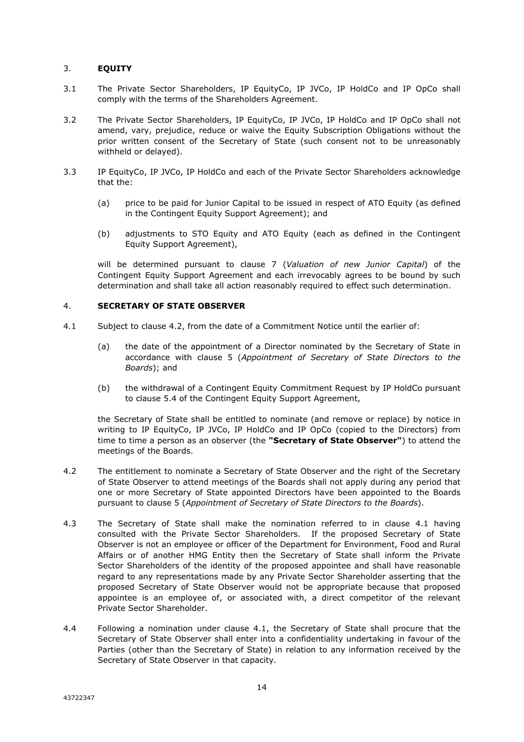## 3. **EQUITY**

3.1 The Private Sector Shareholders, IP EquityCo, IP JVCo, IP HoldCo and IP OpCo shall comply with the terms of the Shareholders Agreement.

3.2 The Private Sector Shareholders, IP EquityCo, IP JVCo, IP HoldCo and IP OpCo shall not amend, vary, prejudice, reduce or waive the Equity Subscription Obligations without the prior written consent of the Secretary of State (such consent not to be unreasonably withheld or delayed).

3.3 IP EquityCo, IP JVCo, IP HoldCo and each of the Private Sector Shareholders acknowledge that the:

(a) price to be paid for Junior Capital to be issued in respect of ATO Equity (as defined in the Contingent Equity Support Agreement); and

(b) adjustments to STO Equity and ATO Equity (each as defined in the Contingent Equity Support Agreement),

will be determined pursuant to clause 7 (*Valuation of new Junior Capital*) of the Contingent Equity Support Agreement and each irrevocably agrees to be bound by such determination and shall take all action reasonably required to effect such determination.

## 4. **SECRETARY OF STATE OBSERVER**

4.1 Subject to clause 4.2, from the date of a Commitment Notice until the earlier of:

(a) the date of the appointment of a Director nominated by the Secretary of State in accordance with clause 5 (*Appointment of Secretary of State Directors to the Boards*); and

(b) the withdrawal of a Contingent Equity Commitment Request by IP HoldCo pursuant to clause 5.4 of the Contingent Equity Support Agreement,

the Secretary of State shall be entitled to nominate (and remove or replace) by notice in writing to IP EquityCo, IP JVCo, IP HoldCo and IP OpCo (copied to the Directors) from time to time a person as an observer (the **"Secretary of State Observer"**) to attend the meetings of the Boards.

4.2 The entitlement to nominate a Secretary of State Observer and the right of the Secretary of State Observer to attend meetings of the Boards shall not apply during any period that one or more Secretary of State appointed Directors have been appointed to the Boards pursuant to clause 5 (*Appointment of Secretary of State Directors to the Boards*).

4.3 The Secretary of State shall make the nomination referred to in clause 4.1 having consulted with the Private Sector Shareholders. If the proposed Secretary of State Observer is not an employee or officer of the Department for Environment, Food and Rural Affairs or of another HMG Entity then the Secretary of State shall inform the Private Sector Shareholders of the identity of the proposed appointee and shall have reasonable regard to any representations made by any Private Sector Shareholder asserting that the proposed Secretary of State Observer would not be appropriate because that proposed appointee is an employee of, or associated with, a direct competitor of the relevant Private Sector Shareholder.

4.4 Following a nomination under clause 4.1, the Secretary of State shall procure that the Secretary of State Observer shall enter into a confidentiality undertaking in favour of the Parties (other than the Secretary of State) in relation to any information received by the Secretary of State Observer in that capacity.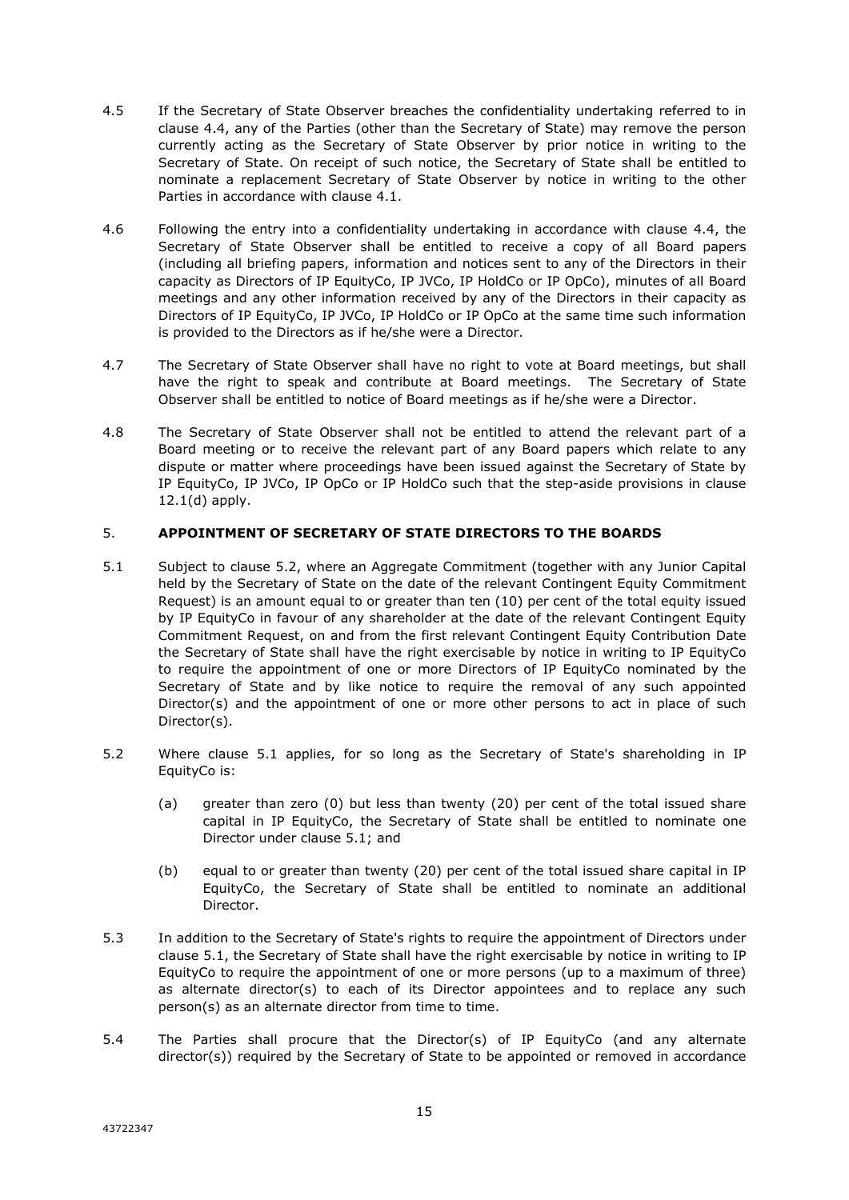4.5 If the Secretary of State Observer breaches the confidentiality undertaking referred to in clause 4.4, any of the Parties (other than the Secretary of State) may remove the person currently acting as the Secretary of State Observer by prior notice in writing to the Secretary of State. On receipt of such notice, the Secretary of State shall be entitled to nominate a replacement Secretary of State Observer by notice in writing to the other Parties in accordance with clause 4.1.

4.6 Following the entry into a confidentiality undertaking in accordance with clause 4.4, the Secretary of State Observer shall be entitled to receive a copy of all Board papers (including all briefing papers, information and notices sent to any of the Directors in their capacity as Directors of IP EquityCo, IP JVCo, IP HoldCo or IP OpCo), minutes of all Board meetings and any other information received by any of the Directors in their capacity as Directors of IP EquityCo, IP JVCo, IP HoldCo or IP OpCo at the same time such information is provided to the Directors as if he/she were a Director.

4.7 The Secretary of State Observer shall have no right to vote at Board meetings, but shall have the right to speak and contribute at Board meetings. The Secretary of State Observer shall be entitled to notice of Board meetings as if he/she were a Director.

4.8 The Secretary of State Observer shall not be entitled to attend the relevant part of a Board meeting or to receive the relevant part of any Board papers which relate to any dispute or matter where proceedings have been issued against the Secretary of State by IP EquityCo, IP JVCo, IP OpCo or IP HoldCo such that the step-aside provisions in clause 12.1(d) apply.

## 5. APPOINTMENT OF SECRETARY OF STATE DIRECTORS TO THE BOARDS

5.1 Subject to clause 5.2, where an Aggregate Commitment (together with any Junior Capital held by the Secretary of State on the date of the relevant Contingent Equity Commitment Request) is an amount equal to or greater than ten (10) per cent of the total equity issued by IP EquityCo in favour of any shareholder at the date of the relevant Contingent Equity Commitment Request, on and from the first relevant Contingent Equity Contribution Date the Secretary of State shall have the right exercisable by notice in writing to IP EquityCo to require the appointment of one or more Directors of IP EquityCo nominated by the Secretary of State and by like notice to require the removal of any such appointed Director(s) and the appointment of one or more other persons to act in place of such Director(s).

5.2 Where clause 5.1 applies, for so long as the Secretary of State's shareholding in IP EquityCo is:

(a) greater than zero (0) but less than twenty (20) per cent of the total issued share capital in IP EquityCo, the Secretary of State shall be entitled to nominate one Director under clause 5.1; and

(b) equal to or greater than twenty (20) per cent of the total issued share capital in IP EquityCo, the Secretary of State shall be entitled to nominate an additional Director.

5.3 In addition to the Secretary of State's rights to require the appointment of Directors under clause 5.1, the Secretary of State shall have the right exercisable by notice in writing to IP EquityCo to require the appointment of one or more persons (up to a maximum of three) as alternate director(s) to each of its Director appointees and to replace any such person(s) as an alternate director from time to time.

5.4 The Parties shall procure that the Director(s) of IP EquityCo (and any alternate director(s)) required by the Secretary of State to be appointed or removed in accordance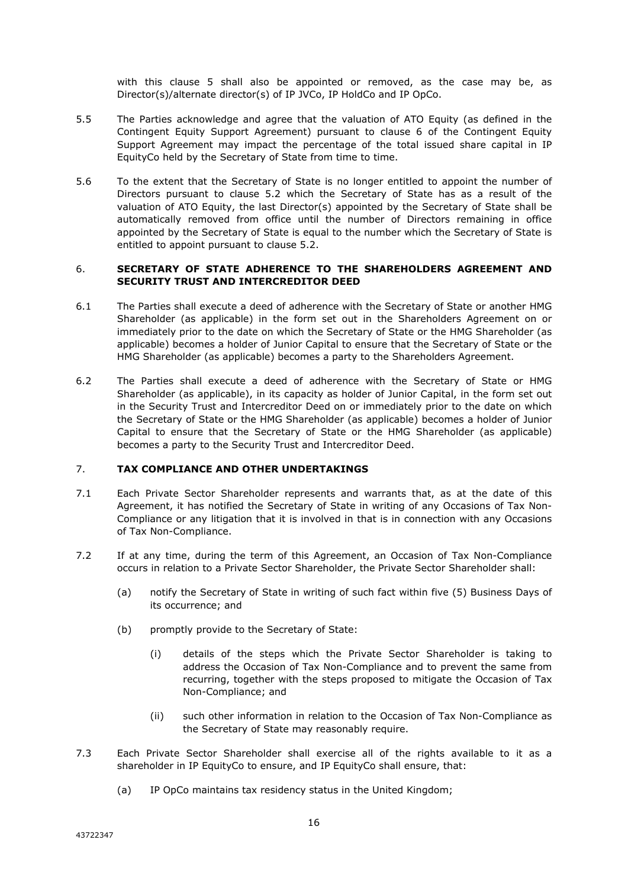with this clause 5 shall also be appointed or removed, as the case may be, as Director(s)/alternate director(s) of IP JVCo, IP HoldCo and IP OpCo.

5.5 The Parties acknowledge and agree that the valuation of ATO Equity (as defined in the Contingent Equity Support Agreement) pursuant to clause 6 of the Contingent Equity Support Agreement may impact the percentage of the total issued share capital in IP EquityCo held by the Secretary of State from time to time.

5.6 To the extent that the Secretary of State is no longer entitled to appoint the number of Directors pursuant to clause 5.2 which the Secretary of State has as a result of the valuation of ATO Equity, the last Director(s) appointed by the Secretary of State shall be automatically removed from office until the number of Directors remaining in office appointed by the Secretary of State is equal to the number which the Secretary of State is entitled to appoint pursuant to clause 5.2.

## 6. SECRETARY OF STATE ADHERENCE TO THE SHAREHOLDERS AGREEMENT AND SECURITY TRUST AND INTERCREDITOR DEED

6.1 The Parties shall execute a deed of adherence with the Secretary of State or another HMG Shareholder (as applicable) in the form set out in the Shareholders Agreement on or immediately prior to the date on which the Secretary of State or the HMG Shareholder (as applicable) becomes a holder of Junior Capital to ensure that the Secretary of State or the HMG Shareholder (as applicable) becomes a party to the Shareholders Agreement.

6.2 The Parties shall execute a deed of adherence with the Secretary of State or HMG Shareholder (as applicable), in its capacity as holder of Junior Capital, in the form set out in the Security Trust and Intercreditor Deed on or immediately prior to the date on which the Secretary of State or the HMG Shareholder (as applicable) becomes a holder of Junior Capital to ensure that the Secretary of State or the HMG Shareholder (as applicable) becomes a party to the Security Trust and Intercreditor Deed.

## 7. TAX COMPLIANCE AND OTHER UNDERTAKINGS

7.1 Each Private Sector Shareholder represents and warrants that, as at the date of this Agreement, it has notified the Secretary of State in writing of any Occasions of Tax Non-Compliance or any litigation that it is involved in that is in connection with any Occasions of Tax Non-Compliance.

7.2 If at any time, during the term of this Agreement, an Occasion of Tax Non-Compliance occurs in relation to a Private Sector Shareholder, the Private Sector Shareholder shall:

(a) notify the Secretary of State in writing of such fact within five (5) Business Days of its occurrence; and

(b) promptly provide to the Secretary of State:

(i) details of the steps which the Private Sector Shareholder is taking to address the Occasion of Tax Non-Compliance and to prevent the same from recurring, together with the steps proposed to mitigate the Occasion of Tax Non-Compliance; and

(ii) such other information in relation to the Occasion of Tax Non-Compliance as the Secretary of State may reasonably require.

7.3 Each Private Sector Shareholder shall exercise all of the rights available to it as a shareholder in IP EquityCo to ensure, and IP EquityCo shall ensure, that:

(a) IP OpCo maintains tax residency status in the United Kingdom;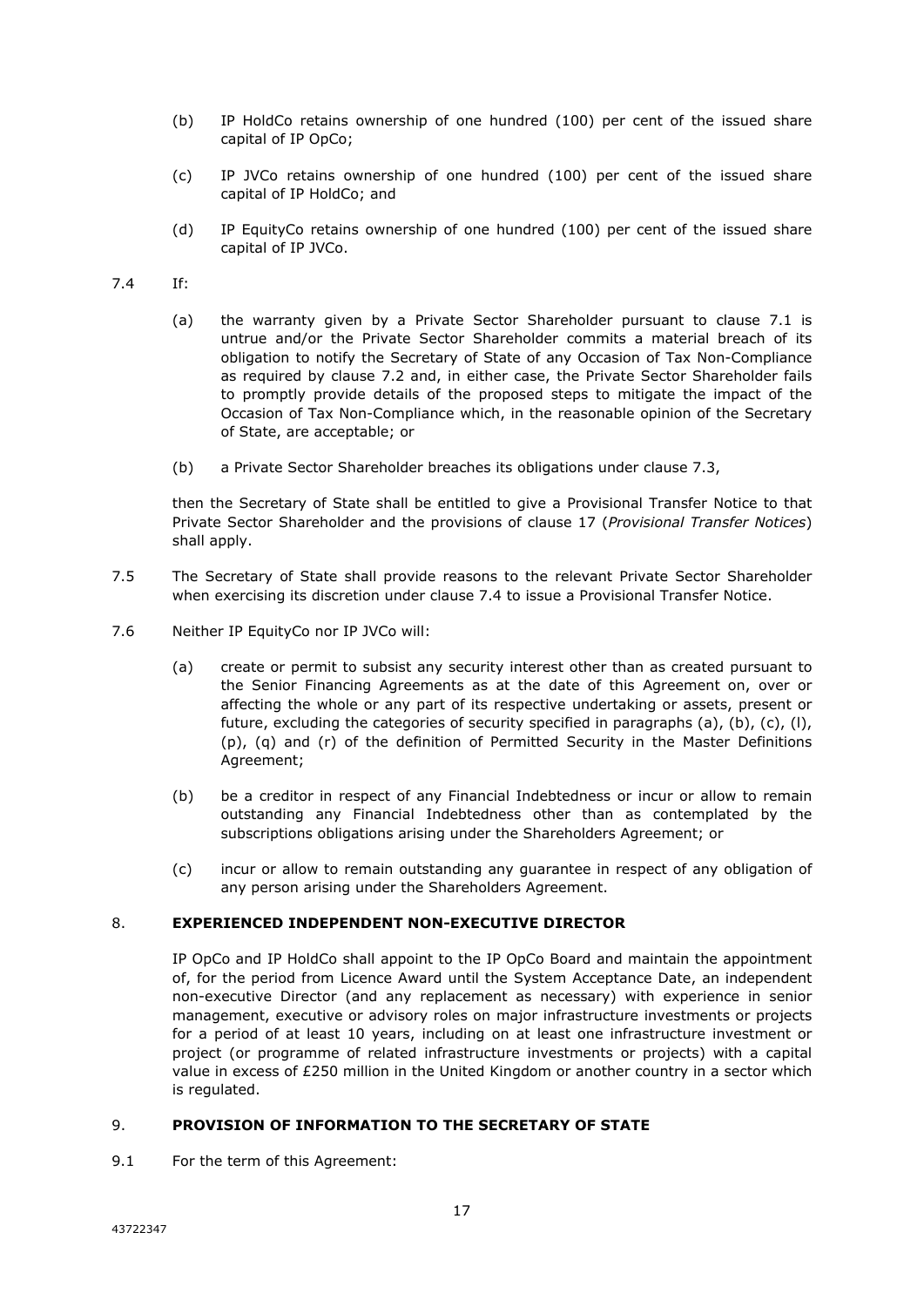(b) IP HoldCo retains ownership of one hundred (100) per cent of the issued share capital of IP OpCo;

(c) IP JVCo retains ownership of one hundred (100) per cent of the issued share capital of IP HoldCo; and

(d) IP EquityCo retains ownership of one hundred (100) per cent of the issued share capital of IP JVCo.

7.4 If:

(a) the warranty given by a Private Sector Shareholder pursuant to clause 7.1 is untrue and/or the Private Sector Shareholder commits a material breach of its obligation to notify the Secretary of State of any Occasion of Tax Non-Compliance as required by clause 7.2 and, in either case, the Private Sector Shareholder fails to promptly provide details of the proposed steps to mitigate the impact of the Occasion of Tax Non-Compliance which, in the reasonable opinion of the Secretary of State, are acceptable; or

(b) a Private Sector Shareholder breaches its obligations under clause 7.3,

then the Secretary of State shall be entitled to give a Provisional Transfer Notice to that Private Sector Shareholder and the provisions of clause 17 (*Provisional Transfer Notices*) shall apply.

7.5 The Secretary of State shall provide reasons to the relevant Private Sector Shareholder when exercising its discretion under clause 7.4 to issue a Provisional Transfer Notice.

7.6 Neither IP EquityCo nor IP JVCo will:

(a) create or permit to subsist any security interest other than as created pursuant to the Senior Financing Agreements as at the date of this Agreement on, over or affecting the whole or any part of its respective undertaking or assets, present or future, excluding the categories of security specified in paragraphs (a), (b), (c), (l), (p), (q) and (r) of the definition of Permitted Security in the Master Definitions Agreement;

(b) be a creditor in respect of any Financial Indebtedness or incur or allow to remain outstanding any Financial Indebtedness other than as contemplated by the subscriptions obligations arising under the Shareholders Agreement; or

(c) incur or allow to remain outstanding any guarantee in respect of any obligation of any person arising under the Shareholders Agreement.

## 8. EXPERIENCED INDEPENDENT NON-EXECUTIVE DIRECTOR

IP OpCo and IP HoldCo shall appoint to the IP OpCo Board and maintain the appointment of, for the period from Licence Award until the System Acceptance Date, an independent non-executive Director (and any replacement as necessary) with experience in senior management, executive or advisory roles on major infrastructure investments or projects for a period of at least 10 years, including on at least one infrastructure investment or project (or programme of related infrastructure investments or projects) with a capital value in excess of £250 million in the United Kingdom or another country in a sector which is regulated.

## 9. PROVISION OF INFORMATION TO THE SECRETARY OF STATE

9.1 For the term of this Agreement: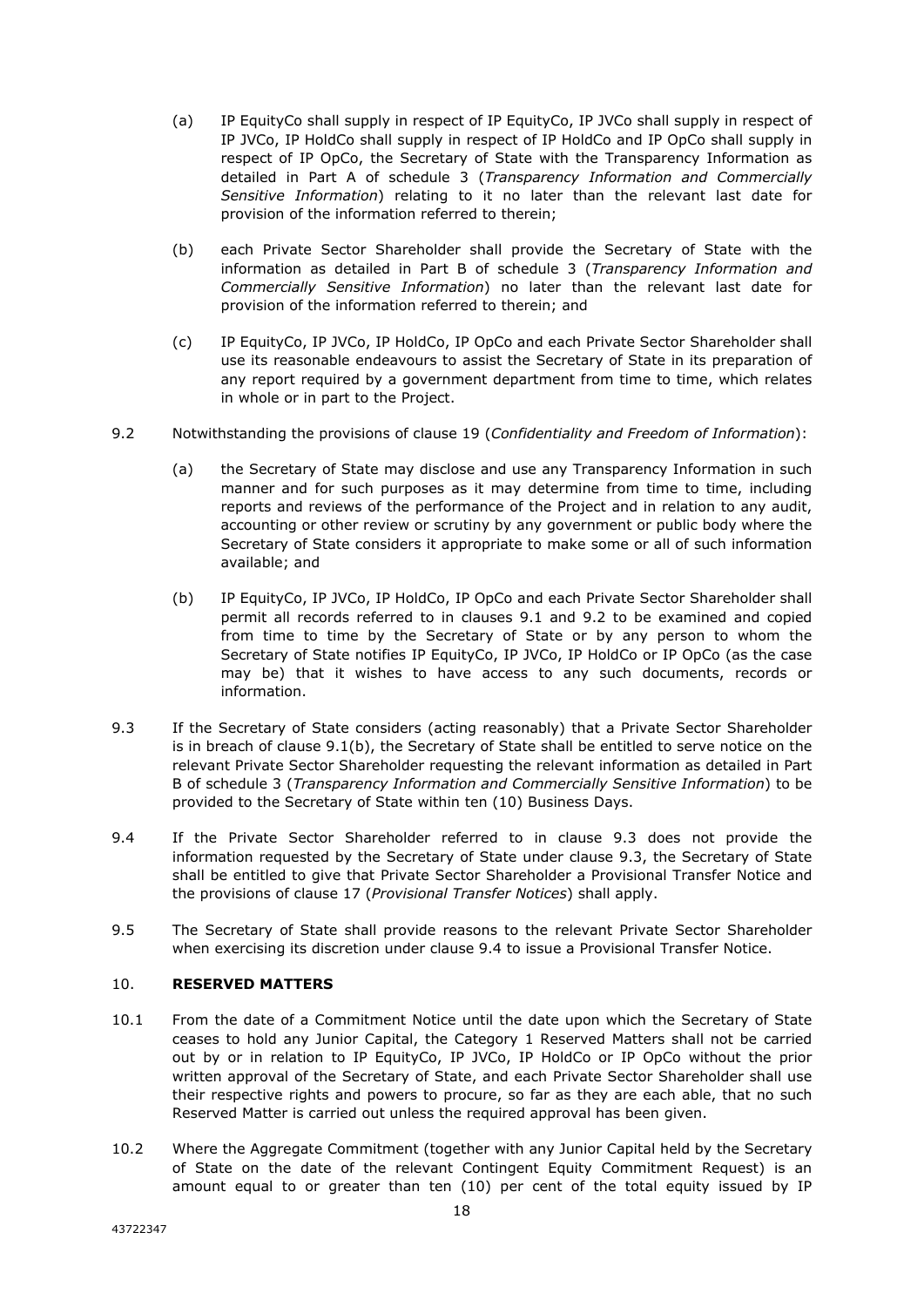(a) IP EquityCo shall supply in respect of IP EquityCo, IP JVCo shall supply in respect of IP JVCo, IP HoldCo shall supply in respect of IP HoldCo and IP OpCo shall supply in respect of IP OpCo, the Secretary of State with the Transparency Information as detailed in Part A of schedule 3 (*Transparency Information and Commercially Sensitive Information*) relating to it no later than the relevant last date for provision of the information referred to therein;

(b) each Private Sector Shareholder shall provide the Secretary of State with the information as detailed in Part B of schedule 3 (*Transparency Information and Commercially Sensitive Information*) no later than the relevant last date for provision of the information referred to therein; and

(c) IP EquityCo, IP JVCo, IP HoldCo, IP OpCo and each Private Sector Shareholder shall use its reasonable endeavours to assist the Secretary of State in its preparation of any report required by a government department from time to time, which relates in whole or in part to the Project.

9.2 Notwithstanding the provisions of clause 19 (*Confidentiality and Freedom of Information*):

(a) the Secretary of State may disclose and use any Transparency Information in such manner and for such purposes as it may determine from time to time, including reports and reviews of the performance of the Project and in relation to any audit, accounting or other review or scrutiny by any government or public body where the Secretary of State considers it appropriate to make some or all of such information available; and

(b) IP EquityCo, IP JVCo, IP HoldCo, IP OpCo and each Private Sector Shareholder shall permit all records referred to in clauses 9.1 and 9.2 to be examined and copied from time to time by the Secretary of State or by any person to whom the Secretary of State notifies IP EquityCo, IP JVCo, IP HoldCo or IP OpCo (as the case may be) that it wishes to have access to any such documents, records or information.

9.3 If the Secretary of State considers (acting reasonably) that a Private Sector Shareholder is in breach of clause 9.1(b), the Secretary of State shall be entitled to serve notice on the relevant Private Sector Shareholder requesting the relevant information as detailed in Part B of schedule 3 (*Transparency Information and Commercially Sensitive Information*) to be provided to the Secretary of State within ten (10) Business Days.

9.4 If the Private Sector Shareholder referred to in clause 9.3 does not provide the information requested by the Secretary of State under clause 9.3, the Secretary of State shall be entitled to give that Private Sector Shareholder a Provisional Transfer Notice and the provisions of clause 17 (*Provisional Transfer Notices*) shall apply.

9.5 The Secretary of State shall provide reasons to the relevant Private Sector Shareholder when exercising its discretion under clause 9.4 to issue a Provisional Transfer Notice.

## 10. **RESERVED MATTERS**

10.1 From the date of a Commitment Notice until the date upon which the Secretary of State ceases to hold any Junior Capital, the Category 1 Reserved Matters shall not be carried out by or in relation to IP EquityCo, IP JVCo, IP HoldCo or IP OpCo without the prior written approval of the Secretary of State, and each Private Sector Shareholder shall use their respective rights and powers to procure, so far as they are each able, that no such Reserved Matter is carried out unless the required approval has been given.

10.2 Where the Aggregate Commitment (together with any Junior Capital held by the Secretary of State on the date of the relevant Contingent Equity Commitment Request) is an amount equal to or greater than ten (10) per cent of the total equity issued by IP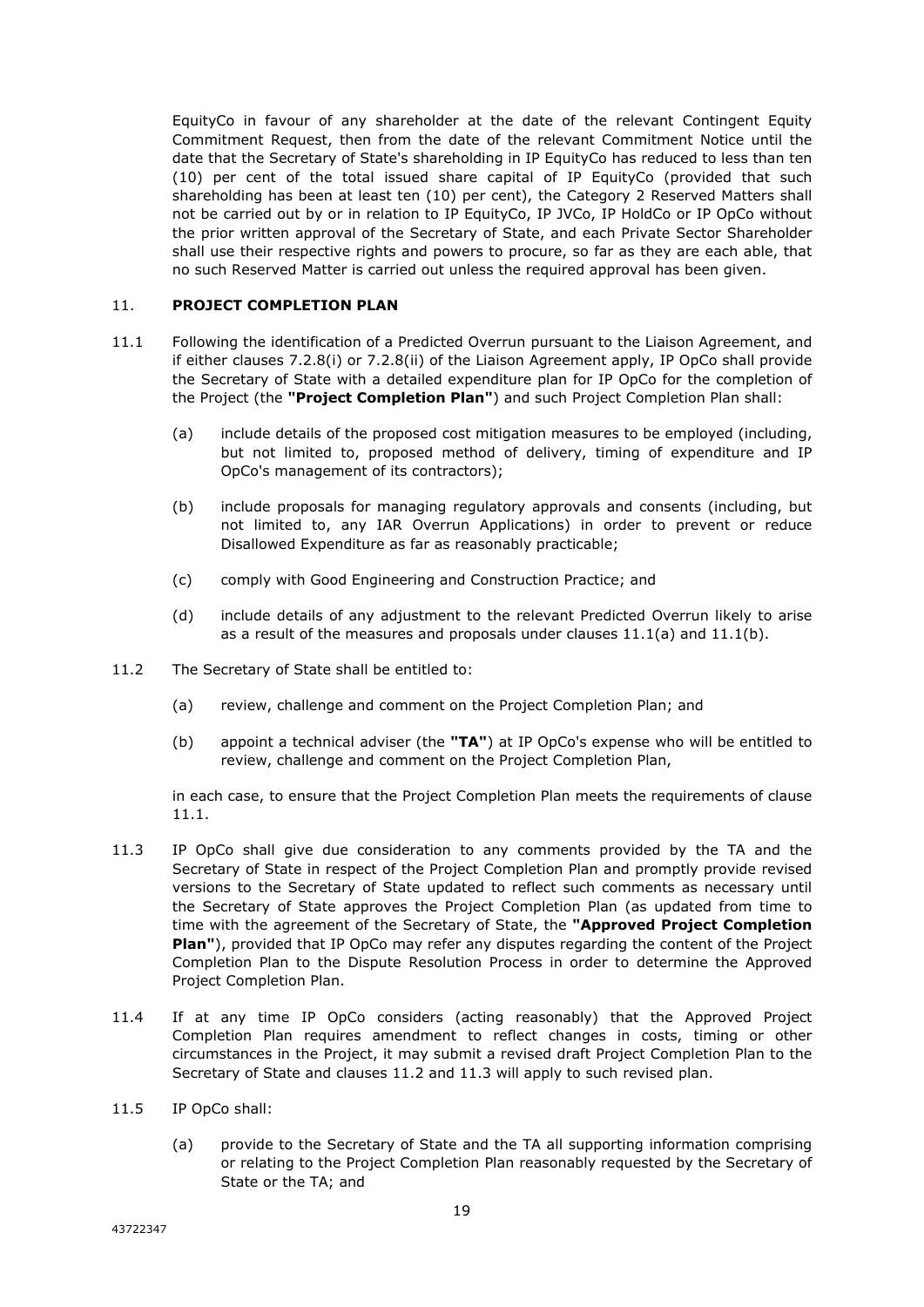EquityCo in favour of any shareholder at the date of the relevant Contingent Equity Commitment Request, then from the date of the relevant Commitment Notice until the date that the Secretary of State's shareholding in IP EquityCo has reduced to less than ten (10) per cent of the total issued share capital of IP EquityCo (provided that such shareholding has been at least ten (10) per cent), the Category 2 Reserved Matters shall not be carried out by or in relation to IP EquityCo, IP JVCo, IP HoldCo or IP OpCo without the prior written approval of the Secretary of State, and each Private Sector Shareholder shall use their respective rights and powers to procure, so far as they are each able, that no such Reserved Matter is carried out unless the required approval has been given.

## 11. PROJECT COMPLETION PLAN

11.1 Following the identification of a Predicted Overrun pursuant to the Liaison Agreement, and if either clauses 7.2.8(i) or 7.2.8(ii) of the Liaison Agreement apply, IP OpCo shall provide the Secretary of State with a detailed expenditure plan for IP OpCo for the completion of the Project (the **"Project Completion Plan"**) and such Project Completion Plan shall:

(a) include details of the proposed cost mitigation measures to be employed (including, but not limited to, proposed method of delivery, timing of expenditure and IP OpCo's management of its contractors);

(b) include proposals for managing regulatory approvals and consents (including, but not limited to, any IAR Overrun Applications) in order to prevent or reduce Disallowed Expenditure as far as reasonably practicable;

(c) comply with Good Engineering and Construction Practice; and

(d) include details of any adjustment to the relevant Predicted Overrun likely to arise as a result of the measures and proposals under clauses 11.1(a) and 11.1(b).

11.2 The Secretary of State shall be entitled to:

(a) review, challenge and comment on the Project Completion Plan; and

(b) appoint a technical adviser (the **"TA"**) at IP OpCo's expense who will be entitled to review, challenge and comment on the Project Completion Plan,

in each case, to ensure that the Project Completion Plan meets the requirements of clause 11.1.

11.3 IP OpCo shall give due consideration to any comments provided by the TA and the Secretary of State in respect of the Project Completion Plan and promptly provide revised versions to the Secretary of State updated to reflect such comments as necessary until the Secretary of State approves the Project Completion Plan (as updated from time to time with the agreement of the Secretary of State, the **"Approved Project Completion Plan"**), provided that IP OpCo may refer any disputes regarding the content of the Project Completion Plan to the Dispute Resolution Process in order to determine the Approved Project Completion Plan.

11.4 If at any time IP OpCo considers (acting reasonably) that the Approved Project Completion Plan requires amendment to reflect changes in costs, timing or other circumstances in the Project, it may submit a revised draft Project Completion Plan to the Secretary of State and clauses 11.2 and 11.3 will apply to such revised plan.

11.5 IP OpCo shall:

(a) provide to the Secretary of State and the TA all supporting information comprising or relating to the Project Completion Plan reasonably requested by the Secretary of State or the TA; and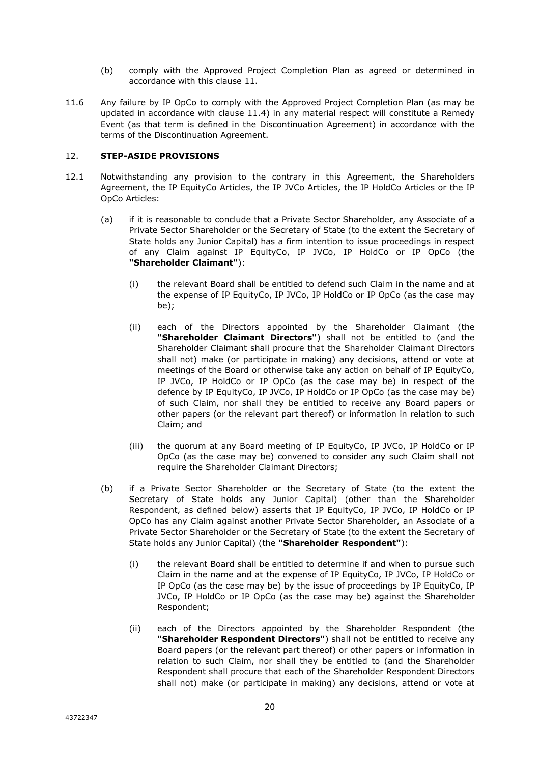(b) comply with the Approved Project Completion Plan as agreed or determined in accordance with this clause 11.

11.6 Any failure by IP OpCo to comply with the Approved Project Completion Plan (as may be updated in accordance with clause 11.4) in any material respect will constitute a Remedy Event (as that term is defined in the Discontinuation Agreement) in accordance with the terms of the Discontinuation Agreement.

## 12. STEP-ASIDE PROVISIONS

12.1 Notwithstanding any provision to the contrary in this Agreement, the Shareholders Agreement, the IP EquityCo Articles, the IP JVCo Articles, the IP HoldCo Articles or the IP OpCo Articles:

(a) if it is reasonable to conclude that a Private Sector Shareholder, any Associate of a Private Sector Shareholder or the Secretary of State (to the extent the Secretary of State holds any Junior Capital) has a firm intention to issue proceedings in respect of any Claim against IP EquityCo, IP JVCo, IP HoldCo or IP OpCo (the **"Shareholder Claimant"**):

(i) the relevant Board shall be entitled to defend such Claim in the name and at the expense of IP EquityCo, IP JVCo, IP HoldCo or IP OpCo (as the case may be);

(ii) each of the Directors appointed by the Shareholder Claimant (the **"Shareholder Claimant Directors"**) shall not be entitled to (and the Shareholder Claimant shall procure that the Shareholder Claimant Directors shall not) make (or participate in making) any decisions, attend or vote at meetings of the Board or otherwise take any action on behalf of IP EquityCo, IP JVCo, IP HoldCo or IP OpCo (as the case may be) in respect of the defence by IP EquityCo, IP JVCo, IP HoldCo or IP OpCo (as the case may be) of such Claim, nor shall they be entitled to receive any Board papers or other papers (or the relevant part thereof) or information in relation to such Claim; and

(iii) the quorum at any Board meeting of IP EquityCo, IP JVCo, IP HoldCo or IP OpCo (as the case may be) convened to consider any such Claim shall not require the Shareholder Claimant Directors;

(b) if a Private Sector Shareholder or the Secretary of State (to the extent the Secretary of State holds any Junior Capital) (other than the Shareholder Respondent, as defined below) asserts that IP EquityCo, IP JVCo, IP HoldCo or IP OpCo has any Claim against another Private Sector Shareholder, an Associate of a Private Sector Shareholder or the Secretary of State (to the extent the Secretary of State holds any Junior Capital) (the **"Shareholder Respondent"**):

(i) the relevant Board shall be entitled to determine if and when to pursue such Claim in the name and at the expense of IP EquityCo, IP JVCo, IP HoldCo or IP OpCo (as the case may be) by the issue of proceedings by IP EquityCo, IP JVCo, IP HoldCo or IP OpCo (as the case may be) against the Shareholder Respondent;

(ii) each of the Directors appointed by the Shareholder Respondent (the **"Shareholder Respondent Directors"**) shall not be entitled to receive any Board papers (or the relevant part thereof) or other papers or information in relation to such Claim, nor shall they be entitled to (and the Shareholder Respondent shall procure that each of the Shareholder Respondent Directors shall not) make (or participate in making) any decisions, attend or vote at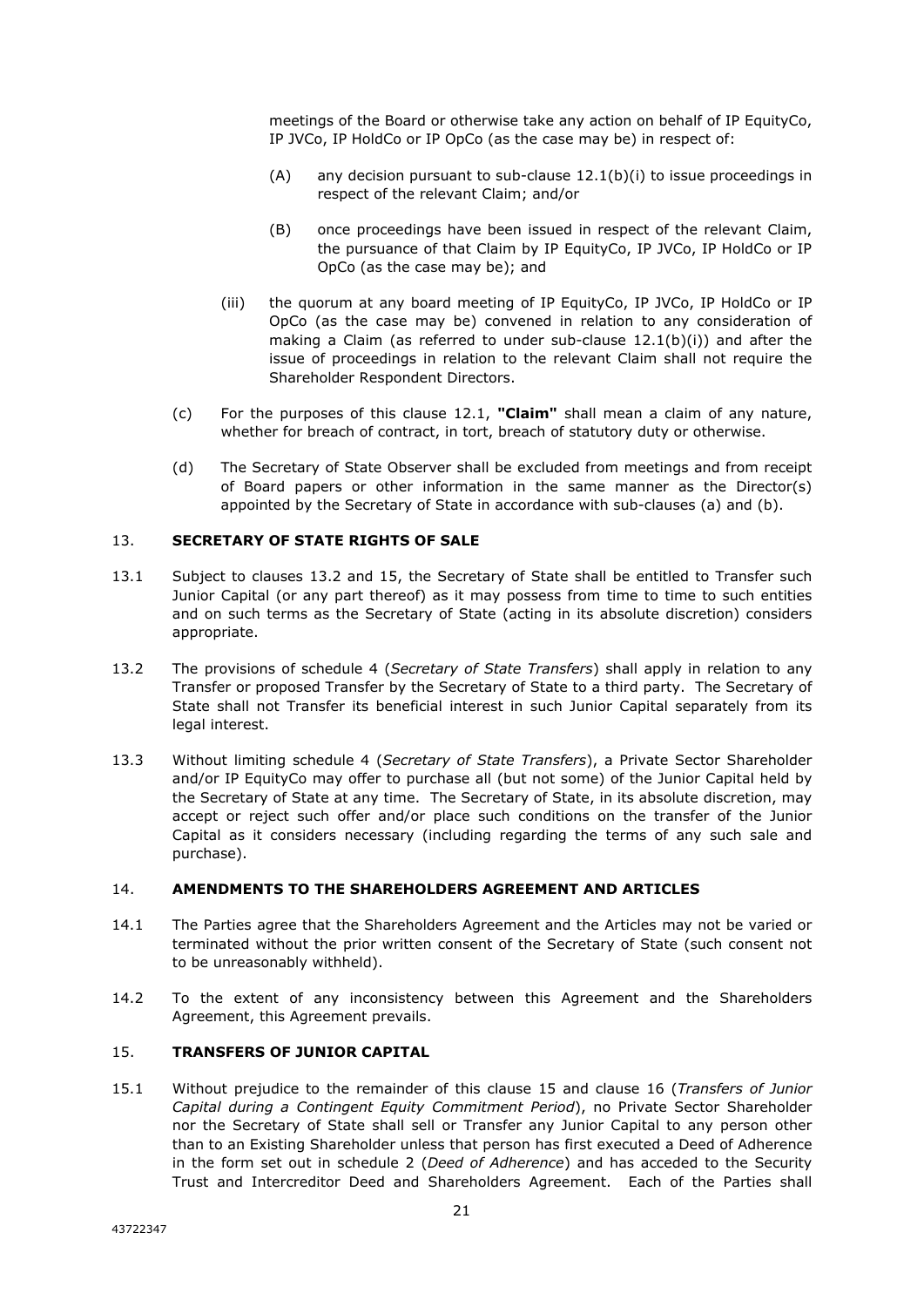meetings of the Board or otherwise take any action on behalf of IP EquityCo, IP JVCo, IP HoldCo or IP OpCo (as the case may be) in respect of:

(A) any decision pursuant to sub-clause 12.1(b)(i) to issue proceedings in respect of the relevant Claim; and/or

(B) once proceedings have been issued in respect of the relevant Claim, the pursuance of that Claim by IP EquityCo, IP JVCo, IP HoldCo or IP OpCo (as the case may be); and

(iii) the quorum at any board meeting of IP EquityCo, IP JVCo, IP HoldCo or IP OpCo (as the case may be) convened in relation to any consideration of making a Claim (as referred to under sub-clause 12.1(b)(i)) and after the issue of proceedings in relation to the relevant Claim shall not require the Shareholder Respondent Directors.

(c) For the purposes of this clause 12.1, **"Claim"** shall mean a claim of any nature, whether for breach of contract, in tort, breach of statutory duty or otherwise.

(d) The Secretary of State Observer shall be excluded from meetings and from receipt of Board papers or other information in the same manner as the Director(s) appointed by the Secretary of State in accordance with sub-clauses (a) and (b).

## 13. SECRETARY OF STATE RIGHTS OF SALE

13.1 Subject to clauses 13.2 and 15, the Secretary of State shall be entitled to Transfer such Junior Capital (or any part thereof) as it may possess from time to time to such entities and on such terms as the Secretary of State (acting in its absolute discretion) considers appropriate.

13.2 The provisions of schedule 4 (*Secretary of State Transfers*) shall apply in relation to any Transfer or proposed Transfer by the Secretary of State to a third party. The Secretary of State shall not Transfer its beneficial interest in such Junior Capital separately from its legal interest.

13.3 Without limiting schedule 4 (*Secretary of State Transfers*), a Private Sector Shareholder and/or IP EquityCo may offer to purchase all (but not some) of the Junior Capital held by the Secretary of State at any time. The Secretary of State, in its absolute discretion, may accept or reject such offer and/or place such conditions on the transfer of the Junior Capital as it considers necessary (including regarding the terms of any such sale and purchase).

## 14. AMENDMENTS TO THE SHAREHOLDERS AGREEMENT AND ARTICLES

14.1 The Parties agree that the Shareholders Agreement and the Articles may not be varied or terminated without the prior written consent of the Secretary of State (such consent not to be unreasonably withheld).

14.2 To the extent of any inconsistency between this Agreement and the Shareholders Agreement, this Agreement prevails.

## 15. TRANSFERS OF JUNIOR CAPITAL

15.1 Without prejudice to the remainder of this clause 15 and clause 16 (*Transfers of Junior Capital during a Contingent Equity Commitment Period*), no Private Sector Shareholder nor the Secretary of State shall sell or Transfer any Junior Capital to any person other than to an Existing Shareholder unless that person has first executed a Deed of Adherence in the form set out in schedule 2 (*Deed of Adherence*) and has acceded to the Security Trust and Intercreditor Deed and Shareholders Agreement. Each of the Parties shall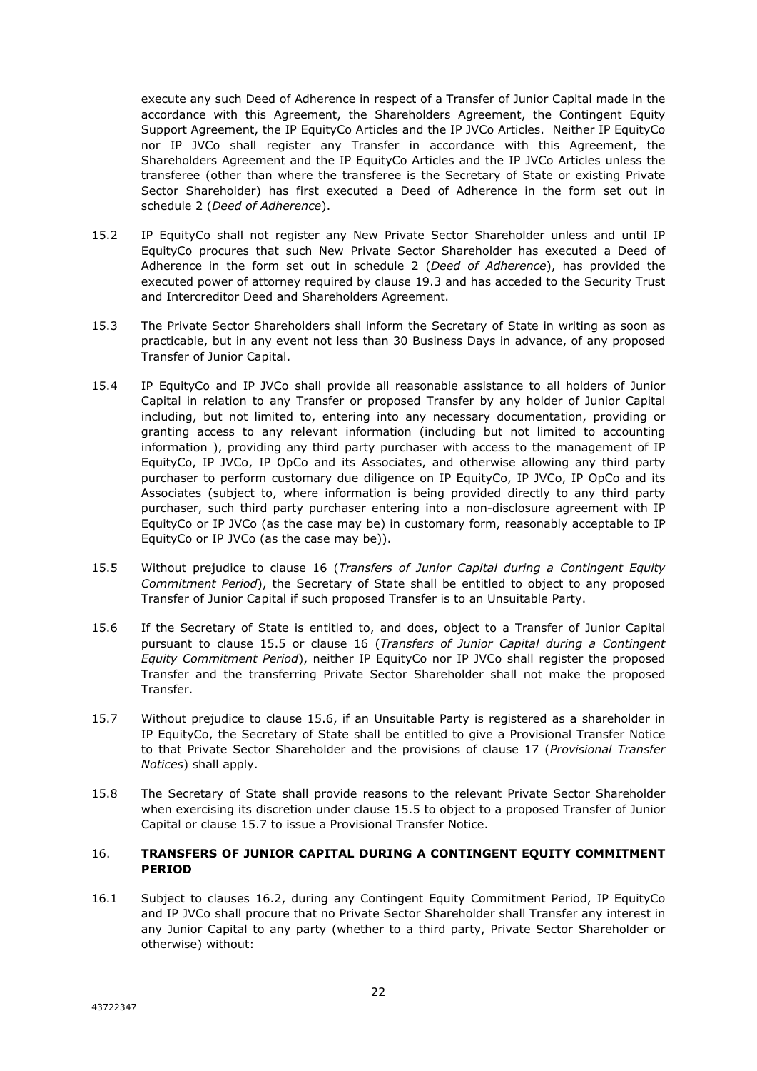execute any such Deed of Adherence in respect of a Transfer of Junior Capital made in the accordance with this Agreement, the Shareholders Agreement, the Contingent Equity Support Agreement, the IP EquityCo Articles and the IP JVCo Articles. Neither IP EquityCo nor IP JVCo shall register any Transfer in accordance with this Agreement, the Shareholders Agreement and the IP EquityCo Articles and the IP JVCo Articles unless the transferee (other than where the transferee is the Secretary of State or existing Private Sector Shareholder) has first executed a Deed of Adherence in the form set out in schedule 2 (*Deed of Adherence*).

15.2 IP EquityCo shall not register any New Private Sector Shareholder unless and until IP EquityCo procures that such New Private Sector Shareholder has executed a Deed of Adherence in the form set out in schedule 2 (*Deed of Adherence*), has provided the executed power of attorney required by clause 19.3 and has acceded to the Security Trust and Intercreditor Deed and Shareholders Agreement.

15.3 The Private Sector Shareholders shall inform the Secretary of State in writing as soon as practicable, but in any event not less than 30 Business Days in advance, of any proposed Transfer of Junior Capital.

15.4 IP EquityCo and IP JVCo shall provide all reasonable assistance to all holders of Junior Capital in relation to any Transfer or proposed Transfer by any holder of Junior Capital including, but not limited to, entering into any necessary documentation, providing or granting access to any relevant information (including but not limited to accounting information ), providing any third party purchaser with access to the management of IP EquityCo, IP JVCo, IP OpCo and its Associates, and otherwise allowing any third party purchaser to perform customary due diligence on IP EquityCo, IP JVCo, IP OpCo and its Associates (subject to, where information is being provided directly to any third party purchaser, such third party purchaser entering into a non-disclosure agreement with IP EquityCo or IP JVCo (as the case may be) in customary form, reasonably acceptable to IP EquityCo or IP JVCo (as the case may be)).

15.5 Without prejudice to clause 16 (*Transfers of Junior Capital during a Contingent Equity Commitment Period*), the Secretary of State shall be entitled to object to any proposed Transfer of Junior Capital if such proposed Transfer is to an Unsuitable Party.

15.6 If the Secretary of State is entitled to, and does, object to a Transfer of Junior Capital pursuant to clause 15.5 or clause 16 (*Transfers of Junior Capital during a Contingent Equity Commitment Period*), neither IP EquityCo nor IP JVCo shall register the proposed Transfer and the transferring Private Sector Shareholder shall not make the proposed Transfer.

15.7 Without prejudice to clause 15.6, if an Unsuitable Party is registered as a shareholder in IP EquityCo, the Secretary of State shall be entitled to give a Provisional Transfer Notice to that Private Sector Shareholder and the provisions of clause 17 (*Provisional Transfer Notices*) shall apply.

15.8 The Secretary of State shall provide reasons to the relevant Private Sector Shareholder when exercising its discretion under clause 15.5 to object to a proposed Transfer of Junior Capital or clause 15.7 to issue a Provisional Transfer Notice.

## 16. TRANSFERS OF JUNIOR CAPITAL DURING A CONTINGENT EQUITY COMMITMENT PERIOD

16.1 Subject to clauses 16.2, during any Contingent Equity Commitment Period, IP EquityCo and IP JVCo shall procure that no Private Sector Shareholder shall Transfer any interest in any Junior Capital to any party (whether to a third party, Private Sector Shareholder or otherwise) without: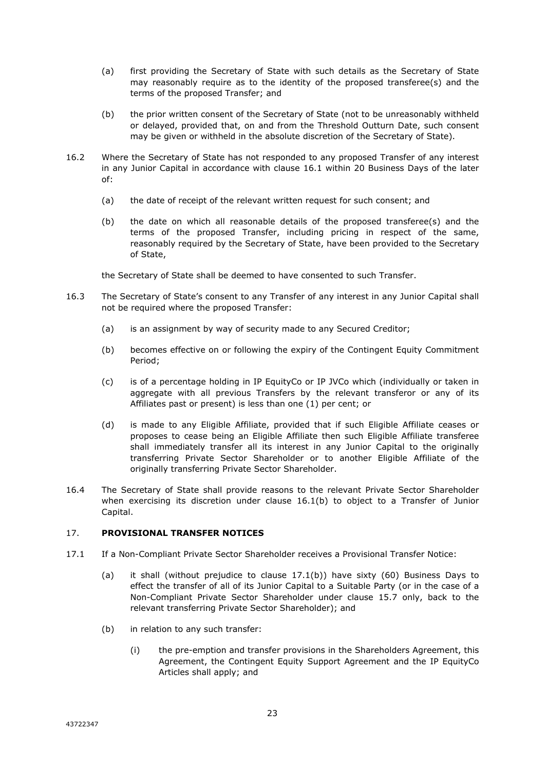(a) first providing the Secretary of State with such details as the Secretary of State may reasonably require as to the identity of the proposed transferee(s) and the terms of the proposed Transfer; and

(b) the prior written consent of the Secretary of State (not to be unreasonably withheld or delayed, provided that, on and from the Threshold Outturn Date, such consent may be given or withheld in the absolute discretion of the Secretary of State).

16.2 Where the Secretary of State has not responded to any proposed Transfer of any interest in any Junior Capital in accordance with clause 16.1 within 20 Business Days of the later of:

(a) the date of receipt of the relevant written request for such consent; and

(b) the date on which all reasonable details of the proposed transferee(s) and the terms of the proposed Transfer, including pricing in respect of the same, reasonably required by the Secretary of State, have been provided to the Secretary of State,

the Secretary of State shall be deemed to have consented to such Transfer.

16.3 The Secretary of State's consent to any Transfer of any interest in any Junior Capital shall not be required where the proposed Transfer:

(a) is an assignment by way of security made to any Secured Creditor;

(b) becomes effective on or following the expiry of the Contingent Equity Commitment Period;

(c) is of a percentage holding in IP EquityCo or IP JVCo which (individually or taken in aggregate with all previous Transfers by the relevant transferor or any of its Affiliates past or present) is less than one (1) per cent; or

(d) is made to any Eligible Affiliate, provided that if such Eligible Affiliate ceases or proposes to cease being an Eligible Affiliate then such Eligible Affiliate transferee shall immediately transfer all its interest in any Junior Capital to the originally transferring Private Sector Shareholder or to another Eligible Affiliate of the originally transferring Private Sector Shareholder.

16.4 The Secretary of State shall provide reasons to the relevant Private Sector Shareholder when exercising its discretion under clause 16.1(b) to object to a Transfer of Junior Capital.

## 17. PROVISIONAL TRANSFER NOTICES

17.1 If a Non-Compliant Private Sector Shareholder receives a Provisional Transfer Notice:

(a) it shall (without prejudice to clause 17.1(b)) have sixty (60) Business Days to effect the transfer of all of its Junior Capital to a Suitable Party (or in the case of a Non-Compliant Private Sector Shareholder under clause 15.7 only, back to the relevant transferring Private Sector Shareholder); and

(b) in relation to any such transfer:

(i) the pre-emption and transfer provisions in the Shareholders Agreement, this Agreement, the Contingent Equity Support Agreement and the IP EquityCo Articles shall apply; and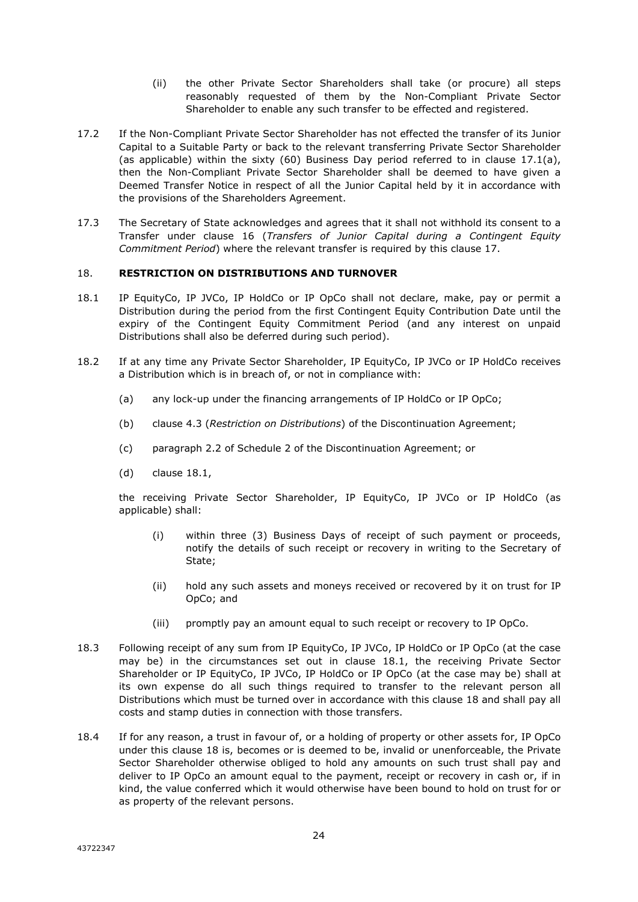(ii) the other Private Sector Shareholders shall take (or procure) all steps reasonably requested of them by the Non-Compliant Private Sector Shareholder to enable any such transfer to be effected and registered.

17.2 If the Non-Compliant Private Sector Shareholder has not effected the transfer of its Junior Capital to a Suitable Party or back to the relevant transferring Private Sector Shareholder (as applicable) within the sixty (60) Business Day period referred to in clause 17.1(a), then the Non-Compliant Private Sector Shareholder shall be deemed to have given a Deemed Transfer Notice in respect of all the Junior Capital held by it in accordance with the provisions of the Shareholders Agreement.

17.3 The Secretary of State acknowledges and agrees that it shall not withhold its consent to a Transfer under clause 16 (*Transfers of Junior Capital during a Contingent Equity Commitment Period*) where the relevant transfer is required by this clause 17.

## 18. RESTRICTION ON DISTRIBUTIONS AND TURNOVER

18.1 IP EquityCo, IP JVCo, IP HoldCo or IP OpCo shall not declare, make, pay or permit a Distribution during the period from the first Contingent Equity Contribution Date until the expiry of the Contingent Equity Commitment Period (and any interest on unpaid Distributions shall also be deferred during such period).

18.2 If at any time any Private Sector Shareholder, IP EquityCo, IP JVCo or IP HoldCo receives a Distribution which is in breach of, or not in compliance with:

(a) any lock-up under the financing arrangements of IP HoldCo or IP OpCo;

(b) clause 4.3 (*Restriction on Distributions*) of the Discontinuation Agreement;

(c) paragraph 2.2 of Schedule 2 of the Discontinuation Agreement; or

(d) clause 18.1,

the receiving Private Sector Shareholder, IP EquityCo, IP JVCo or IP HoldCo (as applicable) shall:

(i) within three (3) Business Days of receipt of such payment or proceeds, notify the details of such receipt or recovery in writing to the Secretary of State;

(ii) hold any such assets and moneys received or recovered by it on trust for IP OpCo; and

(iii) promptly pay an amount equal to such receipt or recovery to IP OpCo.

18.3 Following receipt of any sum from IP EquityCo, IP JVCo, IP HoldCo or IP OpCo (at the case may be) in the circumstances set out in clause 18.1, the receiving Private Sector Shareholder or IP EquityCo, IP JVCo, IP HoldCo or IP OpCo (at the case may be) shall at its own expense do all such things required to transfer to the relevant person all Distributions which must be turned over in accordance with this clause 18 and shall pay all costs and stamp duties in connection with those transfers.

18.4 If for any reason, a trust in favour of, or a holding of property or other assets for, IP OpCo under this clause 18 is, becomes or is deemed to be, invalid or unenforceable, the Private Sector Shareholder otherwise obliged to hold any amounts on such trust shall pay and deliver to IP OpCo an amount equal to the payment, receipt or recovery in cash or, if in kind, the value conferred which it would otherwise have been bound to hold on trust for or as property of the relevant persons.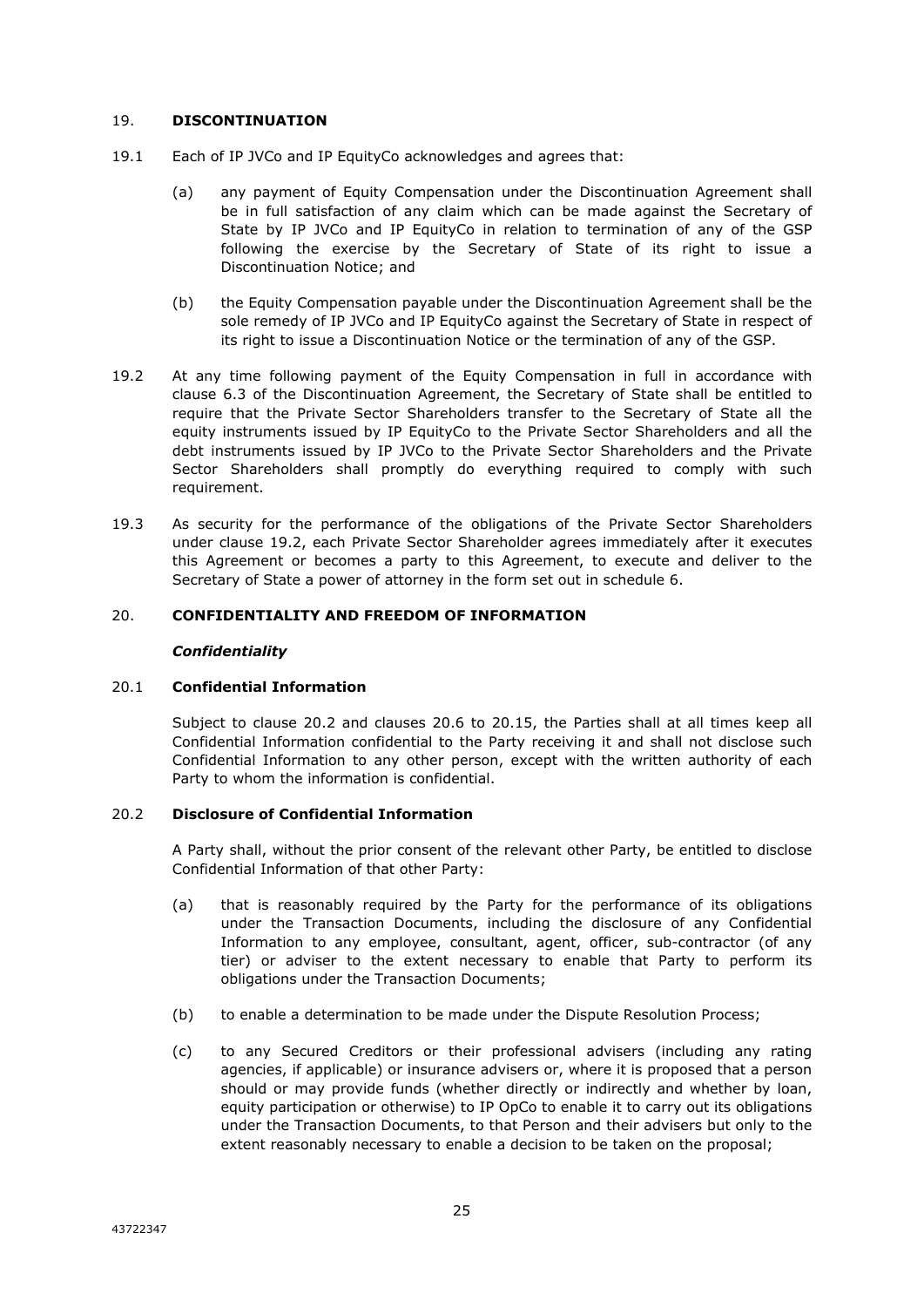## 19. **DISCONTINUATION**

19.1 Each of IP JVCo and IP EquityCo acknowledges and agrees that:

(a) any payment of Equity Compensation under the Discontinuation Agreement shall be in full satisfaction of any claim which can be made against the Secretary of State by IP JVCo and IP EquityCo in relation to termination of any of the GSP following the exercise by the Secretary of State of its right to issue a Discontinuation Notice; and

(b) the Equity Compensation payable under the Discontinuation Agreement shall be the sole remedy of IP JVCo and IP EquityCo against the Secretary of State in respect of its right to issue a Discontinuation Notice or the termination of any of the GSP.

19.2 At any time following payment of the Equity Compensation in full in accordance with clause 6.3 of the Discontinuation Agreement, the Secretary of State shall be entitled to require that the Private Sector Shareholders transfer to the Secretary of State all the equity instruments issued by IP EquityCo to the Private Sector Shareholders and all the debt instruments issued by IP JVCo to the Private Sector Shareholders and the Private Sector Shareholders shall promptly do everything required to comply with such requirement.

19.3 As security for the performance of the obligations of the Private Sector Shareholders under clause 19.2, each Private Sector Shareholder agrees immediately after it executes this Agreement or becomes a party to this Agreement, to execute and deliver to the Secretary of State a power of attorney in the form set out in schedule 6.

## 20. **CONFIDENTIALITY AND FREEDOM OF INFORMATION**

***Confidentiality***

### 20.1 **Confidential Information**

Subject to clause 20.2 and clauses 20.6 to 20.15, the Parties shall at all times keep all Confidential Information confidential to the Party receiving it and shall not disclose such Confidential Information to any other person, except with the written authority of each Party to whom the information is confidential.

### 20.2 **Disclosure of Confidential Information**

A Party shall, without the prior consent of the relevant other Party, be entitled to disclose Confidential Information of that other Party:

(a) that is reasonably required by the Party for the performance of its obligations under the Transaction Documents, including the disclosure of any Confidential Information to any employee, consultant, agent, officer, sub-contractor (of any tier) or adviser to the extent necessary to enable that Party to perform its obligations under the Transaction Documents;

(b) to enable a determination to be made under the Dispute Resolution Process;

(c) to any Secured Creditors or their professional advisers (including any rating agencies, if applicable) or insurance advisers or, where it is proposed that a person should or may provide funds (whether directly or indirectly and whether by loan, equity participation or otherwise) to IP OpCo to enable it to carry out its obligations under the Transaction Documents, to that Person and their advisers but only to the extent reasonably necessary to enable a decision to be taken on the proposal;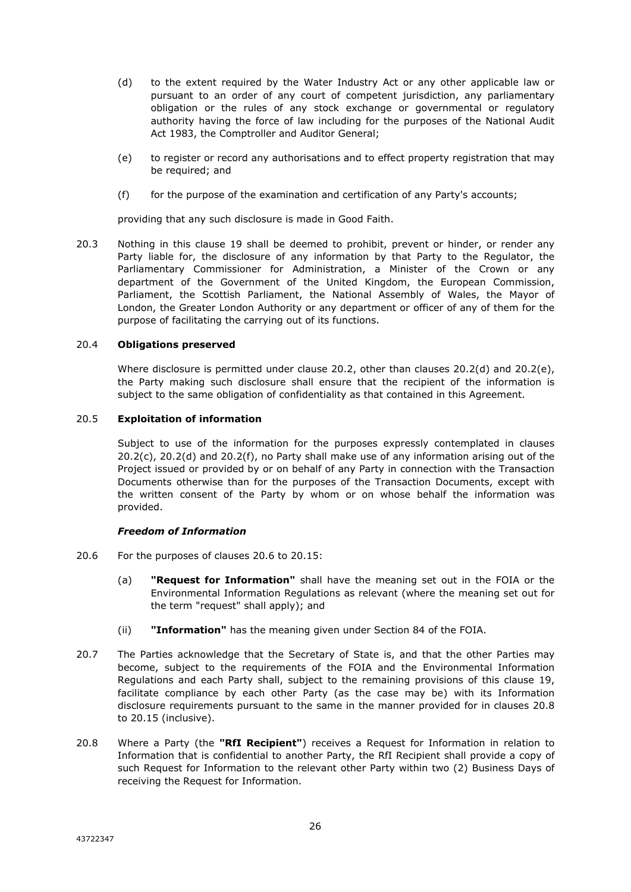(d) to the extent required by the Water Industry Act or any other applicable law or pursuant to an order of any court of competent jurisdiction, any parliamentary obligation or the rules of any stock exchange or governmental or regulatory authority having the force of law including for the purposes of the National Audit Act 1983, the Comptroller and Auditor General;

(e) to register or record any authorisations and to effect property registration that may be required; and

(f) for the purpose of the examination and certification of any Party's accounts;

providing that any such disclosure is made in Good Faith.

20.3 Nothing in this clause 19 shall be deemed to prohibit, prevent or hinder, or render any Party liable for, the disclosure of any information by that Party to the Regulator, the Parliamentary Commissioner for Administration, a Minister of the Crown or any department of the Government of the United Kingdom, the European Commission, Parliament, the Scottish Parliament, the National Assembly of Wales, the Mayor of London, the Greater London Authority or any department or officer of any of them for the purpose of facilitating the carrying out of its functions.

20.4 **Obligations preserved**

Where disclosure is permitted under clause 20.2, other than clauses 20.2(d) and 20.2(e), the Party making such disclosure shall ensure that the recipient of the information is subject to the same obligation of confidentiality as that contained in this Agreement.

20.5 **Exploitation of information**

Subject to use of the information for the purposes expressly contemplated in clauses 20.2(c), 20.2(d) and 20.2(f), no Party shall make use of any information arising out of the Project issued or provided by or on behalf of any Party in connection with the Transaction Documents otherwise than for the purposes of the Transaction Documents, except with the written consent of the Party by whom or on whose behalf the information was provided.

***Freedom of Information***

20.6 For the purposes of clauses 20.6 to 20.15:

(a) **"Request for Information"** shall have the meaning set out in the FOIA or the Environmental Information Regulations as relevant (where the meaning set out for the term "request" shall apply); and

(ii) **"Information"** has the meaning given under Section 84 of the FOIA.

20.7 The Parties acknowledge that the Secretary of State is, and that the other Parties may become, subject to the requirements of the FOIA and the Environmental Information Regulations and each Party shall, subject to the remaining provisions of this clause 19, facilitate compliance by each other Party (as the case may be) with its Information disclosure requirements pursuant to the same in the manner provided for in clauses 20.8 to 20.15 (inclusive).

20.8 Where a Party (the **"RfI Recipient"**) receives a Request for Information in relation to Information that is confidential to another Party, the RfI Recipient shall provide a copy of such Request for Information to the relevant other Party within two (2) Business Days of receiving the Request for Information.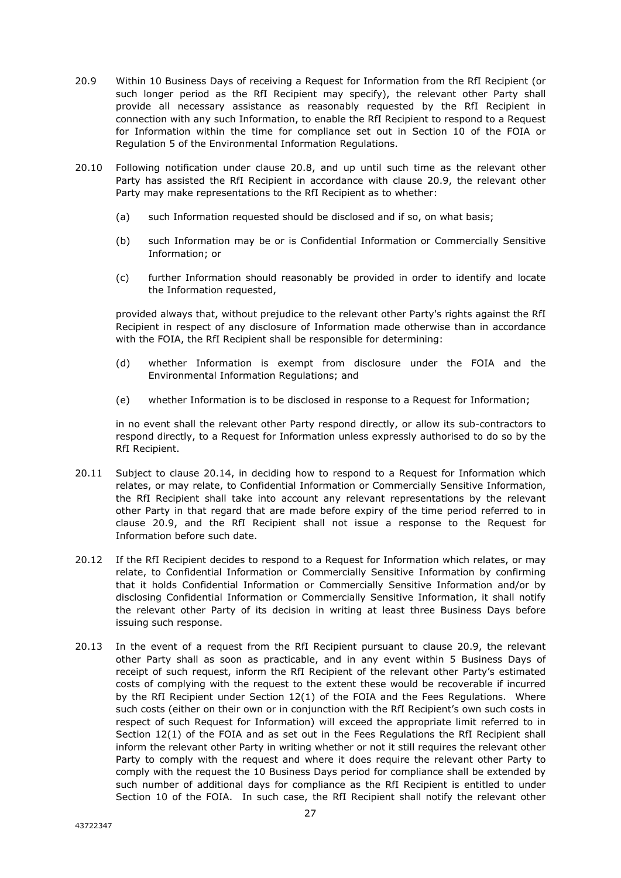20.9 Within 10 Business Days of receiving a Request for Information from the RfI Recipient (or such longer period as the RfI Recipient may specify), the relevant other Party shall provide all necessary assistance as reasonably requested by the RfI Recipient in connection with any such Information, to enable the RfI Recipient to respond to a Request for Information within the time for compliance set out in Section 10 of the FOIA or Regulation 5 of the Environmental Information Regulations.

20.10 Following notification under clause 20.8, and up until such time as the relevant other Party has assisted the RfI Recipient in accordance with clause 20.9, the relevant other Party may make representations to the RfI Recipient as to whether:

(a) such Information requested should be disclosed and if so, on what basis;

(b) such Information may be or is Confidential Information or Commercially Sensitive Information; or

(c) further Information should reasonably be provided in order to identify and locate the Information requested,

provided always that, without prejudice to the relevant other Party's rights against the RfI Recipient in respect of any disclosure of Information made otherwise than in accordance with the FOIA, the RfI Recipient shall be responsible for determining:

(d) whether Information is exempt from disclosure under the FOIA and the Environmental Information Regulations; and

(e) whether Information is to be disclosed in response to a Request for Information;

in no event shall the relevant other Party respond directly, or allow its sub-contractors to respond directly, to a Request for Information unless expressly authorised to do so by the RfI Recipient.

20.11 Subject to clause 20.14, in deciding how to respond to a Request for Information which relates, or may relate, to Confidential Information or Commercially Sensitive Information, the RfI Recipient shall take into account any relevant representations by the relevant other Party in that regard that are made before expiry of the time period referred to in clause 20.9, and the RfI Recipient shall not issue a response to the Request for Information before such date.

20.12 If the RfI Recipient decides to respond to a Request for Information which relates, or may relate, to Confidential Information or Commercially Sensitive Information by confirming that it holds Confidential Information or Commercially Sensitive Information and/or by disclosing Confidential Information or Commercially Sensitive Information, it shall notify the relevant other Party of its decision in writing at least three Business Days before issuing such response.

20.13 In the event of a request from the RfI Recipient pursuant to clause 20.9, the relevant other Party shall as soon as practicable, and in any event within 5 Business Days of receipt of such request, inform the RfI Recipient of the relevant other Party's estimated costs of complying with the request to the extent these would be recoverable if incurred by the RfI Recipient under Section 12(1) of the FOIA and the Fees Regulations. Where such costs (either on their own or in conjunction with the RfI Recipient's own such costs in respect of such Request for Information) will exceed the appropriate limit referred to in Section 12(1) of the FOIA and as set out in the Fees Regulations the RfI Recipient shall inform the relevant other Party in writing whether or not it still requires the relevant other Party to comply with the request and where it does require the relevant other Party to comply with the request the 10 Business Days period for compliance shall be extended by such number of additional days for compliance as the RfI Recipient is entitled to under Section 10 of the FOIA. In such case, the RfI Recipient shall notify the relevant other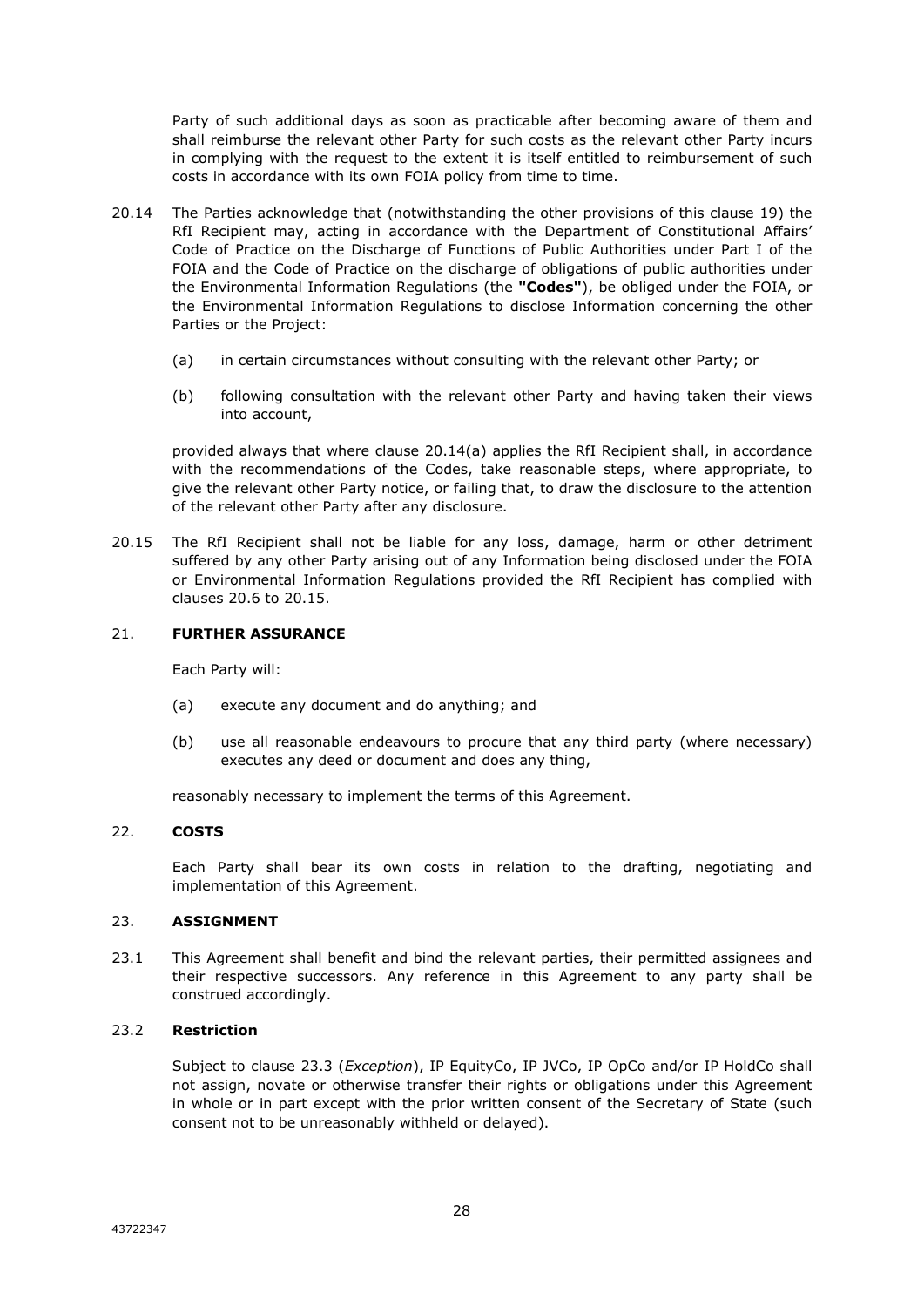Party of such additional days as soon as practicable after becoming aware of them and shall reimburse the relevant other Party for such costs as the relevant other Party incurs in complying with the request to the extent it is itself entitled to reimbursement of such costs in accordance with its own FOIA policy from time to time.

20.14 The Parties acknowledge that (notwithstanding the other provisions of this clause 19) the RfI Recipient may, acting in accordance with the Department of Constitutional Affairs' Code of Practice on the Discharge of Functions of Public Authorities under Part I of the FOIA and the Code of Practice on the discharge of obligations of public authorities under the Environmental Information Regulations (the **"Codes"**), be obliged under the FOIA, or the Environmental Information Regulations to disclose Information concerning the other Parties or the Project:

(a) in certain circumstances without consulting with the relevant other Party; or

(b) following consultation with the relevant other Party and having taken their views into account,

provided always that where clause 20.14(a) applies the RfI Recipient shall, in accordance with the recommendations of the Codes, take reasonable steps, where appropriate, to give the relevant other Party notice, or failing that, to draw the disclosure to the attention of the relevant other Party after any disclosure.

20.15 The RfI Recipient shall not be liable for any loss, damage, harm or other detriment suffered by any other Party arising out of any Information being disclosed under the FOIA or Environmental Information Regulations provided the RfI Recipient has complied with clauses 20.6 to 20.15.

## 21. FURTHER ASSURANCE

Each Party will:

(a) execute any document and do anything; and

(b) use all reasonable endeavours to procure that any third party (where necessary) executes any deed or document and does any thing,

reasonably necessary to implement the terms of this Agreement.

## 22. COSTS

Each Party shall bear its own costs in relation to the drafting, negotiating and implementation of this Agreement.

## 23. ASSIGNMENT

23.1 This Agreement shall benefit and bind the relevant parties, their permitted assignees and their respective successors. Any reference in this Agreement to any party shall be construed accordingly.

### 23.2 Restriction

Subject to clause 23.3 (*Exception*), IP EquityCo, IP JVCo, IP OpCo and/or IP HoldCo shall not assign, novate or otherwise transfer their rights or obligations under this Agreement in whole or in part except with the prior written consent of the Secretary of State (such consent not to be unreasonably withheld or delayed).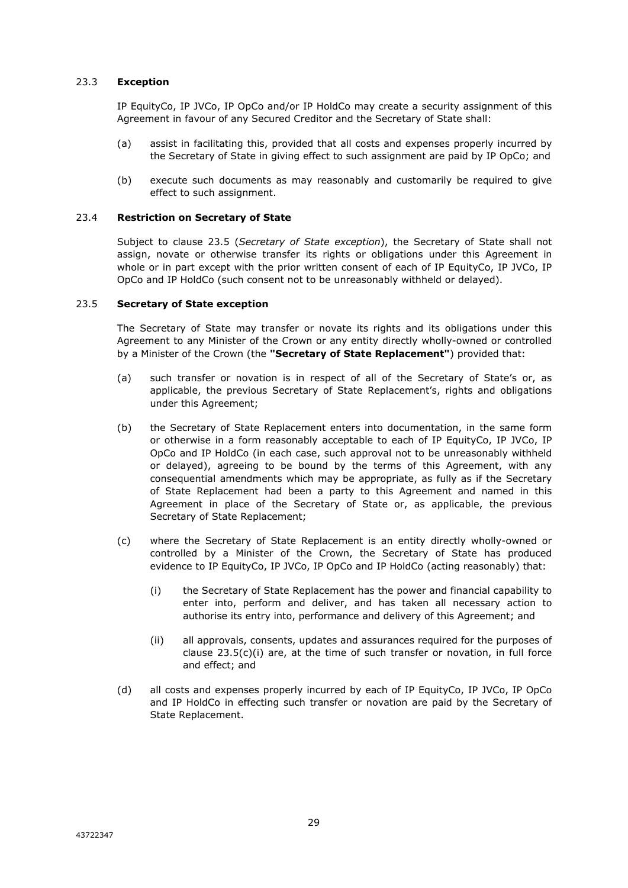### 23.3 **Exception**

IP EquityCo, IP JVCo, IP OpCo and/or IP HoldCo may create a security assignment of this Agreement in favour of any Secured Creditor and the Secretary of State shall:

(a) assist in facilitating this, provided that all costs and expenses properly incurred by the Secretary of State in giving effect to such assignment are paid by IP OpCo; and

(b) execute such documents as may reasonably and customarily be required to give effect to such assignment.

### 23.4 **Restriction on Secretary of State**

Subject to clause 23.5 (*Secretary of State exception*), the Secretary of State shall not assign, novate or otherwise transfer its rights or obligations under this Agreement in whole or in part except with the prior written consent of each of IP EquityCo, IP JVCo, IP OpCo and IP HoldCo (such consent not to be unreasonably withheld or delayed).

### 23.5 **Secretary of State exception**

The Secretary of State may transfer or novate its rights and its obligations under this Agreement to any Minister of the Crown or any entity directly wholly-owned or controlled by a Minister of the Crown (the **"Secretary of State Replacement"**) provided that:

(a) such transfer or novation is in respect of all of the Secretary of State's or, as applicable, the previous Secretary of State Replacement's, rights and obligations under this Agreement;

(b) the Secretary of State Replacement enters into documentation, in the same form or otherwise in a form reasonably acceptable to each of IP EquityCo, IP JVCo, IP OpCo and IP HoldCo (in each case, such approval not to be unreasonably withheld or delayed), agreeing to be bound by the terms of this Agreement, with any consequential amendments which may be appropriate, as fully as if the Secretary of State Replacement had been a party to this Agreement and named in this Agreement in place of the Secretary of State or, as applicable, the previous Secretary of State Replacement;

(c) where the Secretary of State Replacement is an entity directly wholly-owned or controlled by a Minister of the Crown, the Secretary of State has produced evidence to IP EquityCo, IP JVCo, IP OpCo and IP HoldCo (acting reasonably) that:

    (i) the Secretary of State Replacement has the power and financial capability to enter into, perform and deliver, and has taken all necessary action to authorise its entry into, performance and delivery of this Agreement; and

    (ii) all approvals, consents, updates and assurances required for the purposes of clause 23.5(c)(i) are, at the time of such transfer or novation, in full force and effect; and

(d) all costs and expenses properly incurred by each of IP EquityCo, IP JVCo, IP OpCo and IP HoldCo in effecting such transfer or novation are paid by the Secretary of State Replacement.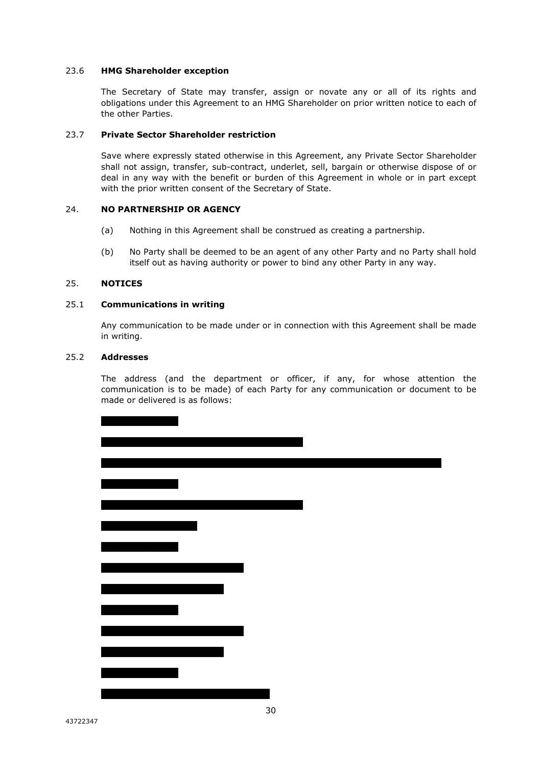23.6 **HMG Shareholder exception**

The Secretary of State may transfer, assign or novate any or all of its rights and obligations under this Agreement to an HMG Shareholder on prior written notice to each of the other Parties.

23.7 **Private Sector Shareholder restriction**

Save where expressly stated otherwise in this Agreement, any Private Sector Shareholder shall not assign, transfer, sub-contract, underlet, sell, bargain or otherwise dispose of or deal in any way with the benefit or burden of this Agreement in whole or in part except with the prior written consent of the Secretary of State.

24. **NO PARTNERSHIP OR AGENCY**

(a) Nothing in this Agreement shall be construed as creating a partnership.

(b) No Party shall be deemed to be an agent of any other Party and no Party shall hold itself out as having authority or power to bind any other Party in any way.

25. **NOTICES**

25.1 **Communications in writing**

Any communication to be made under or in connection with this Agreement shall be made in writing.

25.2 **Addresses**

The address (and the department or officer, if any, for whose attention the communication is to be made) of each Party for any communication or document to be made or delivered is as follows: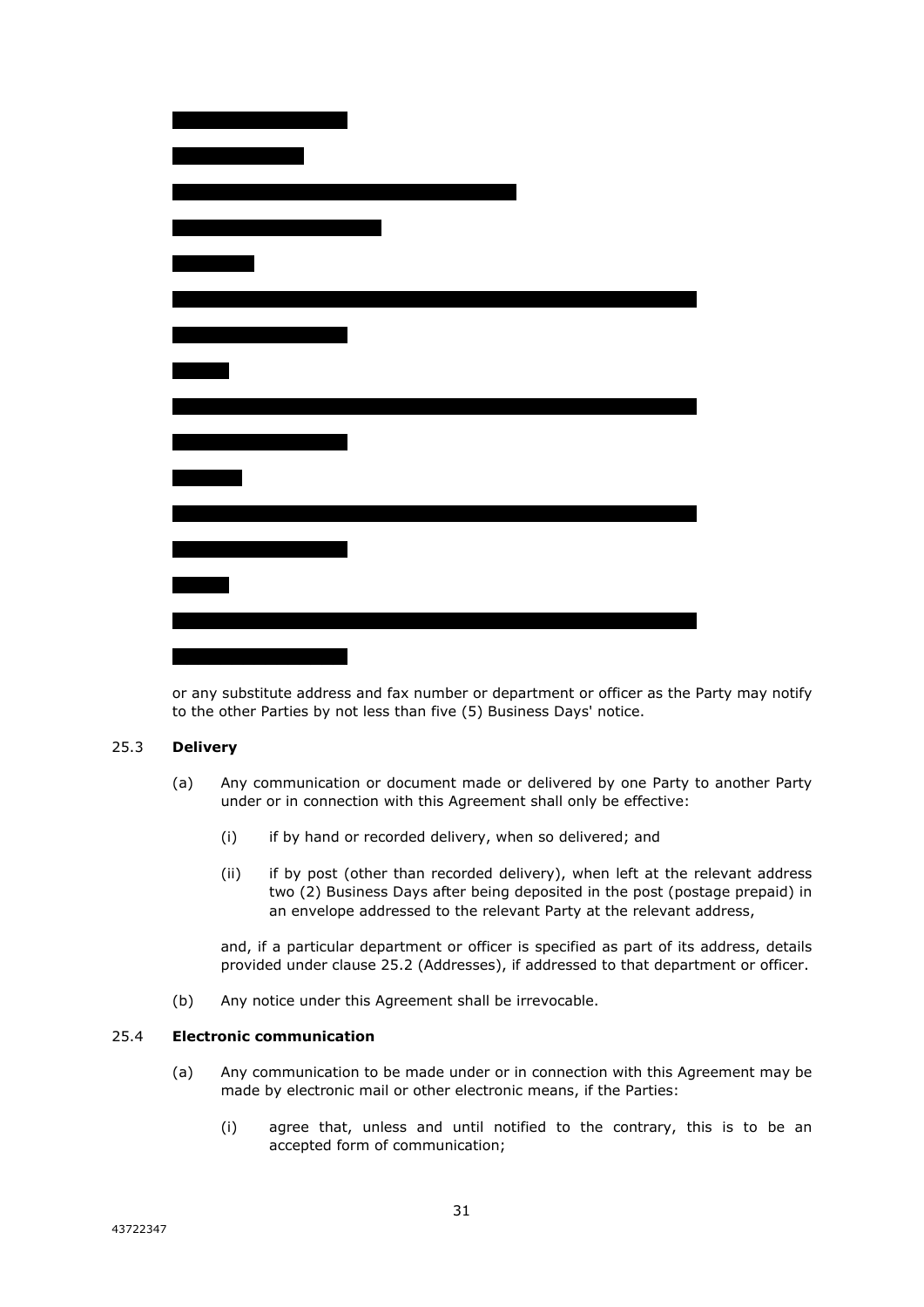or any substitute address and fax number or department or officer as the Party may notify to the other Parties by not less than five (5) Business Days' notice.

25.3 **Delivery**

(a) Any communication or document made or delivered by one Party to another Party under or in connection with this Agreement shall only be effective:

(i) if by hand or recorded delivery, when so delivered; and

(ii) if by post (other than recorded delivery), when left at the relevant address two (2) Business Days after being deposited in the post (postage prepaid) in an envelope addressed to the relevant Party at the relevant address,

and, if a particular department or officer is specified as part of its address, details provided under clause 25.2 (Addresses), if addressed to that department or officer.

(b) Any notice under this Agreement shall be irrevocable.

25.4 **Electronic communication**

(a) Any communication to be made under or in connection with this Agreement may be made by electronic mail or other electronic means, if the Parties:

(i) agree that, unless and until notified to the contrary, this is to be an accepted form of communication;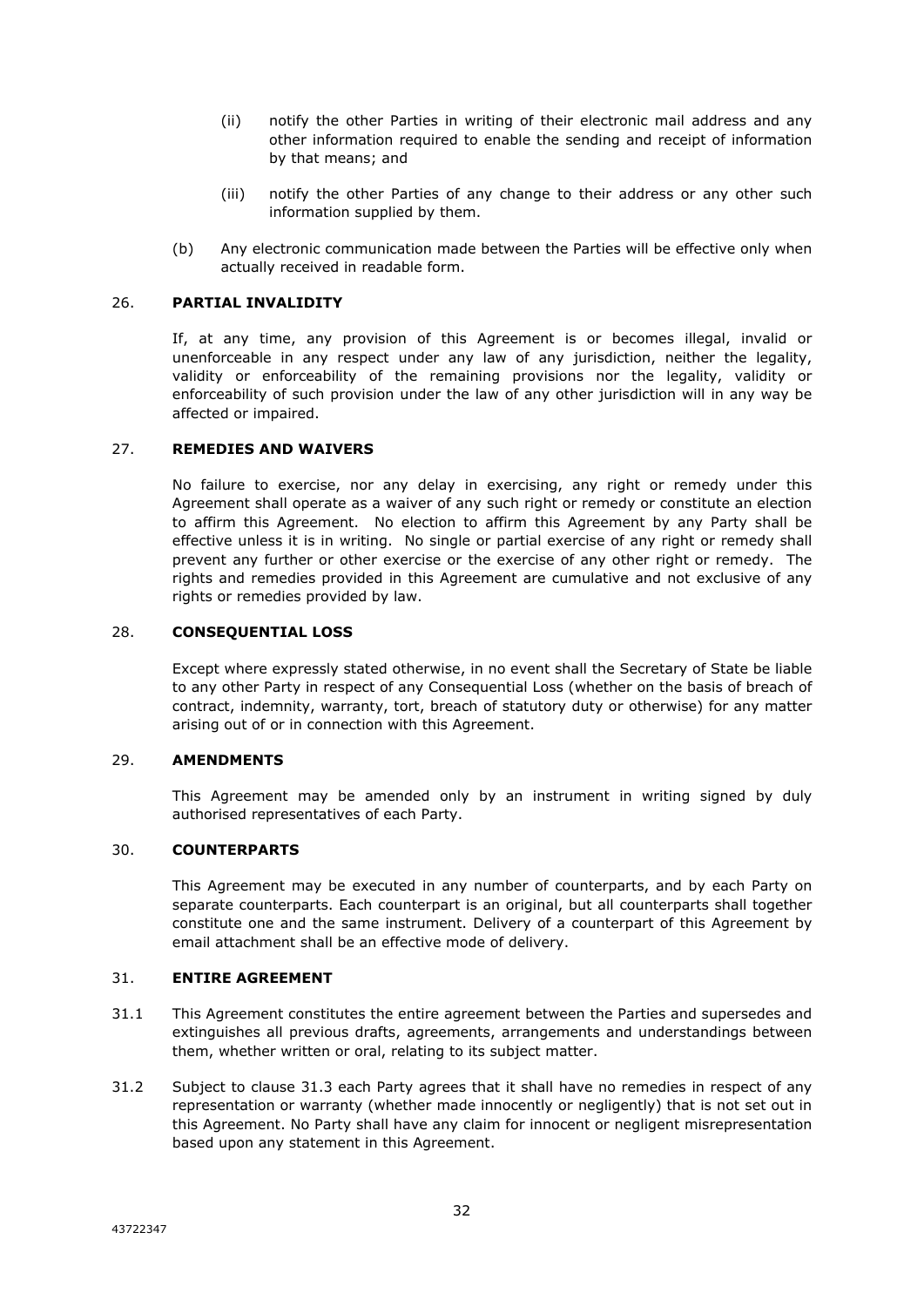(ii) notify the other Parties in writing of their electronic mail address and any other information required to enable the sending and receipt of information by that means; and

(iii) notify the other Parties of any change to their address or any other such information supplied by them.

(b) Any electronic communication made between the Parties will be effective only when actually received in readable form.

## 26. PARTIAL INVALIDITY

If, at any time, any provision of this Agreement is or becomes illegal, invalid or unenforceable in any respect under any law of any jurisdiction, neither the legality, validity or enforceability of the remaining provisions nor the legality, validity or enforceability of such provision under the law of any other jurisdiction will in any way be affected or impaired.

## 27. REMEDIES AND WAIVERS

No failure to exercise, nor any delay in exercising, any right or remedy under this Agreement shall operate as a waiver of any such right or remedy or constitute an election to affirm this Agreement. No election to affirm this Agreement by any Party shall be effective unless it is in writing. No single or partial exercise of any right or remedy shall prevent any further or other exercise or the exercise of any other right or remedy. The rights and remedies provided in this Agreement are cumulative and not exclusive of any rights or remedies provided by law.

## 28. CONSEQUENTIAL LOSS

Except where expressly stated otherwise, in no event shall the Secretary of State be liable to any other Party in respect of any Consequential Loss (whether on the basis of breach of contract, indemnity, warranty, tort, breach of statutory duty or otherwise) for any matter arising out of or in connection with this Agreement.

## 29. AMENDMENTS

This Agreement may be amended only by an instrument in writing signed by duly authorised representatives of each Party.

## 30. COUNTERPARTS

This Agreement may be executed in any number of counterparts, and by each Party on separate counterparts. Each counterpart is an original, but all counterparts shall together constitute one and the same instrument. Delivery of a counterpart of this Agreement by email attachment shall be an effective mode of delivery.

## 31. ENTIRE AGREEMENT

31.1 This Agreement constitutes the entire agreement between the Parties and supersedes and extinguishes all previous drafts, agreements, arrangements and understandings between them, whether written or oral, relating to its subject matter.

31.2 Subject to clause 31.3 each Party agrees that it shall have no remedies in respect of any representation or warranty (whether made innocently or negligently) that is not set out in this Agreement. No Party shall have any claim for innocent or negligent misrepresentation based upon any statement in this Agreement.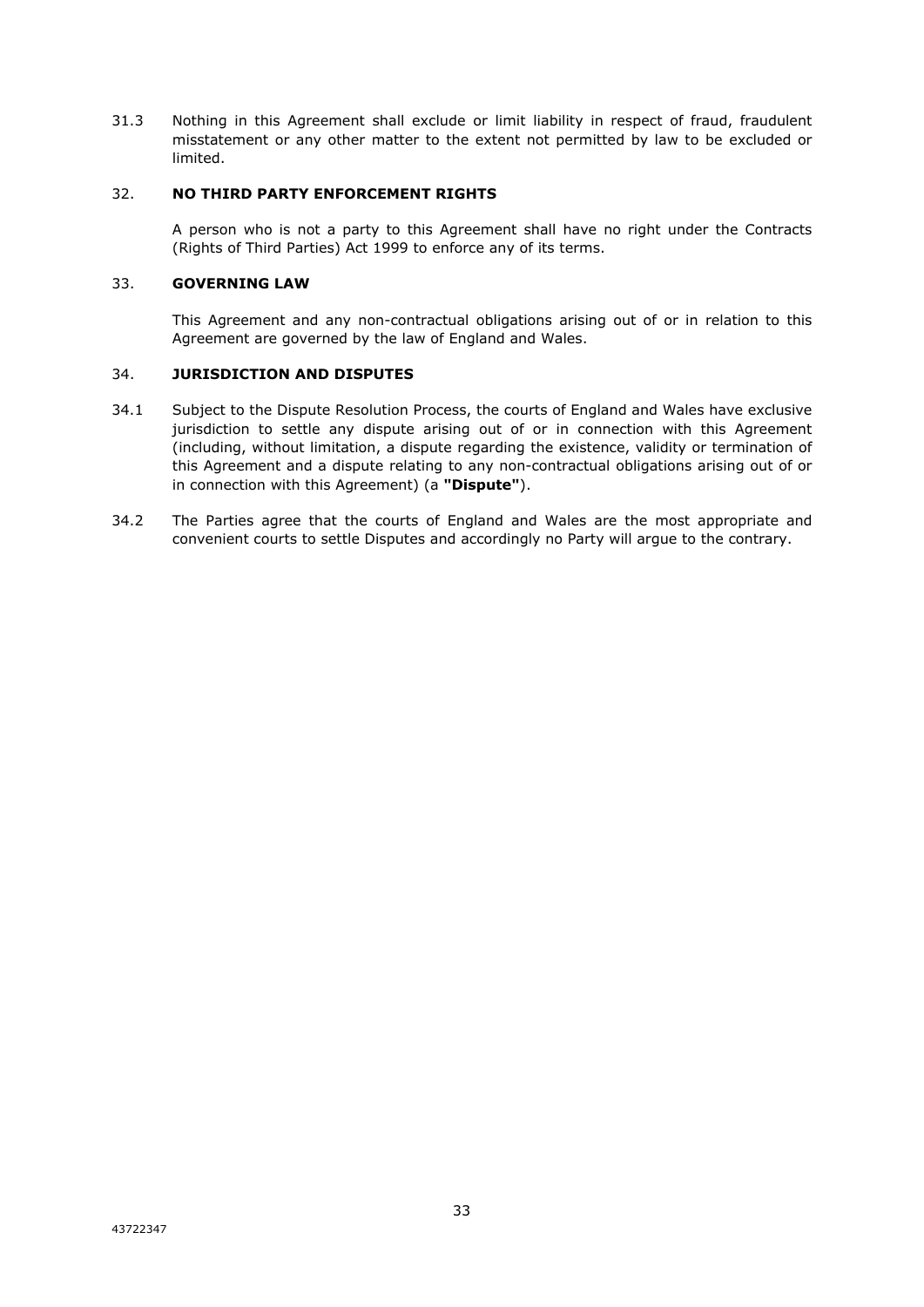31.3 Nothing in this Agreement shall exclude or limit liability in respect of fraud, fraudulent misstatement or any other matter to the extent not permitted by law to be excluded or limited.

## 32. NO THIRD PARTY ENFORCEMENT RIGHTS

A person who is not a party to this Agreement shall have no right under the Contracts (Rights of Third Parties) Act 1999 to enforce any of its terms.

## 33. GOVERNING LAW

This Agreement and any non-contractual obligations arising out of or in relation to this Agreement are governed by the law of England and Wales.

## 34. JURISDICTION AND DISPUTES

34.1 Subject to the Dispute Resolution Process, the courts of England and Wales have exclusive jurisdiction to settle any dispute arising out of or in connection with this Agreement (including, without limitation, a dispute regarding the existence, validity or termination of this Agreement and a dispute relating to any non-contractual obligations arising out of or in connection with this Agreement) (a **"Dispute"**).

34.2 The Parties agree that the courts of England and Wales are the most appropriate and convenient courts to settle Disputes and accordingly no Party will argue to the contrary.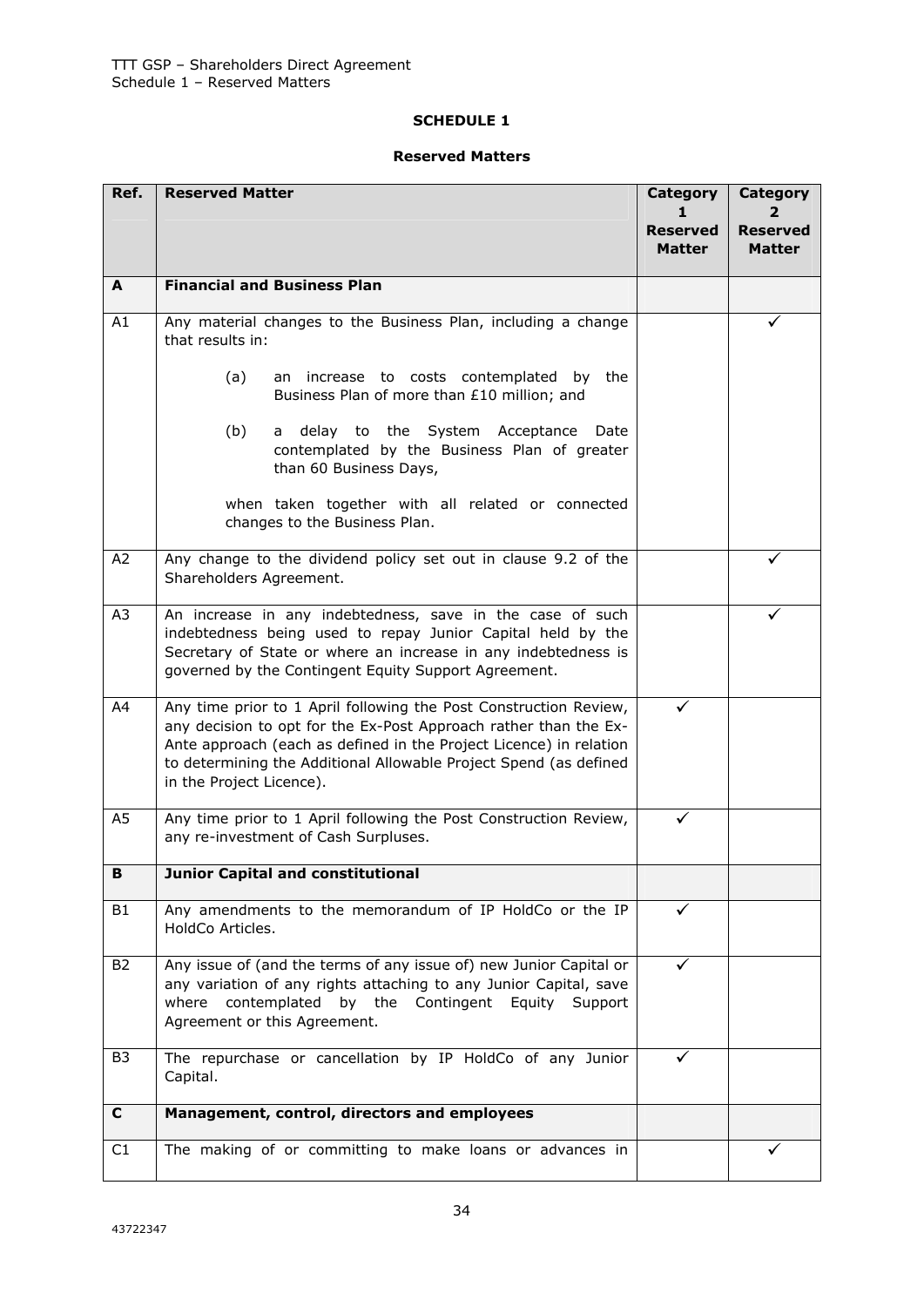# SCHEDULE 1

## Reserved Matters

| Ref. | Reserved Matter | Category 1 Reserved Matter | Category 2 Reserved Matter |
|---|---|---|---|
| **A** | **Financial and Business Plan** | | |
| A1 | Any material changes to the Business Plan, including a change that results in:<br><br>(a) an increase to costs contemplated by the Business Plan of more than £10 million; and<br><br>(b) a delay to the System Acceptance Date contemplated by the Business Plan of greater than 60 Business Days,<br><br>when taken together with all related or connected changes to the Business Plan. | | ✓ |
| A2 | Any change to the dividend policy set out in clause 9.2 of the Shareholders Agreement. | | ✓ |
| A3 | An increase in any indebtedness, save in the case of such indebtedness being used to repay Junior Capital held by the Secretary of State or where an increase in any indebtedness is governed by the Contingent Equity Support Agreement. | | ✓ |
| A4 | Any time prior to 1 April following the Post Construction Review, any decision to opt for the Ex-Post Approach rather than the Ex-Ante approach (each as defined in the Project Licence) in relation to determining the Additional Allowable Project Spend (as defined in the Project Licence). | ✓ | |
| A5 | Any time prior to 1 April following the Post Construction Review, any re-investment of Cash Surpluses. | ✓ | |
| **B** | **Junior Capital and constitutional** | | |
| B1 | Any amendments to the memorandum of IP HoldCo or the IP HoldCo Articles. | ✓ | |
| B2 | Any issue of (and the terms of any issue of) new Junior Capital or any variation of any rights attaching to any Junior Capital, save where contemplated by the Contingent Equity Support Agreement or this Agreement. | ✓ | |
| B3 | The repurchase or cancellation by IP HoldCo of any Junior Capital. | ✓ | |
| **C** | **Management, control, directors and employees** | | |
| C1 | The making of or committing to make loans or advances in | | ✓ |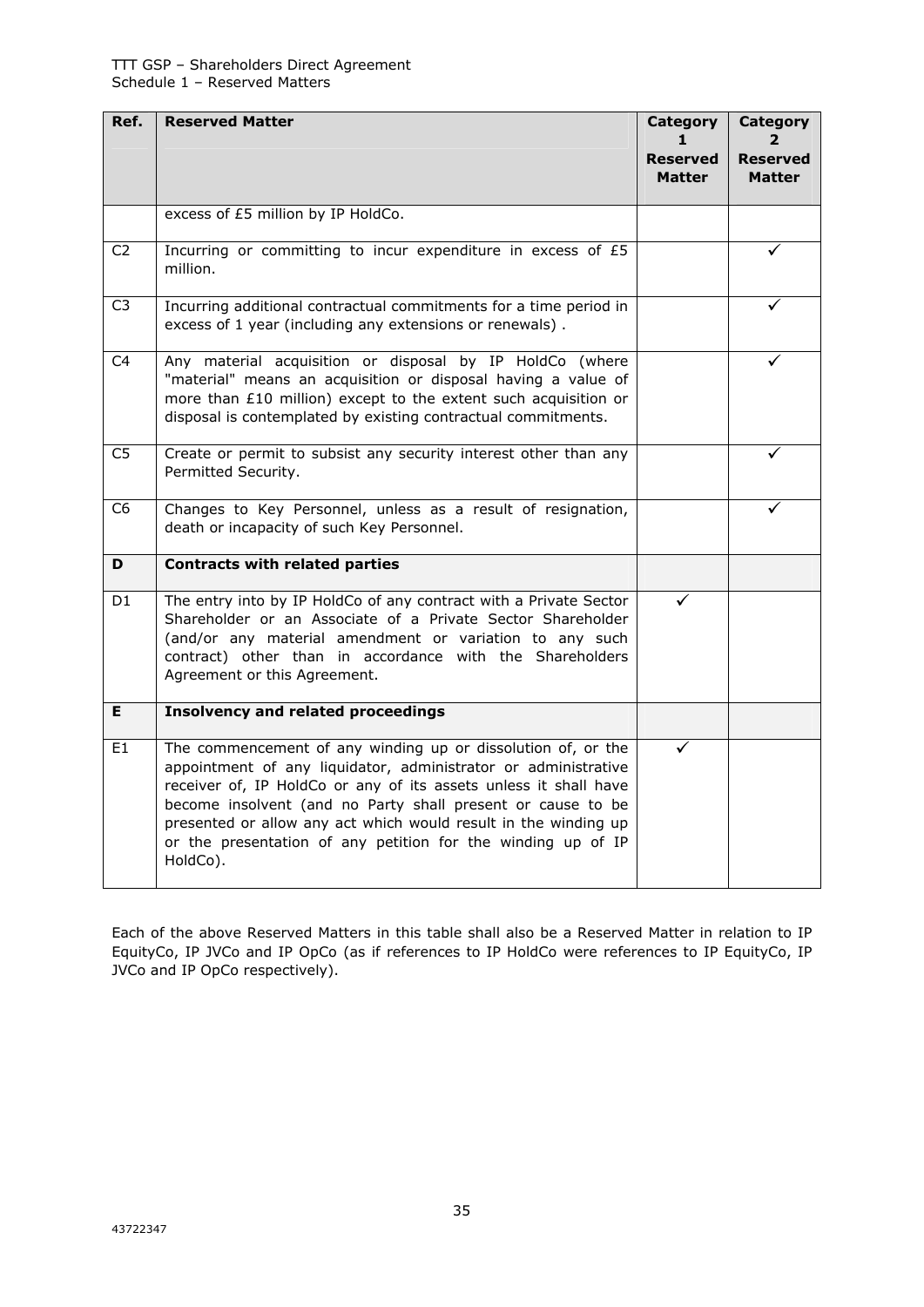| Ref. | Reserved Matter | Category 1 Reserved Matter | Category 2 Reserved Matter |
|---|---|---|---|
| | excess of £5 million by IP HoldCo. | | |
| C2 | Incurring or committing to incur expenditure in excess of £5 million. | | ✓ |
| C3 | Incurring additional contractual commitments for a time period in excess of 1 year (including any extensions or renewals) . | | ✓ |
| C4 | Any material acquisition or disposal by IP HoldCo (where "material" means an acquisition or disposal having a value of more than £10 million) except to the extent such acquisition or disposal is contemplated by existing contractual commitments. | | ✓ |
| C5 | Create or permit to subsist any security interest other than any Permitted Security. | | ✓ |
| C6 | Changes to Key Personnel, unless as a result of resignation, death or incapacity of such Key Personnel. | | ✓ |
| **D** | **Contracts with related parties** | | |
| D1 | The entry into by IP HoldCo of any contract with a Private Sector Shareholder or an Associate of a Private Sector Shareholder (and/or any material amendment or variation to any such contract) other than in accordance with the Shareholders Agreement or this Agreement. | ✓ | |
| **E** | **Insolvency and related proceedings** | | |
| E1 | The commencement of any winding up or dissolution of, or the appointment of any liquidator, administrator or administrative receiver of, IP HoldCo or any of its assets unless it shall have become insolvent (and no Party shall present or cause to be presented or allow any act which would result in the winding up or the presentation of any petition for the winding up of IP HoldCo). | ✓ | |

Each of the above Reserved Matters in this table shall also be a Reserved Matter in relation to IP EquityCo, IP JVCo and IP OpCo (as if references to IP HoldCo were references to IP EquityCo, IP JVCo and IP OpCo respectively).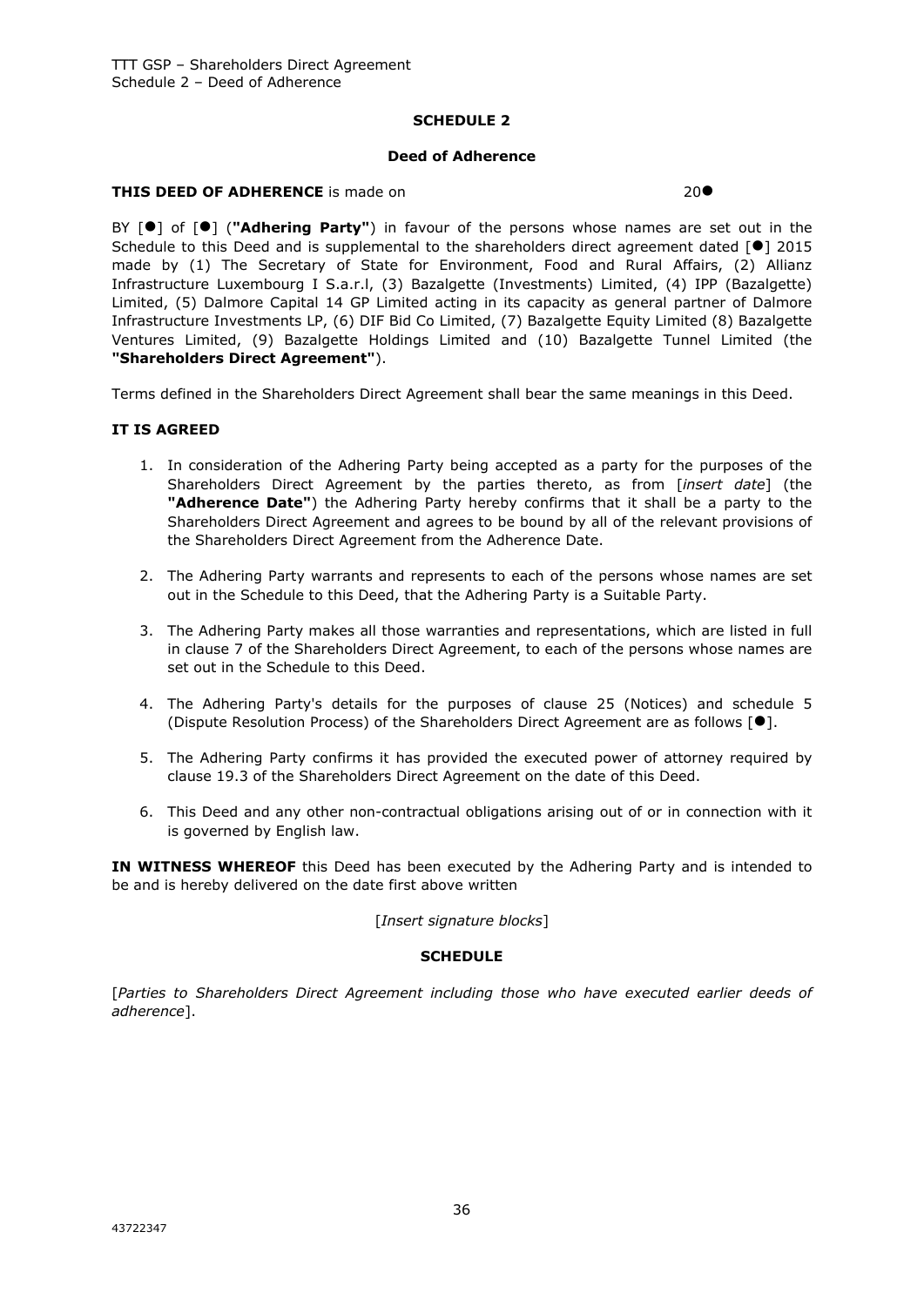**SCHEDULE 2**

**Deed of Adherence**

**THIS DEED OF ADHERENCE** is made on 20●

BY [●] of [●] (**"Adhering Party"**) in favour of the persons whose names are set out in the Schedule to this Deed and is supplemental to the shareholders direct agreement dated [●] 2015 made by (1) The Secretary of State for Environment, Food and Rural Affairs, (2) Allianz Infrastructure Luxembourg I S.a.r.l, (3) Bazalgette (Investments) Limited, (4) IPP (Bazalgette) Limited, (5) Dalmore Capital 14 GP Limited acting in its capacity as general partner of Dalmore Infrastructure Investments LP, (6) DIF Bid Co Limited, (7) Bazalgette Equity Limited (8) Bazalgette Ventures Limited, (9) Bazalgette Holdings Limited and (10) Bazalgette Tunnel Limited (the **"Shareholders Direct Agreement"**).

Terms defined in the Shareholders Direct Agreement shall bear the same meanings in this Deed.

**IT IS AGREED**

1. In consideration of the Adhering Party being accepted as a party for the purposes of the Shareholders Direct Agreement by the parties thereto, as from [*insert date*] (the **"Adherence Date"**) the Adhering Party hereby confirms that it shall be a party to the Shareholders Direct Agreement and agrees to be bound by all of the relevant provisions of the Shareholders Direct Agreement from the Adherence Date.
2. The Adhering Party warrants and represents to each of the persons whose names are set out in the Schedule to this Deed, that the Adhering Party is a Suitable Party.
3. The Adhering Party makes all those warranties and representations, which are listed in full in clause 7 of the Shareholders Direct Agreement, to each of the persons whose names are set out in the Schedule to this Deed.
4. The Adhering Party's details for the purposes of clause 25 (Notices) and schedule 5 (Dispute Resolution Process) of the Shareholders Direct Agreement are as follows [●].
5. The Adhering Party confirms it has provided the executed power of attorney required by clause 19.3 of the Shareholders Direct Agreement on the date of this Deed.
6. This Deed and any other non-contractual obligations arising out of or in connection with it is governed by English law.

**IN WITNESS WHEREOF** this Deed has been executed by the Adhering Party and is intended to be and is hereby delivered on the date first above written

[*Insert signature blocks*]

**SCHEDULE**

[*Parties to Shareholders Direct Agreement including those who have executed earlier deeds of adherence*].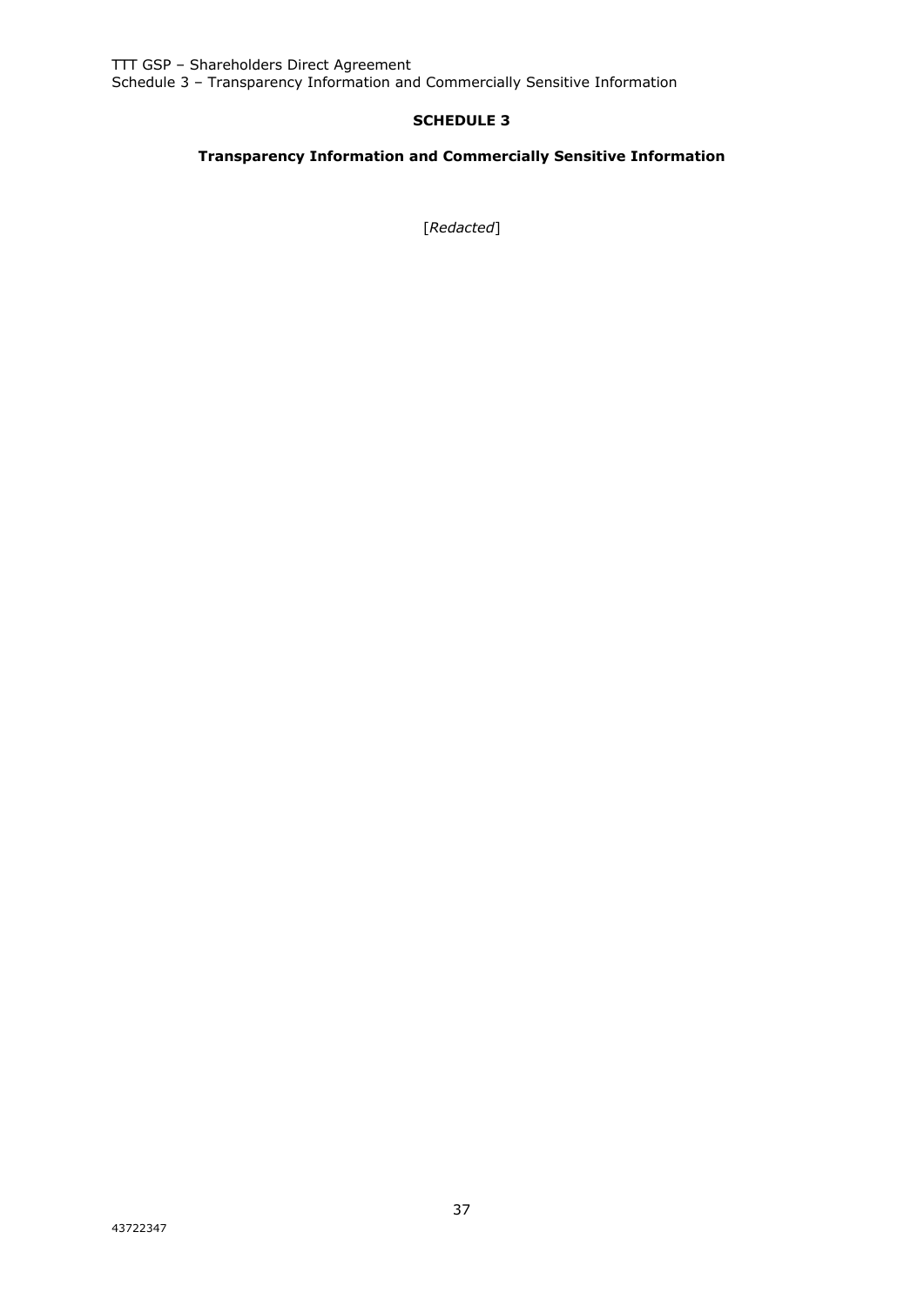# SCHEDULE 3

## Transparency Information and Commercially Sensitive Information

[*Redacted*]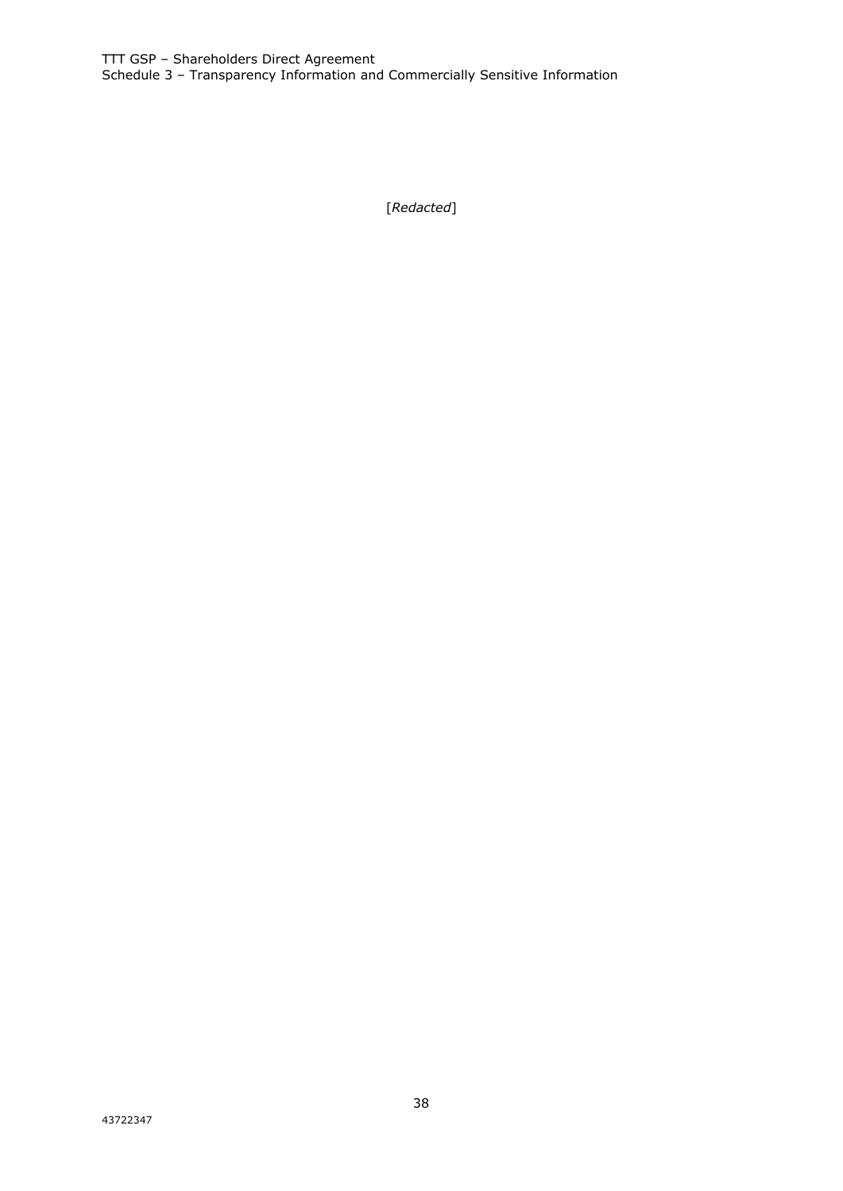[*Redacted*]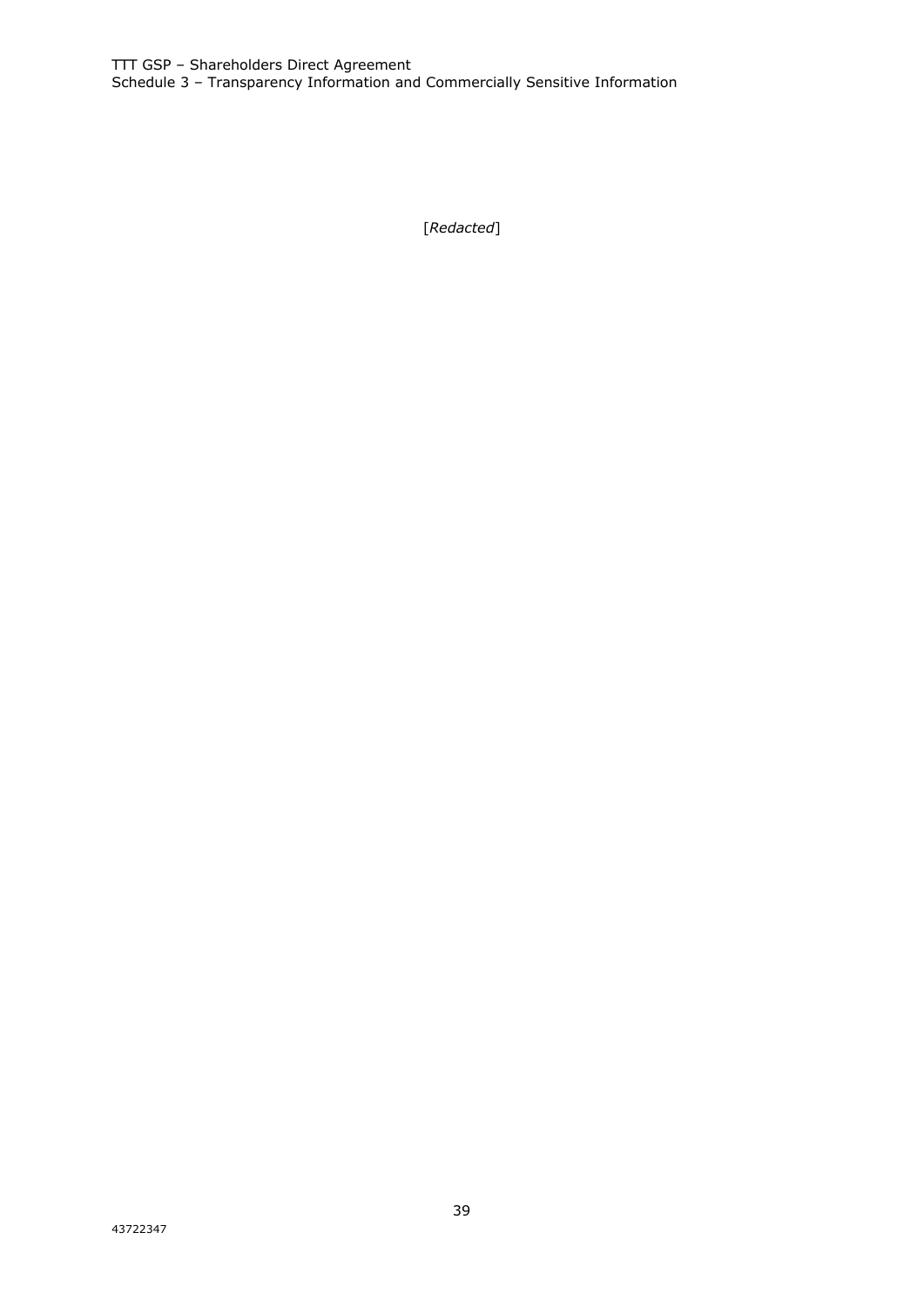[*Redacted*]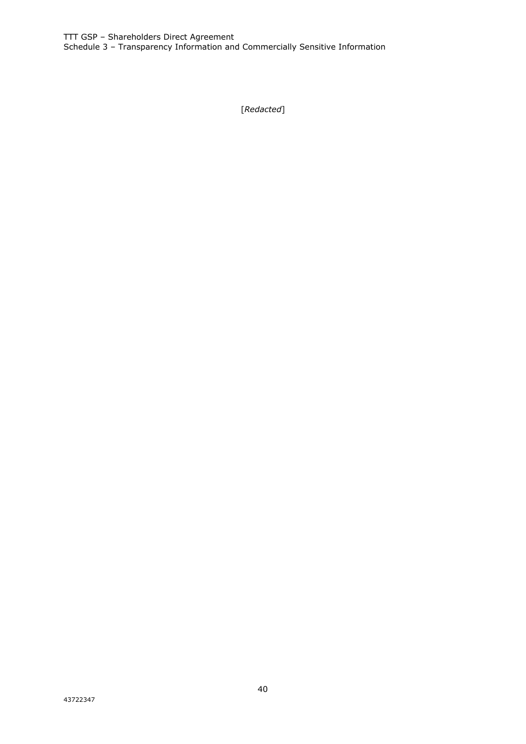[*Redacted*]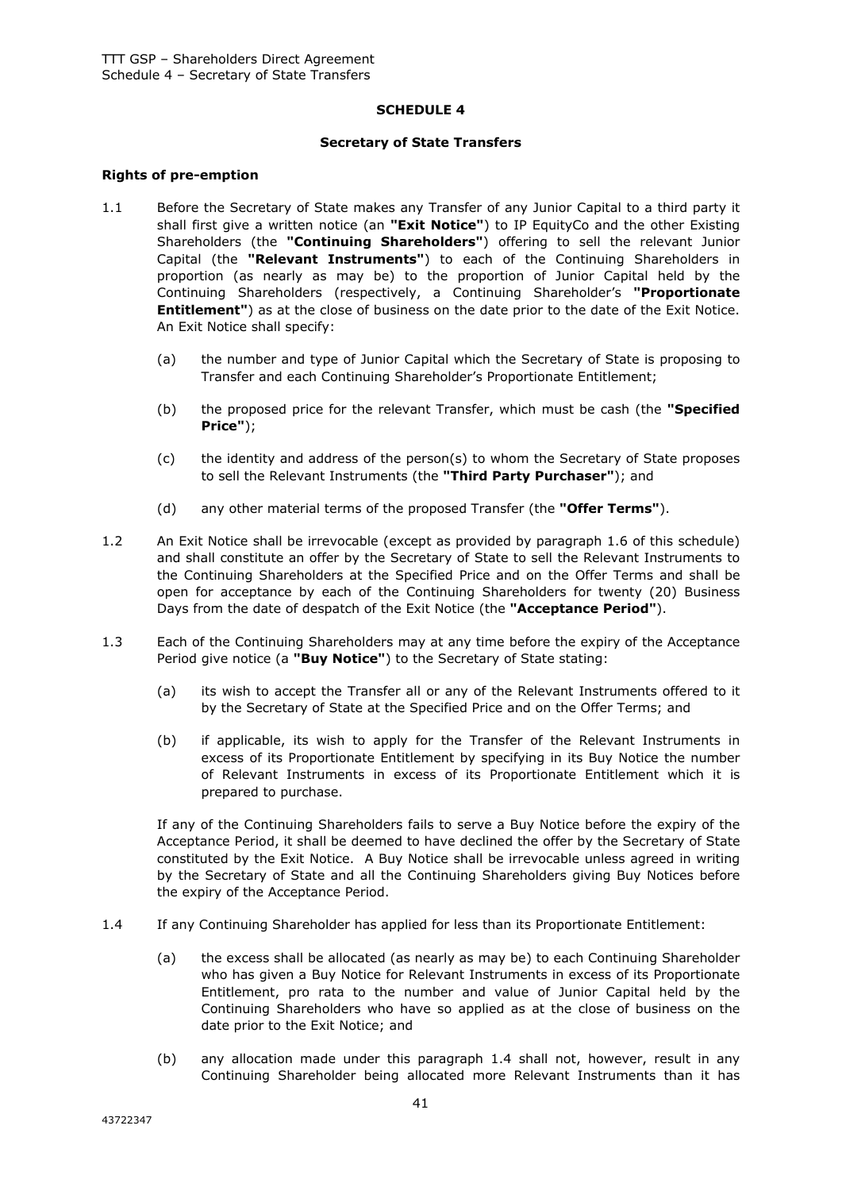## SCHEDULE 4

### Secretary of State Transfers

**Rights of pre-emption**

1.1 Before the Secretary of State makes any Transfer of any Junior Capital to a third party it shall first give a written notice (an **"Exit Notice"**) to IP EquityCo and the other Existing Shareholders (the **"Continuing Shareholders"**) offering to sell the relevant Junior Capital (the **"Relevant Instruments"**) to each of the Continuing Shareholders in proportion (as nearly as may be) to the proportion of Junior Capital held by the Continuing Shareholders (respectively, a Continuing Shareholder's **"Proportionate Entitlement"**) as at the close of business on the date prior to the date of the Exit Notice. An Exit Notice shall specify:

   (a) the number and type of Junior Capital which the Secretary of State is proposing to Transfer and each Continuing Shareholder's Proportionate Entitlement;

   (b) the proposed price for the relevant Transfer, which must be cash (the **"Specified Price"**);

   (c) the identity and address of the person(s) to whom the Secretary of State proposes to sell the Relevant Instruments (the **"Third Party Purchaser"**); and

   (d) any other material terms of the proposed Transfer (the **"Offer Terms"**).

1.2 An Exit Notice shall be irrevocable (except as provided by paragraph 1.6 of this schedule) and shall constitute an offer by the Secretary of State to sell the Relevant Instruments to the Continuing Shareholders at the Specified Price and on the Offer Terms and shall be open for acceptance by each of the Continuing Shareholders for twenty (20) Business Days from the date of despatch of the Exit Notice (the **"Acceptance Period"**).

1.3 Each of the Continuing Shareholders may at any time before the expiry of the Acceptance Period give notice (a **"Buy Notice"**) to the Secretary of State stating:

   (a) its wish to accept the Transfer all or any of the Relevant Instruments offered to it by the Secretary of State at the Specified Price and on the Offer Terms; and

   (b) if applicable, its wish to apply for the Transfer of the Relevant Instruments in excess of its Proportionate Entitlement by specifying in its Buy Notice the number of Relevant Instruments in excess of its Proportionate Entitlement which it is prepared to purchase.

   If any of the Continuing Shareholders fails to serve a Buy Notice before the expiry of the Acceptance Period, it shall be deemed to have declined the offer by the Secretary of State constituted by the Exit Notice. A Buy Notice shall be irrevocable unless agreed in writing by the Secretary of State and all the Continuing Shareholders giving Buy Notices before the expiry of the Acceptance Period.

1.4 If any Continuing Shareholder has applied for less than its Proportionate Entitlement:

   (a) the excess shall be allocated (as nearly as may be) to each Continuing Shareholder who has given a Buy Notice for Relevant Instruments in excess of its Proportionate Entitlement, pro rata to the number and value of Junior Capital held by the Continuing Shareholders who have so applied as at the close of business on the date prior to the Exit Notice; and

   (b) any allocation made under this paragraph 1.4 shall not, however, result in any Continuing Shareholder being allocated more Relevant Instruments than it has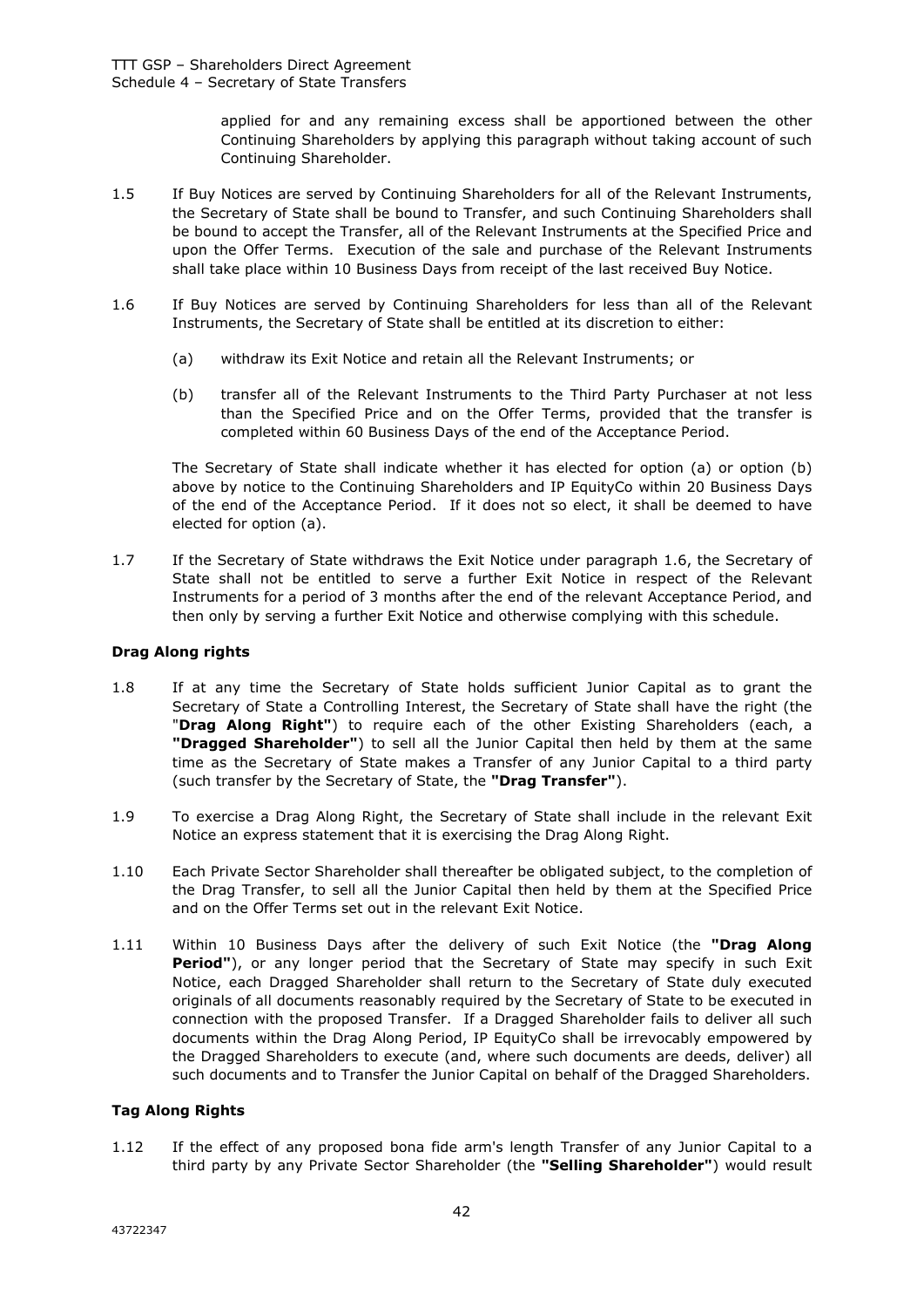applied for and any remaining excess shall be apportioned between the other Continuing Shareholders by applying this paragraph without taking account of such Continuing Shareholder.

1.5 If Buy Notices are served by Continuing Shareholders for all of the Relevant Instruments, the Secretary of State shall be bound to Transfer, and such Continuing Shareholders shall be bound to accept the Transfer, all of the Relevant Instruments at the Specified Price and upon the Offer Terms. Execution of the sale and purchase of the Relevant Instruments shall take place within 10 Business Days from receipt of the last received Buy Notice.

1.6 If Buy Notices are served by Continuing Shareholders for less than all of the Relevant Instruments, the Secretary of State shall be entitled at its discretion to either:

(a) withdraw its Exit Notice and retain all the Relevant Instruments; or

(b) transfer all of the Relevant Instruments to the Third Party Purchaser at not less than the Specified Price and on the Offer Terms, provided that the transfer is completed within 60 Business Days of the end of the Acceptance Period.

The Secretary of State shall indicate whether it has elected for option (a) or option (b) above by notice to the Continuing Shareholders and IP EquityCo within 20 Business Days of the end of the Acceptance Period. If it does not so elect, it shall be deemed to have elected for option (a).

1.7 If the Secretary of State withdraws the Exit Notice under paragraph 1.6, the Secretary of State shall not be entitled to serve a further Exit Notice in respect of the Relevant Instruments for a period of 3 months after the end of the relevant Acceptance Period, and then only by serving a further Exit Notice and otherwise complying with this schedule.

**Drag Along rights**

1.8 If at any time the Secretary of State holds sufficient Junior Capital as to grant the Secretary of State a Controlling Interest, the Secretary of State shall have the right (the "**Drag Along Right**") to require each of the other Existing Shareholders (each, a **"Dragged Shareholder"**) to sell all the Junior Capital then held by them at the same time as the Secretary of State makes a Transfer of any Junior Capital to a third party (such transfer by the Secretary of State, the **"Drag Transfer"**).

1.9 To exercise a Drag Along Right, the Secretary of State shall include in the relevant Exit Notice an express statement that it is exercising the Drag Along Right.

1.10 Each Private Sector Shareholder shall thereafter be obligated subject, to the completion of the Drag Transfer, to sell all the Junior Capital then held by them at the Specified Price and on the Offer Terms set out in the relevant Exit Notice.

1.11 Within 10 Business Days after the delivery of such Exit Notice (the **"Drag Along Period"**), or any longer period that the Secretary of State may specify in such Exit Notice, each Dragged Shareholder shall return to the Secretary of State duly executed originals of all documents reasonably required by the Secretary of State to be executed in connection with the proposed Transfer. If a Dragged Shareholder fails to deliver all such documents within the Drag Along Period, IP EquityCo shall be irrevocably empowered by the Dragged Shareholders to execute (and, where such documents are deeds, deliver) all such documents and to Transfer the Junior Capital on behalf of the Dragged Shareholders.

**Tag Along Rights**

1.12 If the effect of any proposed bona fide arm's length Transfer of any Junior Capital to a third party by any Private Sector Shareholder (the **"Selling Shareholder"**) would result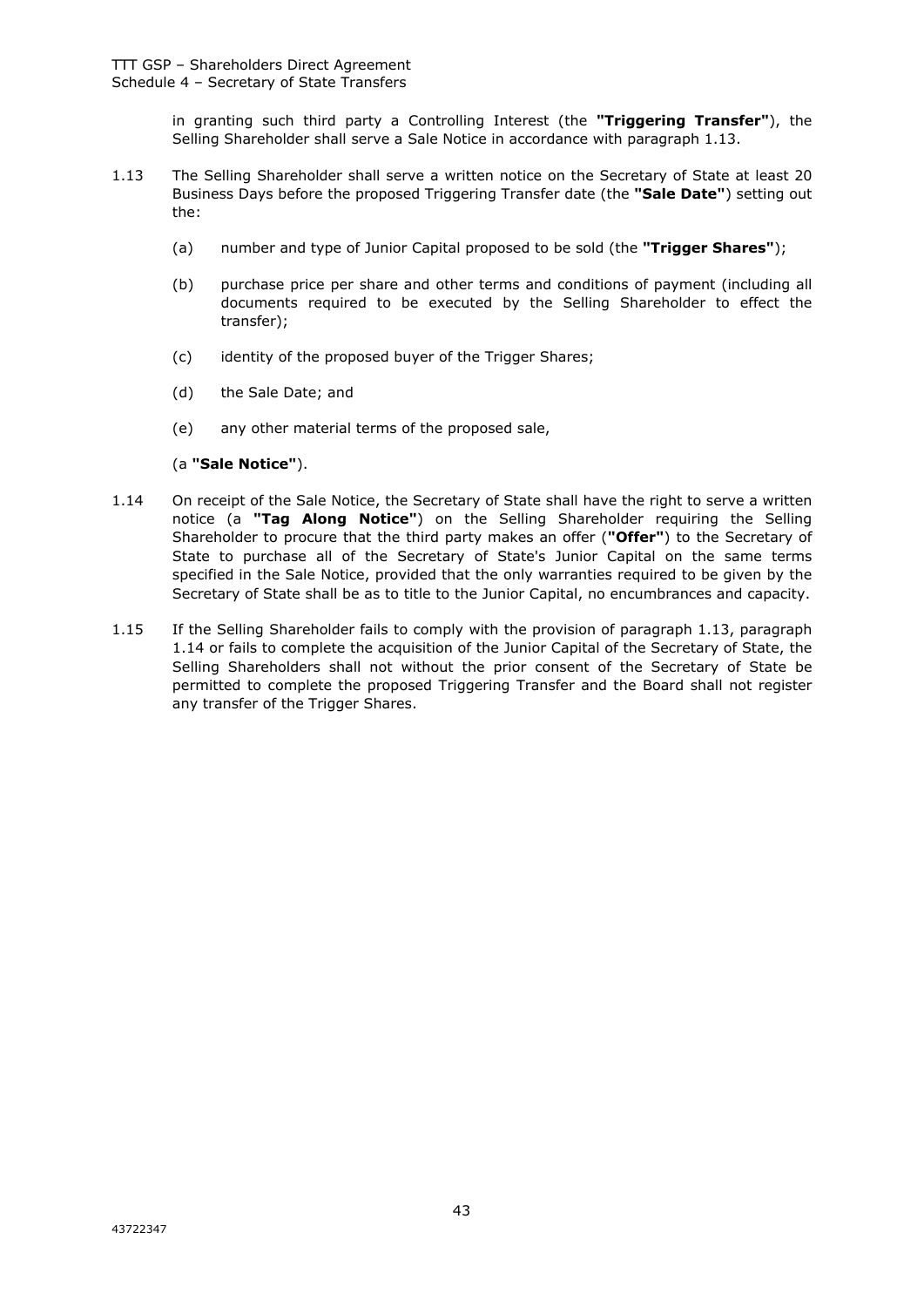in granting such third party a Controlling Interest (the **"Triggering Transfer"**), the Selling Shareholder shall serve a Sale Notice in accordance with paragraph 1.13.

1.13 The Selling Shareholder shall serve a written notice on the Secretary of State at least 20 Business Days before the proposed Triggering Transfer date (the **"Sale Date"**) setting out the:

(a) number and type of Junior Capital proposed to be sold (the **"Trigger Shares"**);

(b) purchase price per share and other terms and conditions of payment (including all documents required to be executed by the Selling Shareholder to effect the transfer);

(c) identity of the proposed buyer of the Trigger Shares;

(d) the Sale Date; and

(e) any other material terms of the proposed sale,

(a **"Sale Notice"**).

1.14 On receipt of the Sale Notice, the Secretary of State shall have the right to serve a written notice (a **"Tag Along Notice"**) on the Selling Shareholder requiring the Selling Shareholder to procure that the third party makes an offer (**"Offer"**) to the Secretary of State to purchase all of the Secretary of State's Junior Capital on the same terms specified in the Sale Notice, provided that the only warranties required to be given by the Secretary of State shall be as to title to the Junior Capital, no encumbrances and capacity.

1.15 If the Selling Shareholder fails to comply with the provision of paragraph 1.13, paragraph 1.14 or fails to complete the acquisition of the Junior Capital of the Secretary of State, the Selling Shareholders shall not without the prior consent of the Secretary of State be permitted to complete the proposed Triggering Transfer and the Board shall not register any transfer of the Trigger Shares.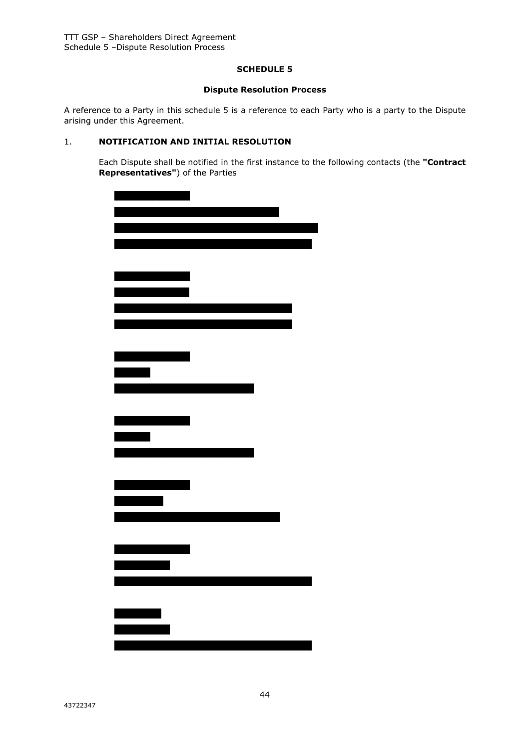# SCHEDULE 5

## Dispute Resolution Process

A reference to a Party in this schedule 5 is a reference to each Party who is a party to the Dispute arising under this Agreement.

1. **NOTIFICATION AND INITIAL RESOLUTION**

   Each Dispute shall be notified in the first instance to the following contacts (the **"Contract Representatives"**) of the Parties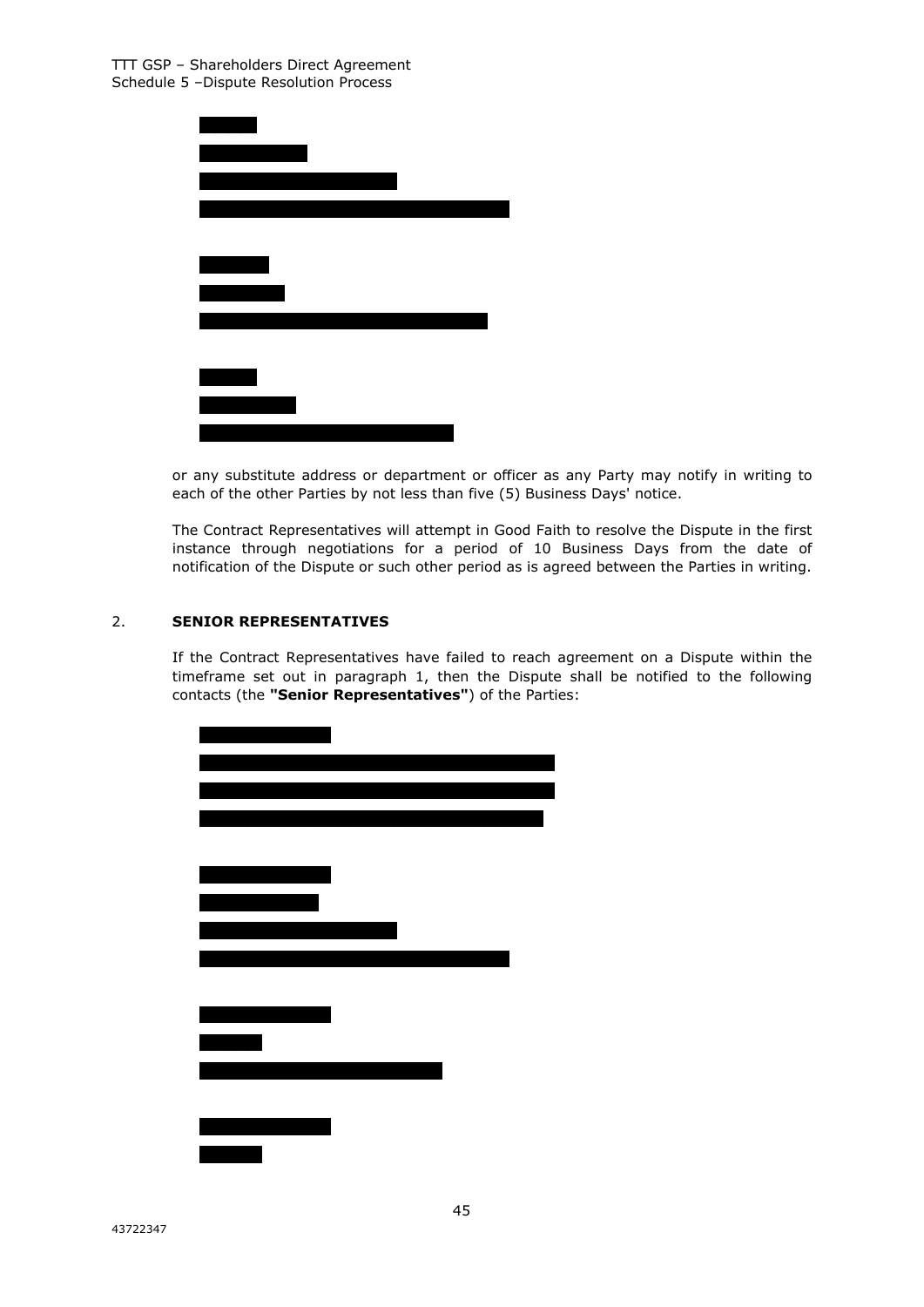or any substitute address or department or officer as any Party may notify in writing to each of the other Parties by not less than five (5) Business Days' notice.

The Contract Representatives will attempt in Good Faith to resolve the Dispute in the first instance through negotiations for a period of 10 Business Days from the date of notification of the Dispute or such other period as is agreed between the Parties in writing.

## 2. SENIOR REPRESENTATIVES

If the Contract Representatives have failed to reach agreement on a Dispute within the timeframe set out in paragraph 1, then the Dispute shall be notified to the following contacts (the **"Senior Representatives"**) of the Parties: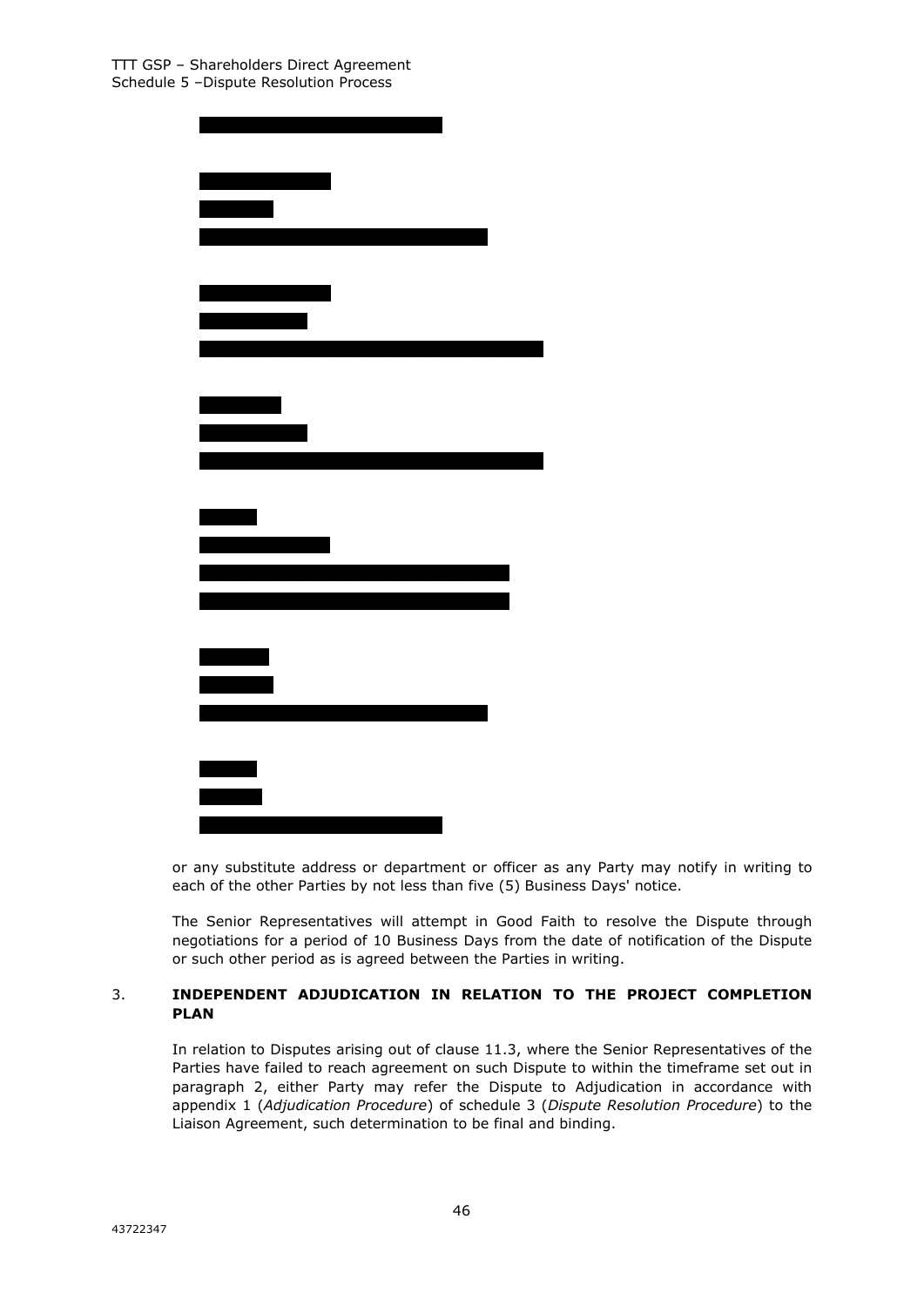or any substitute address or department or officer as any Party may notify in writing to each of the other Parties by not less than five (5) Business Days' notice.

The Senior Representatives will attempt in Good Faith to resolve the Dispute through negotiations for a period of 10 Business Days from the date of notification of the Dispute or such other period as is agreed between the Parties in writing.

## 3. INDEPENDENT ADJUDICATION IN RELATION TO THE PROJECT COMPLETION PLAN

In relation to Disputes arising out of clause 11.3, where the Senior Representatives of the Parties have failed to reach agreement on such Dispute to within the timeframe set out in paragraph 2, either Party may refer the Dispute to Adjudication in accordance with appendix 1 (*Adjudication Procedure*) of schedule 3 (*Dispute Resolution Procedure*) to the Liaison Agreement, such determination to be final and binding.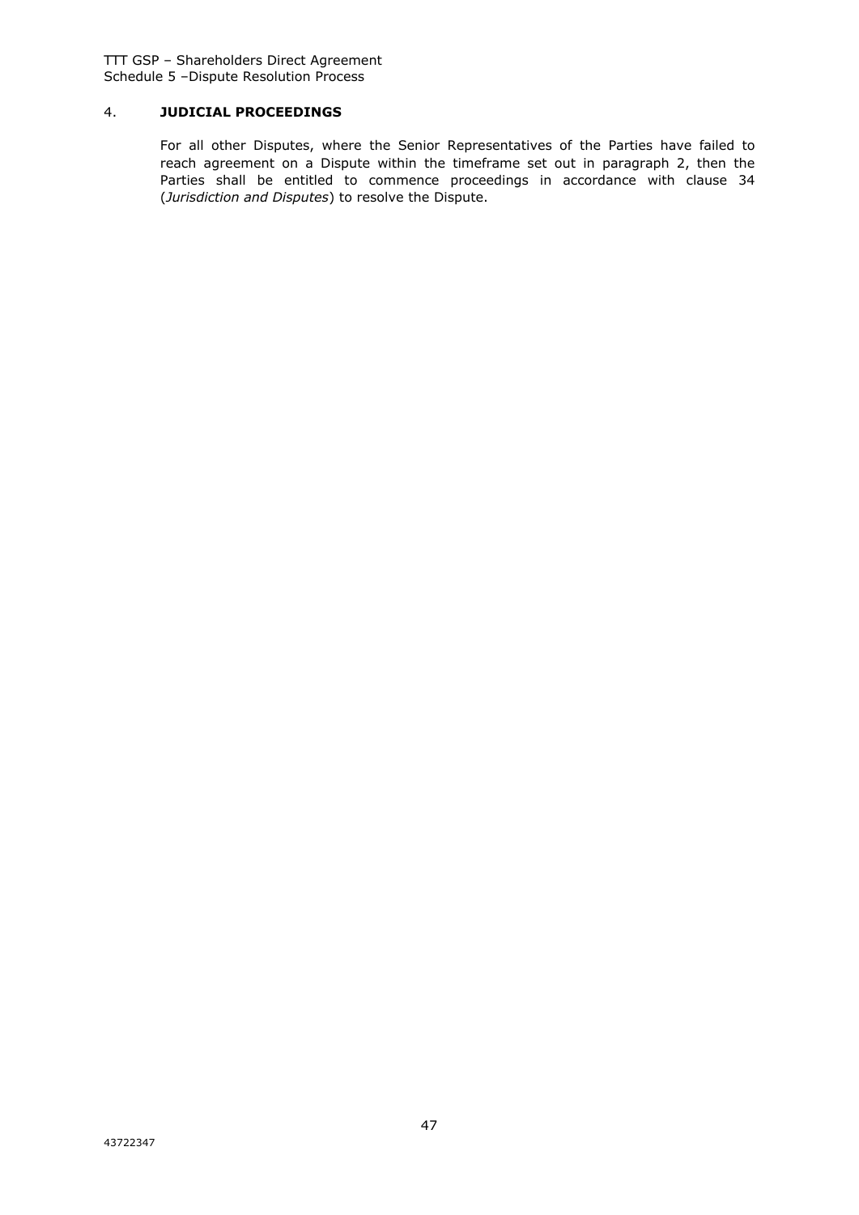## 4. JUDICIAL PROCEEDINGS

For all other Disputes, where the Senior Representatives of the Parties have failed to reach agreement on a Dispute within the timeframe set out in paragraph 2, then the Parties shall be entitled to commence proceedings in accordance with clause 34 (*Jurisdiction and Disputes*) to resolve the Dispute.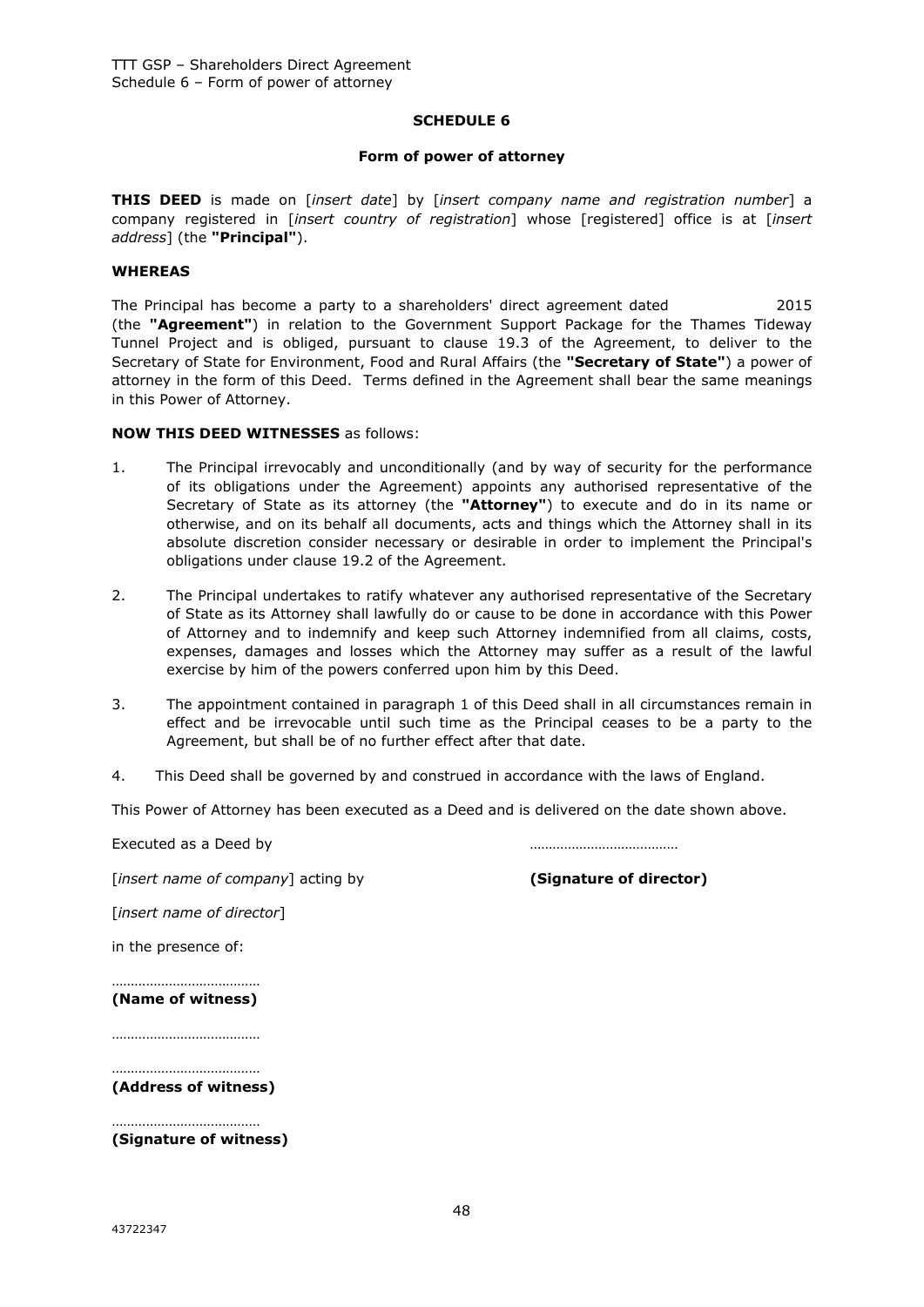## SCHEDULE 6

### Form of power of attorney

**THIS DEED** is made on [*insert date*] by [*insert company name and registration number*] a company registered in [*insert country of registration*] whose [registered] office is at [*insert address*] (the **"Principal"**).

**WHEREAS**

The Principal has become a party to a shareholders' direct agreement dated 2015 (the **"Agreement"**) in relation to the Government Support Package for the Thames Tideway Tunnel Project and is obliged, pursuant to clause 19.3 of the Agreement, to deliver to the Secretary of State for Environment, Food and Rural Affairs (the **"Secretary of State"**) a power of attorney in the form of this Deed. Terms defined in the Agreement shall bear the same meanings in this Power of Attorney.

**NOW THIS DEED WITNESSES** as follows:

1. The Principal irrevocably and unconditionally (and by way of security for the performance of its obligations under the Agreement) appoints any authorised representative of the Secretary of State as its attorney (the **"Attorney"**) to execute and do in its name or otherwise, and on its behalf all documents, acts and things which the Attorney shall in its absolute discretion consider necessary or desirable in order to implement the Principal's obligations under clause 19.2 of the Agreement.

2. The Principal undertakes to ratify whatever any authorised representative of the Secretary of State as its Attorney shall lawfully do or cause to be done in accordance with this Power of Attorney and to indemnify and keep such Attorney indemnified from all claims, costs, expenses, damages and losses which the Attorney may suffer as a result of the lawful exercise by him of the powers conferred upon him by this Deed.

3. The appointment contained in paragraph 1 of this Deed shall in all circumstances remain in effect and be irrevocable until such time as the Principal ceases to be a party to the Agreement, but shall be of no further effect after that date.

4. This Deed shall be governed by and construed in accordance with the laws of England.

This Power of Attorney has been executed as a Deed and is delivered on the date shown above.

Executed as a Deed by ………………………………

[*insert name of company*] acting by **(Signature of director)**

[*insert name of director*]

in the presence of:

………………………………
**(Name of witness)**

………………………………

………………………………
**(Address of witness)**

………………………………
**(Signature of witness)**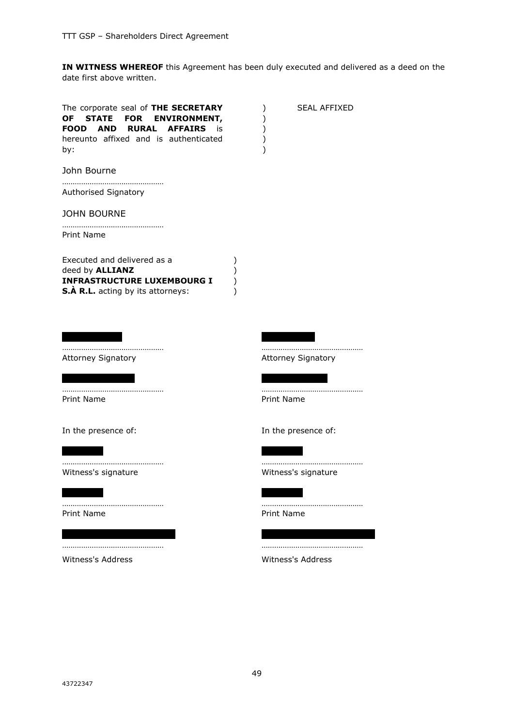**IN WITNESS WHEREOF** this Agreement has been duly executed and delivered as a deed on the date first above written.

The corporate seal of **THE SECRETARY OF STATE FOR ENVIRONMENT, FOOD AND RURAL AFFAIRS** is hereunto affixed and is authenticated by: ) SEAL AFFIXED

John Bourne

…………………………………………
Authorised Signatory

JOHN BOURNE

…………………………………………
Print Name

Executed and delivered as a deed by **ALLIANZ INFRASTRUCTURE LUXEMBOURG I S.À R.L.** acting by its attorneys: )

| | |
|---|---|
| ………………………………………… | ………………………………………… |
| Attorney Signatory | Attorney Signatory |
| ………………………………………… | ………………………………………… |
| Print Name | Print Name |
| In the presence of: | In the presence of: |
| ………………………………………… | ………………………………………… |
| Witness's signature | Witness's signature |
| ………………………………………… | ………………………………………… |
| Print Name | Print Name |
| ………………………………………… | ………………………………………… |
| Witness's Address | Witness's Address |

43722347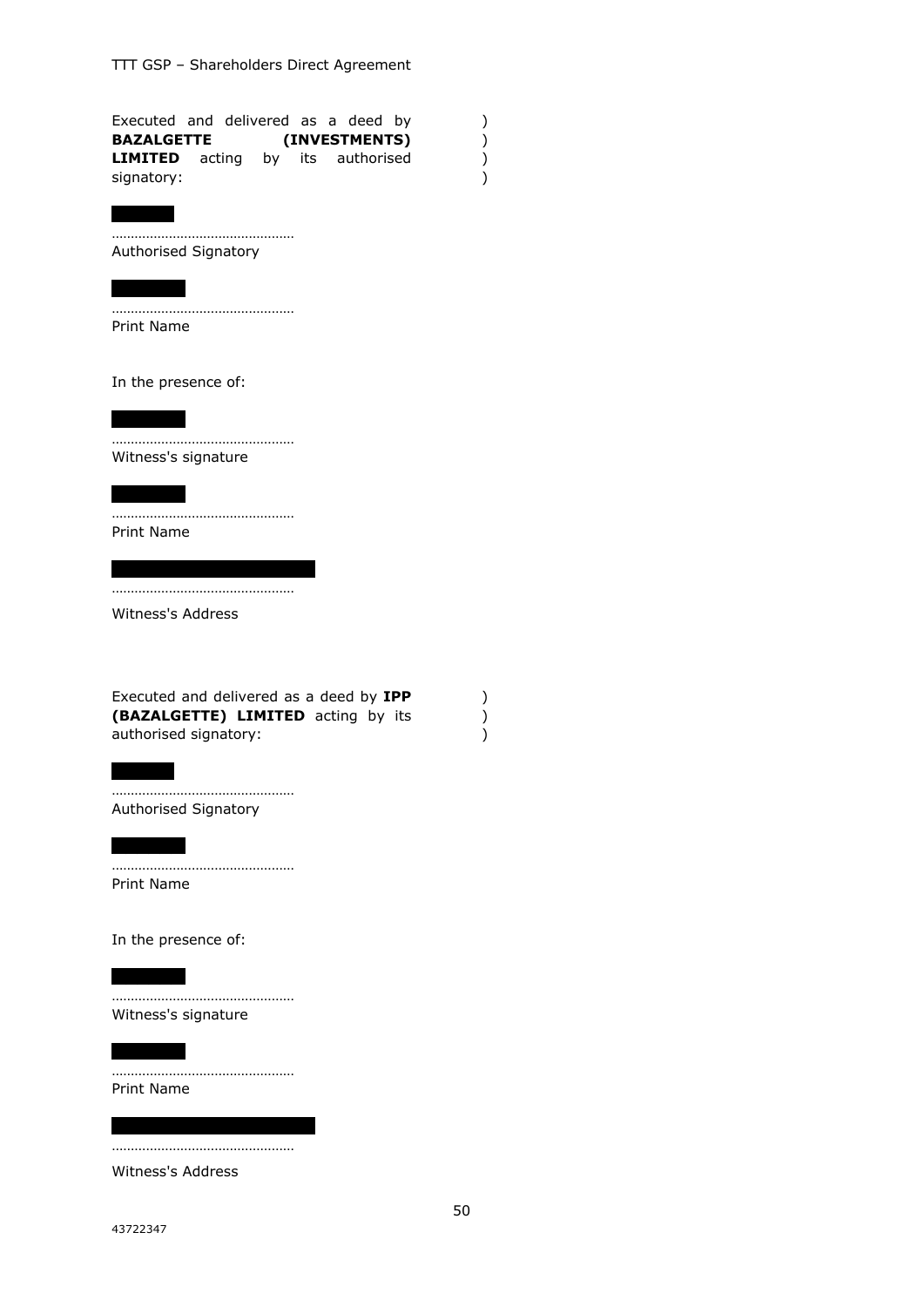Executed and delivered as a deed by **BAZALGETTE (INVESTMENTS) LIMITED** acting by its authorised signatory: )

…………………………………………
Authorised Signatory

…………………………………………
Print Name

In the presence of:

…………………………………………
Witness's signature

…………………………………………
Print Name

…………………………………………
Witness's Address

Executed and delivered as a deed by **IPP (BAZALGETTE) LIMITED** acting by its authorised signatory: )

…………………………………………
Authorised Signatory

…………………………………………
Print Name

In the presence of:

…………………………………………
Witness's signature

…………………………………………
Print Name

…………………………………………
Witness's Address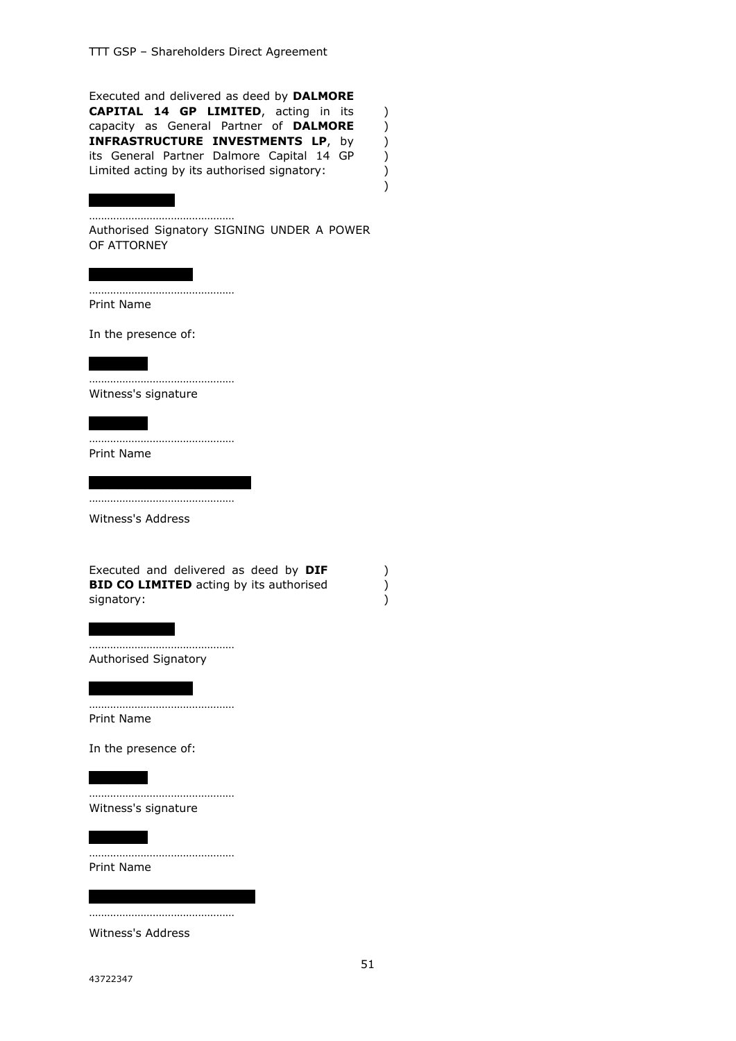Executed and delivered as deed by **DALMORE CAPITAL 14 GP LIMITED**, acting in its capacity as General Partner of **DALMORE INFRASTRUCTURE INVESTMENTS LP**, by its General Partner Dalmore Capital 14 GP Limited acting by its authorised signatory: )
)
)
)
)
)

…………………………………………
Authorised Signatory SIGNING UNDER A POWER OF ATTORNEY

…………………………………………
Print Name

In the presence of:

…………………………………………
Witness's signature

…………………………………………
Print Name

…………………………………………
Witness's Address

Executed and delivered as deed by **DIF BID CO LIMITED** acting by its authorised signatory: )
)
)

…………………………………………
Authorised Signatory

…………………………………………
Print Name

In the presence of:

…………………………………………
Witness's signature

…………………………………………
Print Name

…………………………………………
Witness's Address

43722347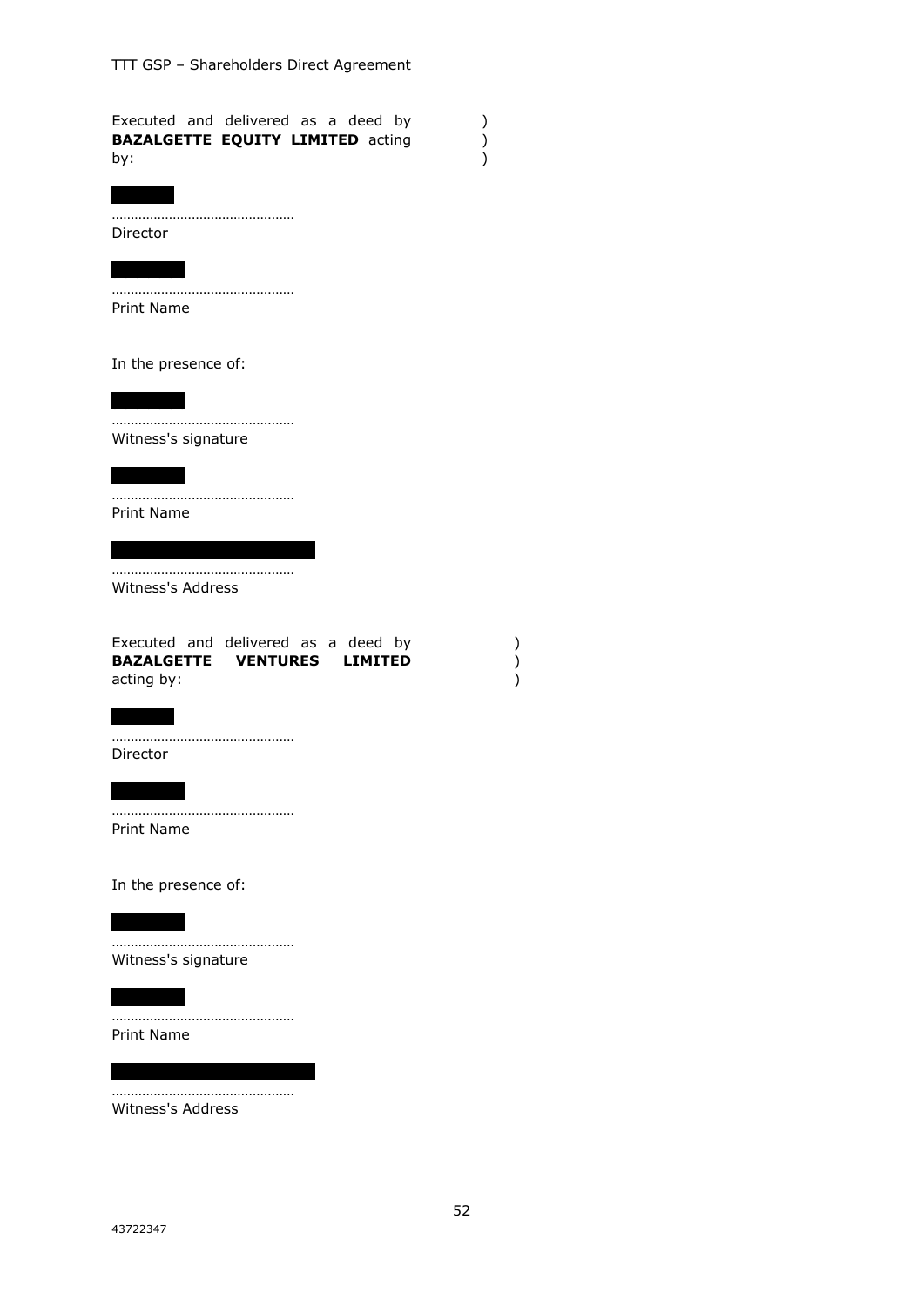Executed and delivered as a deed by **BAZALGETTE EQUITY LIMITED** acting by: )
)
)

…………………………………………
Director

…………………………………………
Print Name

In the presence of:

…………………………………………
Witness's signature

…………………………………………
Print Name

…………………………………………
Witness's Address

Executed and delivered as a deed by **BAZALGETTE VENTURES LIMITED** acting by: )
)
)

…………………………………………
Director

…………………………………………
Print Name

In the presence of:

…………………………………………
Witness's signature

…………………………………………
Print Name

…………………………………………
Witness's Address

43722347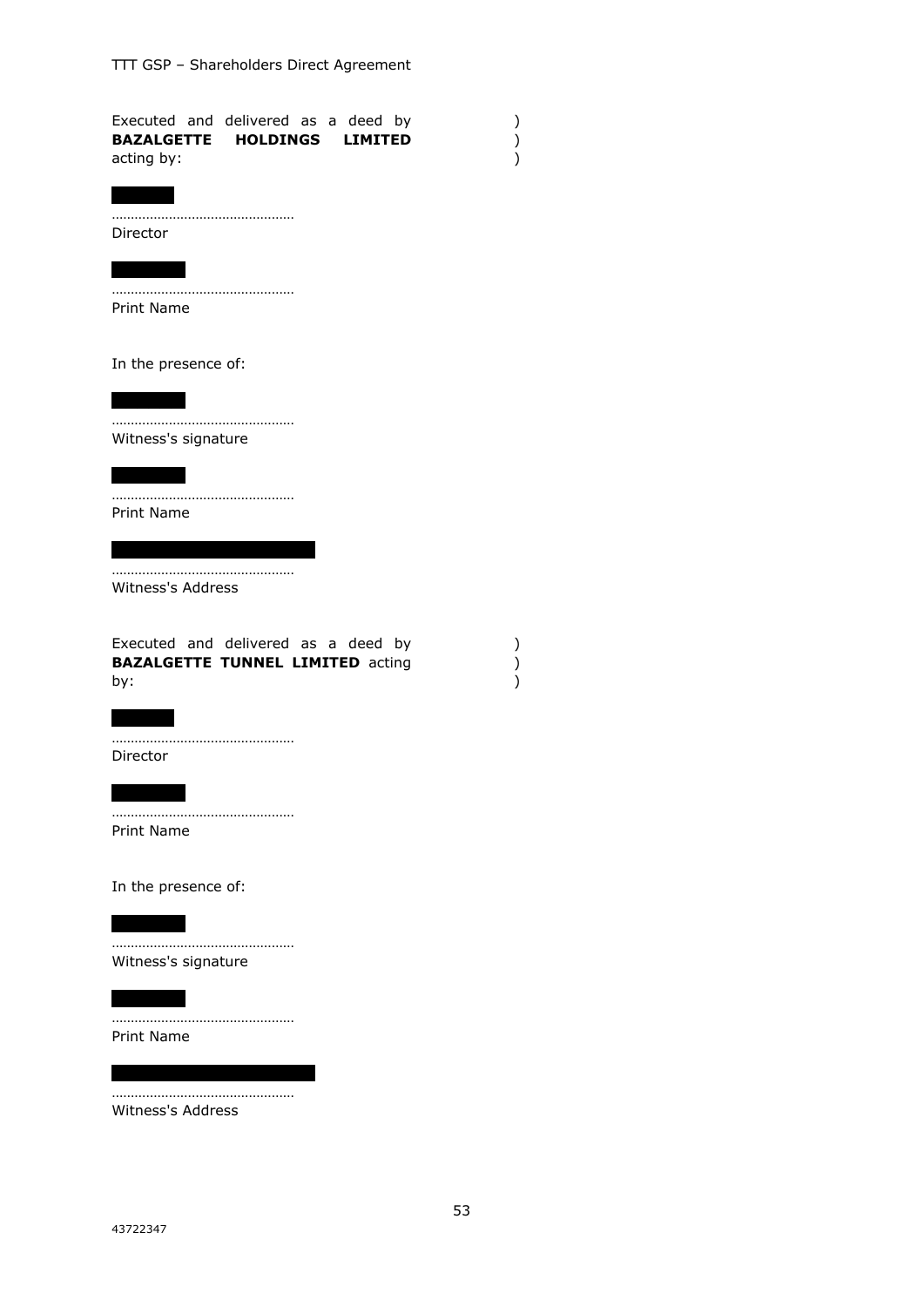Executed and delivered as a deed by **BAZALGETTE HOLDINGS LIMITED** acting by: )
)
)

…………………………………………
Director

…………………………………………
Print Name

In the presence of:

…………………………………………
Witness's signature

…………………………………………
Print Name

…………………………………………
Witness's Address

Executed and delivered as a deed by **BAZALGETTE TUNNEL LIMITED** acting by: )
)
)

…………………………………………
Director

…………………………………………
Print Name

In the presence of:

…………………………………………
Witness's signature

…………………………………………
Print Name

…………………………………………
Witness's Address

43722347